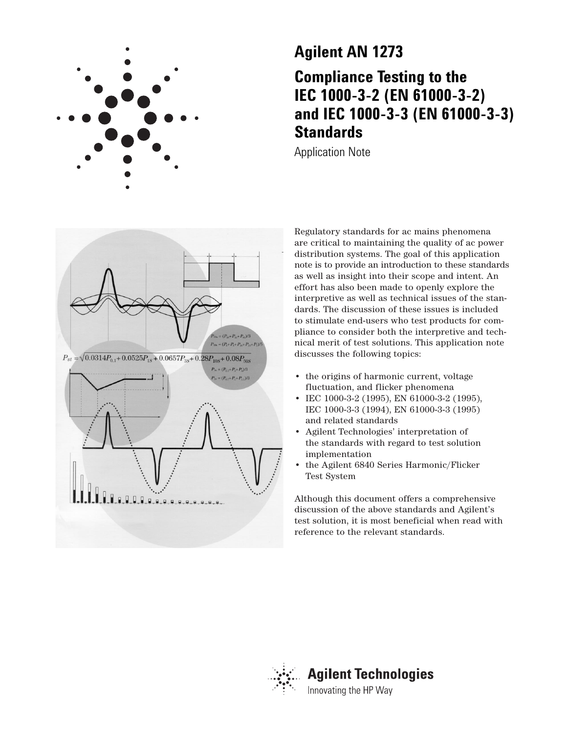# Agilent AN 1273

# Compliance Testing to the IEC 1000-3-2 (EN 61000-3-2) and IEC 1000-3-3 (EN 61000-3-3) Standards

Application Note

Regulatory standards for ac mains phenomena are critical to maintaining the quality of ac power distribution systems. The goal of this application note is to provide an introduction to these standards as well as insight into their scope and intent. An effort has also been made to openly explore the interpretive as well as technical issues of the standards. The discussion of these issues is included to stimulate end-users who test products for compliance to consider both the interpretive and technical merit of test solutions. This application note discusses the following topics:

- the origins of harmonic current, voltage fluctuation, and flicker phenomena
- IEC 1000-3-2 (1995), EN 61000-3-2 (1995), IEC 1000-3-3 (1994), EN 61000-3-3 (1995) and related standards
- Agilent Technologies' interpretation of the standards with regard to test solution implementation
- the Agilent 6840 Series Harmonic/Flicker Test System

Although this document offers a comprehensive discussion of the above standards and Agilent's test solution, it is most beneficial when read with reference to the relevant standards.

Agilent Technologies

Innovating the HP Way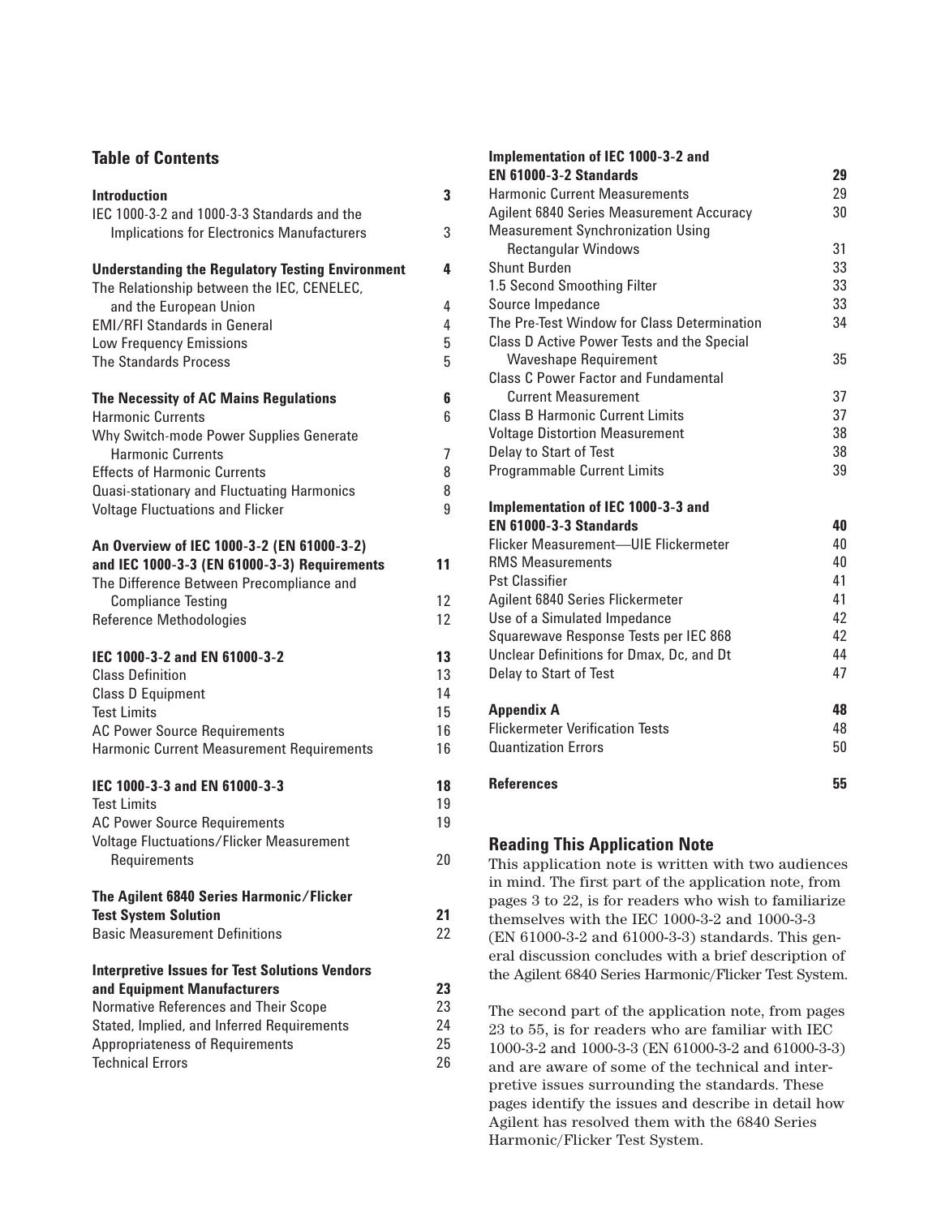## Table of Contents

| | |
|---|---|
| **Introduction** | **3** |
| IEC 1000-3-2 and 1000-3-3 Standards and the Implications for Electronics Manufacturers | 3 |
| **Understanding the Regulatory Testing Environment** | **4** |
| The Relationship between the IEC, CENELEC, and the European Union | 4 |
| EMI/RFI Standards in General | 4 |
| Low Frequency Emissions | 5 |
| The Standards Process | 5 |
| **The Necessity of AC Mains Regulations** | **6** |
| Harmonic Currents | 6 |
| Why Switch-mode Power Supplies Generate Harmonic Currents | 7 |
| Effects of Harmonic Currents | 8 |
| Quasi-stationary and Fluctuating Harmonics | 8 |
| Voltage Fluctuations and Flicker | 9 |
| **An Overview of IEC 1000-3-2 (EN 61000-3-2) and IEC 1000-3-3 (EN 61000-3-3) Requirements** | **11** |
| The Difference Between Precompliance and Compliance Testing | 12 |
| Reference Methodologies | 12 |
| **IEC 1000-3-2 and EN 61000-3-2** | **13** |
| Class Definition | 13 |
| Class D Equipment | 14 |
| Test Limits | 15 |
| AC Power Source Requirements | 16 |
| Harmonic Current Measurement Requirements | 16 |
| **IEC 1000-3-3 and EN 61000-3-3** | **18** |
| Test Limits | 19 |
| AC Power Source Requirements | 19 |
| Voltage Fluctuations/Flicker Measurement Requirements | 20 |
| **The Agilent 6840 Series Harmonic/Flicker Test System Solution** | **21** |
| Basic Measurement Definitions | 22 |
| **Interpretive Issues for Test Solutions Vendors and Equipment Manufacturers** | **23** |
| Normative References and Their Scope | 23 |
| Stated, Implied, and Inferred Requirements | 24 |
| Appropriateness of Requirements | 25 |
| Technical Errors | 26 |
| **Implementation of IEC 1000-3-2 and EN 61000-3-2 Standards** | **29** |
| Harmonic Current Measurements | 29 |
| Agilent 6840 Series Measurement Accuracy | 30 |
| Measurement Synchronization Using Rectangular Windows | 31 |
| Shunt Burden | 33 |
| 1.5 Second Smoothing Filter | 33 |
| Source Impedance | 33 |
| The Pre-Test Window for Class Determination | 34 |
| Class D Active Power Tests and the Special Waveshape Requirement | 35 |
| Class C Power Factor and Fundamental Current Measurement | 37 |
| Class B Harmonic Current Limits | 37 |
| Voltage Distortion Measurement | 38 |
| Delay to Start of Test | 38 |
| Programmable Current Limits | 39 |
| **Implementation of IEC 1000-3-3 and EN 61000-3-3 Standards** | **40** |
| Flicker Measurement—UIE Flickermeter | 40 |
| RMS Measurements | 40 |
| Pst Classifier | 41 |
| Agilent 6840 Series Flickermeter | 41 |
| Use of a Simulated Impedance | 42 |
| Squarewave Response Tests per IEC 868 | 42 |
| Unclear Definitions for Dmax, Dc, and Dt | 44 |
| Delay to Start of Test | 47 |
| **Appendix A** | **48** |
| Flickermeter Verification Tests | 48 |
| Quantization Errors | 50 |
| **References** | **55** |

### Reading This Application Note

This application note is written with two audiences in mind. The first part of the application note, from pages 3 to 22, is for readers who wish to familiarize themselves with the IEC 1000-3-2 and 1000-3-3 (EN 61000-3-2 and 61000-3-3) standards. This general discussion concludes with a brief description of the Agilent 6840 Series Harmonic/Flicker Test System.

The second part of the application note, from pages 23 to 55, is for readers who are familiar with IEC 1000-3-2 and 1000-3-3 (EN 61000-3-2 and 61000-3-3) and are aware of some of the technical and interpretive issues surrounding the standards. These pages identify the issues and describe in detail how Agilent has resolved them with the 6840 Series Harmonic/Flicker Test System.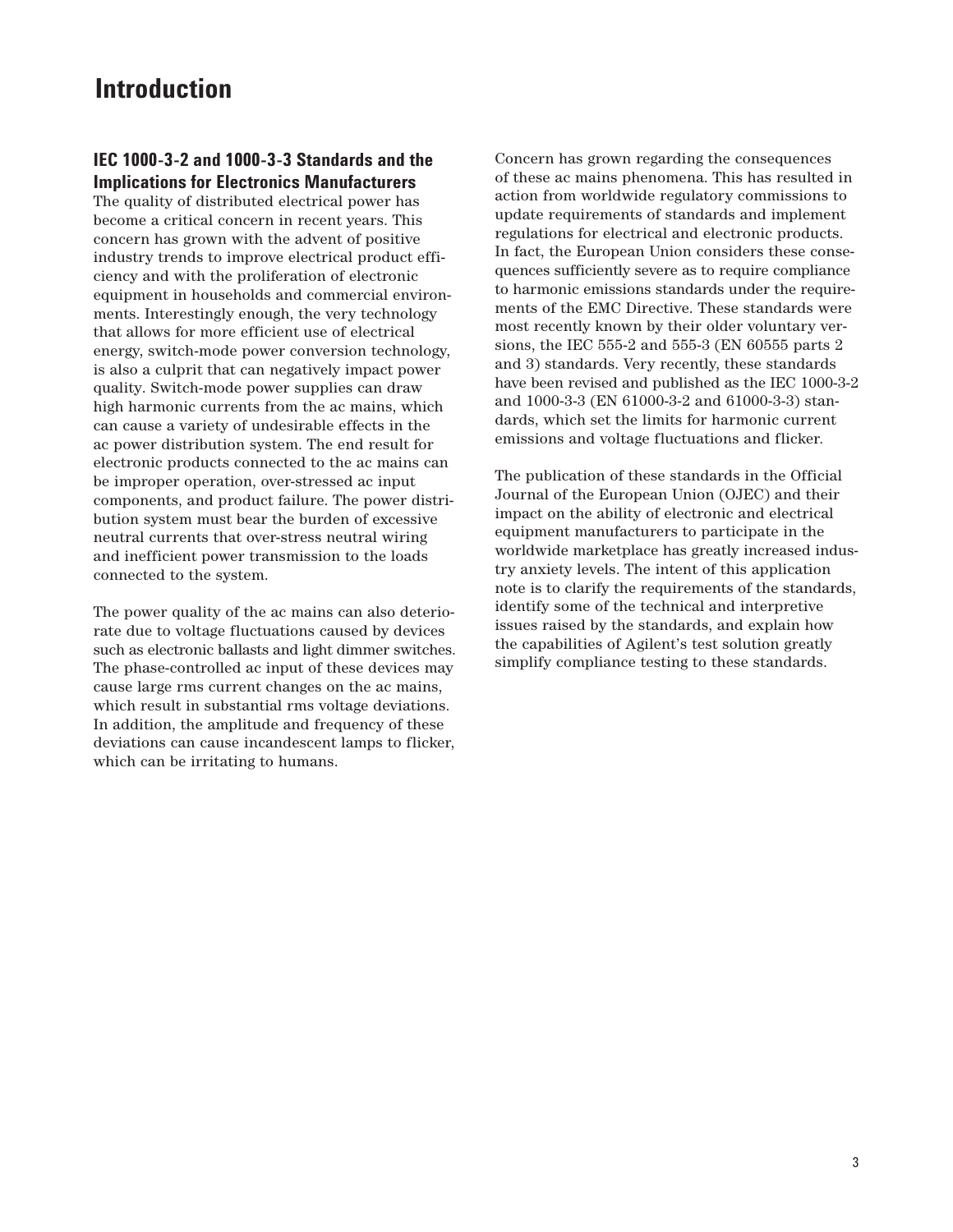# Introduction

## IEC 1000-3-2 and 1000-3-3 Standards and the Implications for Electronics Manufacturers

The quality of distributed electrical power has become a critical concern in recent years. This concern has grown with the advent of positive industry trends to improve electrical product efficiency and with the proliferation of electronic equipment in households and commercial environments. Interestingly enough, the very technology that allows for more efficient use of electrical energy, switch-mode power conversion technology, is also a culprit that can negatively impact power quality. Switch-mode power supplies can draw high harmonic currents from the ac mains, which can cause a variety of undesirable effects in the ac power distribution system. The end result for electronic products connected to the ac mains can be improper operation, over-stressed ac input components, and product failure. The power distribution system must bear the burden of excessive neutral currents that over-stress neutral wiring and inefficient power transmission to the loads connected to the system.

The power quality of the ac mains can also deteriorate due to voltage fluctuations caused by devices such as electronic ballasts and light dimmer switches. The phase-controlled ac input of these devices may cause large rms current changes on the ac mains, which result in substantial rms voltage deviations. In addition, the amplitude and frequency of these deviations can cause incandescent lamps to flicker, which can be irritating to humans.

Concern has grown regarding the consequences of these ac mains phenomena. This has resulted in action from worldwide regulatory commissions to update requirements of standards and implement regulations for electrical and electronic products. In fact, the European Union considers these consequences sufficiently severe as to require compliance to harmonic emissions standards under the requirements of the EMC Directive. These standards were most recently known by their older voluntary versions, the IEC 555-2 and 555-3 (EN 60555 parts 2 and 3) standards. Very recently, these standards have been revised and published as the IEC 1000-3-2 and 1000-3-3 (EN 61000-3-2 and 61000-3-3) standards, which set the limits for harmonic current emissions and voltage fluctuations and flicker.

The publication of these standards in the Official Journal of the European Union (OJEC) and their impact on the ability of electronic and electrical equipment manufacturers to participate in the worldwide marketplace has greatly increased industry anxiety levels. The intent of this application note is to clarify the requirements of the standards, identify some of the technical and interpretive issues raised by the standards, and explain how the capabilities of Agilent's test solution greatly simplify compliance testing to these standards.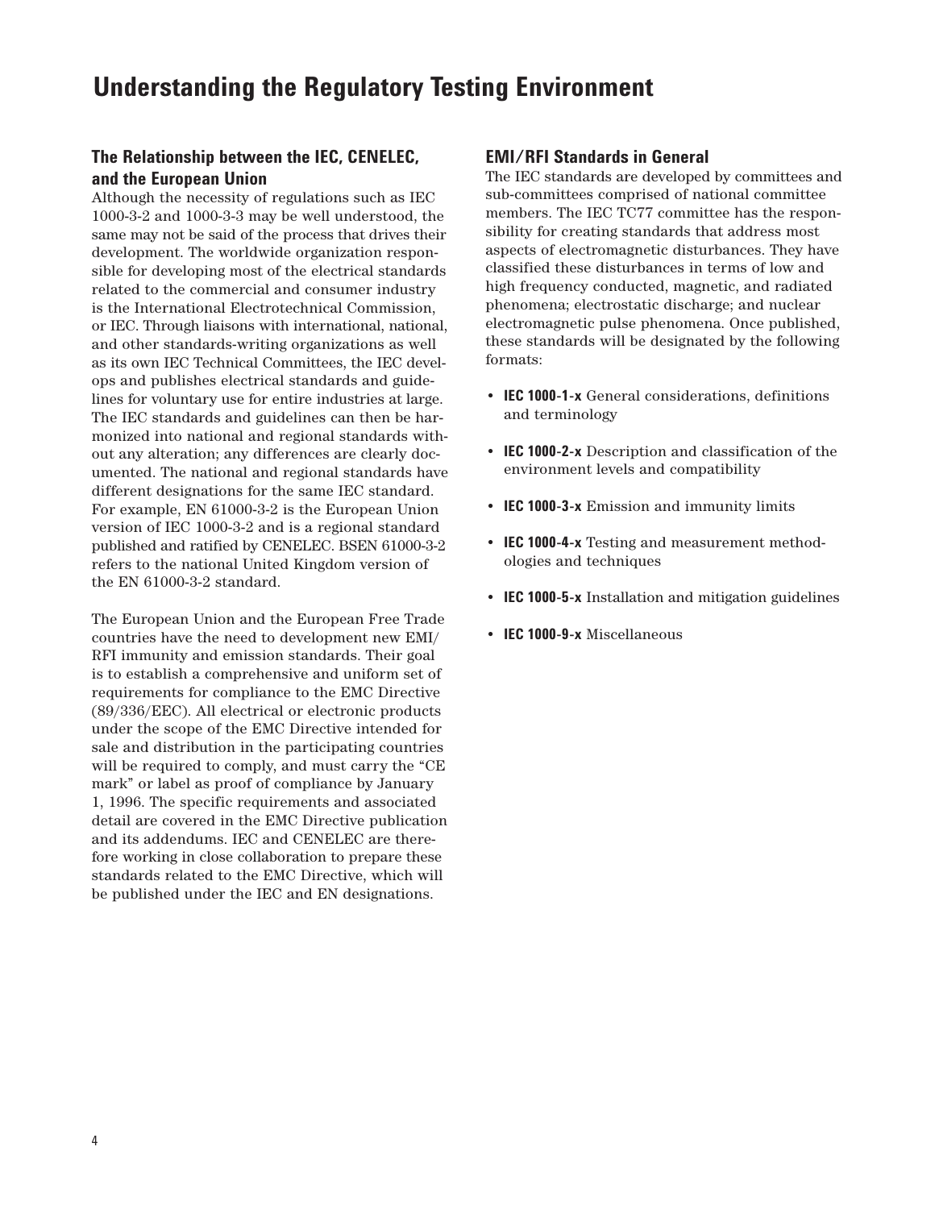# Understanding the Regulatory Testing Environment

## The Relationship between the IEC, CENELEC, and the European Union

Although the necessity of regulations such as IEC 1000-3-2 and 1000-3-3 may be well understood, the same may not be said of the process that drives their development. The worldwide organization responsible for developing most of the electrical standards related to the commercial and consumer industry is the International Electrotechnical Commission, or IEC. Through liaisons with international, national, and other standards-writing organizations as well as its own IEC Technical Committees, the IEC develops and publishes electrical standards and guidelines for voluntary use for entire industries at large. The IEC standards and guidelines can then be harmonized into national and regional standards without any alteration; any differences are clearly documented. The national and regional standards have different designations for the same IEC standard. For example, EN 61000-3-2 is the European Union version of IEC 1000-3-2 and is a regional standard published and ratified by CENELEC. BSEN 61000-3-2 refers to the national United Kingdom version of the EN 61000-3-2 standard.

The European Union and the European Free Trade countries have the need to development new EMI/RFI immunity and emission standards. Their goal is to establish a comprehensive and uniform set of requirements for compliance to the EMC Directive (89/336/EEC). All electrical or electronic products under the scope of the EMC Directive intended for sale and distribution in the participating countries will be required to comply, and must carry the "CE mark" or label as proof of compliance by January 1, 1996. The specific requirements and associated detail are covered in the EMC Directive publication and its addendums. IEC and CENELEC are therefore working in close collaboration to prepare these standards related to the EMC Directive, which will be published under the IEC and EN designations.

## EMI/RFI Standards in General

The IEC standards are developed by committees and sub-committees comprised of national committee members. The IEC TC77 committee has the responsibility for creating standards that address most aspects of electromagnetic disturbances. They have classified these disturbances in terms of low and high frequency conducted, magnetic, and radiated phenomena; electrostatic discharge; and nuclear electromagnetic pulse phenomena. Once published, these standards will be designated by the following formats:

- **IEC 1000-1-x** General considerations, definitions and terminology
- **IEC 1000-2-x** Description and classification of the environment levels and compatibility
- **IEC 1000-3-x** Emission and immunity limits
- **IEC 1000-4-x** Testing and measurement methodologies and techniques
- **IEC 1000-5-x** Installation and mitigation guidelines
- **IEC 1000-9-x** Miscellaneous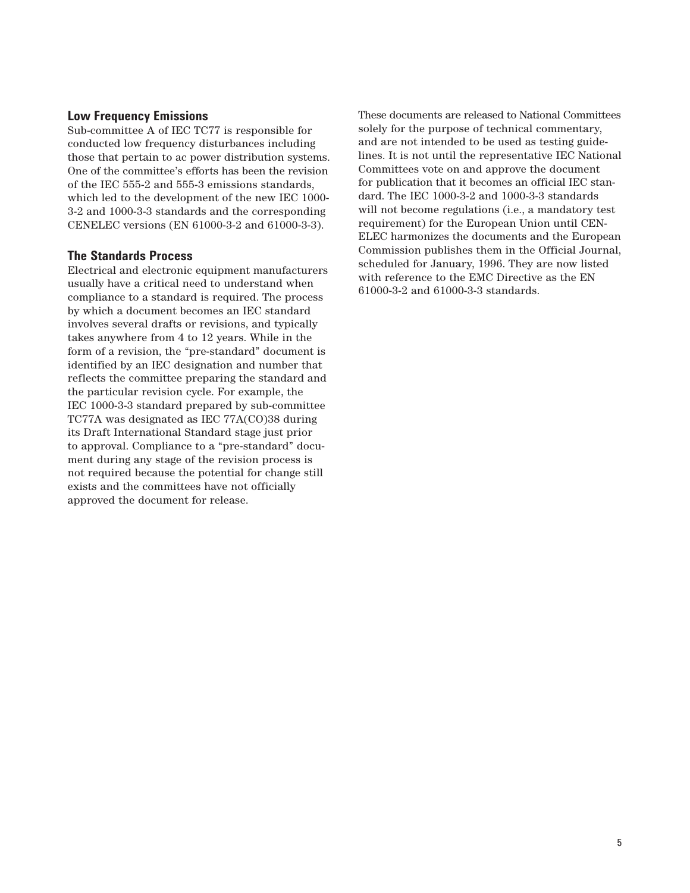## Low Frequency Emissions

Sub-committee A of IEC TC77 is responsible for conducted low frequency disturbances including those that pertain to ac power distribution systems. One of the committee's efforts has been the revision of the IEC 555-2 and 555-3 emissions standards, which led to the development of the new IEC 1000-3-2 and 1000-3-3 standards and the corresponding CENELEC versions (EN 61000-3-2 and 61000-3-3).

## The Standards Process

Electrical and electronic equipment manufacturers usually have a critical need to understand when compliance to a standard is required. The process by which a document becomes an IEC standard involves several drafts or revisions, and typically takes anywhere from 4 to 12 years. While in the form of a revision, the "pre-standard" document is identified by an IEC designation and number that reflects the committee preparing the standard and the particular revision cycle. For example, the IEC 1000-3-3 standard prepared by sub-committee TC77A was designated as IEC 77A(CO)38 during its Draft International Standard stage just prior to approval. Compliance to a "pre-standard" document during any stage of the revision process is not required because the potential for change still exists and the committees have not officially approved the document for release.

These documents are released to National Committees solely for the purpose of technical commentary, and are not intended to be used as testing guidelines. It is not until the representative IEC National Committees vote on and approve the document for publication that it becomes an official IEC standard. The IEC 1000-3-2 and 1000-3-3 standards will not become regulations (i.e., a mandatory test requirement) for the European Union until CENELEC harmonizes the documents and the European Commission publishes them in the Official Journal, scheduled for January, 1996. They are now listed with reference to the EMC Directive as the EN 61000-3-2 and 61000-3-3 standards.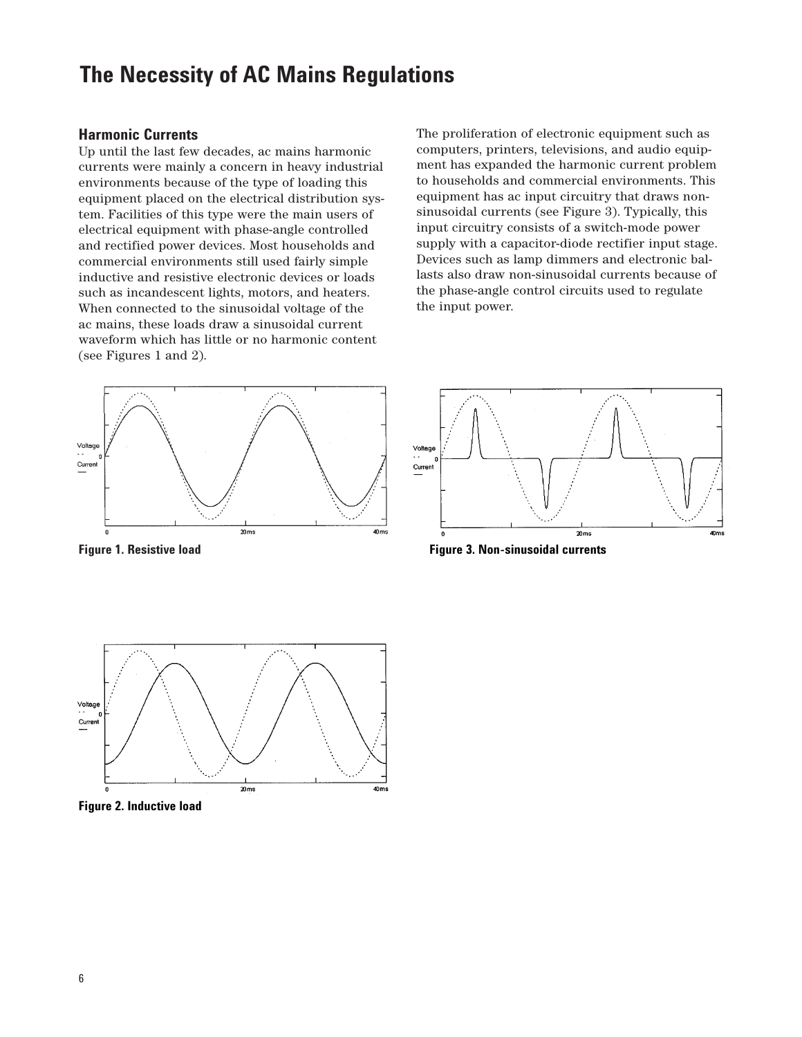# The Necessity of AC Mains Regulations

## Harmonic Currents

Up until the last few decades, ac mains harmonic currents were mainly a concern in heavy industrial environments because of the type of loading this equipment placed on the electrical distribution system. Facilities of this type were the main users of electrical equipment with phase-angle controlled and rectified power devices. Most households and commercial environments still used fairly simple inductive and resistive electronic devices or loads such as incandescent lights, motors, and heaters. When connected to the sinusoidal voltage of the ac mains, these loads draw a sinusoidal current waveform which has little or no harmonic content (see Figures 1 and 2).

The proliferation of electronic equipment such as computers, printers, televisions, and audio equipment has expanded the harmonic current problem to households and commercial environments. This equipment has ac input circuitry that draws non-sinusoidal currents (see Figure 3). Typically, this input circuitry consists of a switch-mode power supply with a capacitor-diode rectifier input stage. Devices such as lamp dimmers and electronic ballasts also draw non-sinusoidal currents because of the phase-angle control circuits used to regulate the input power.

**Figure 1. Resistive load**

**Figure 3. Non-sinusoidal currents**

**Figure 2. Inductive load**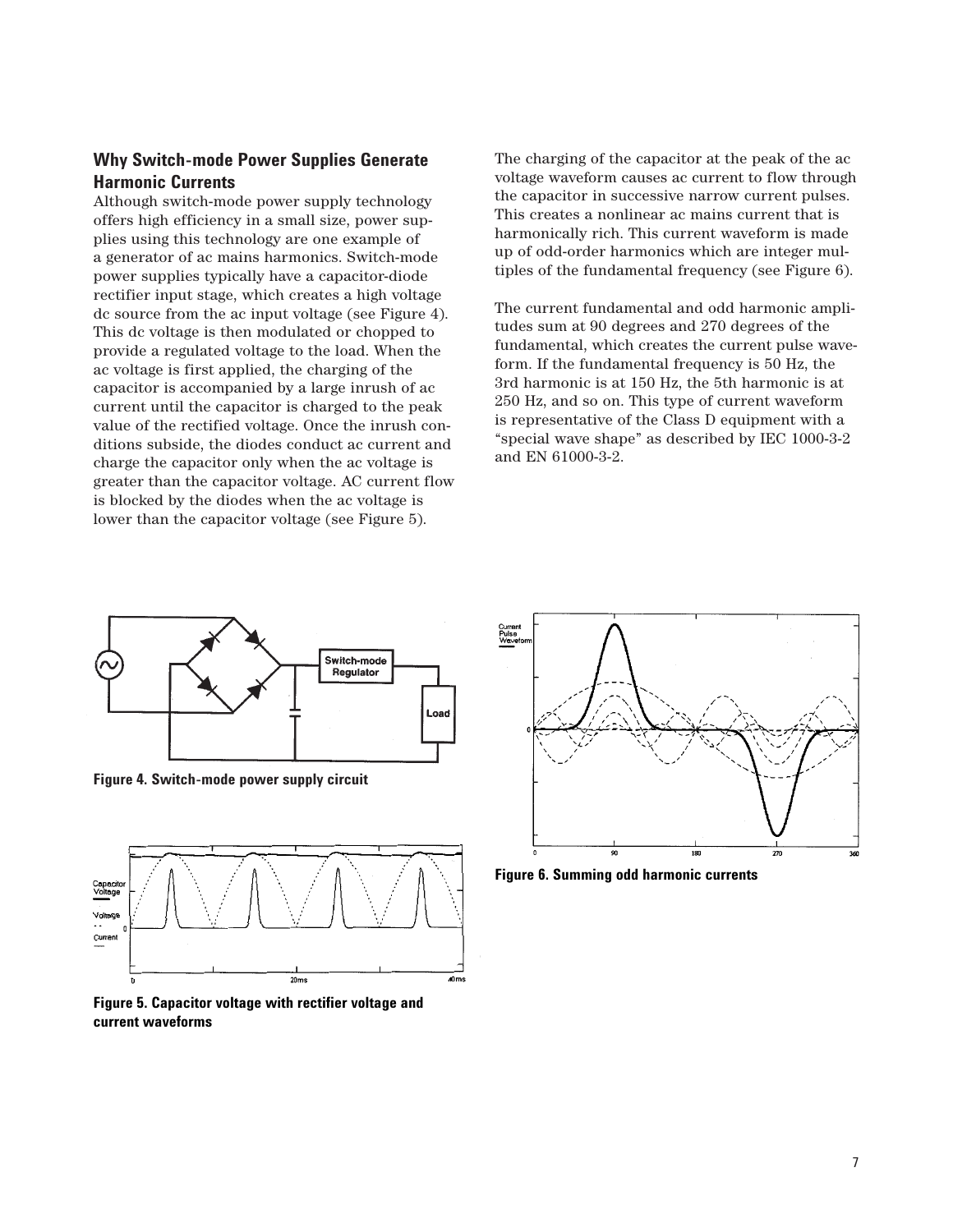## Why Switch-mode Power Supplies Generate Harmonic Currents

Although switch-mode power supply technology offers high efficiency in a small size, power supplies using this technology are one example of a generator of ac mains harmonics. Switch-mode power supplies typically have a capacitor-diode rectifier input stage, which creates a high voltage dc source from the ac input voltage (see Figure 4). This dc voltage is then modulated or chopped to provide a regulated voltage to the load. When the ac voltage is first applied, the charging of the capacitor is accompanied by a large inrush of ac current until the capacitor is charged to the peak value of the rectified voltage. Once the inrush conditions subside, the diodes conduct ac current and charge the capacitor only when the ac voltage is greater than the capacitor voltage. AC current flow is blocked by the diodes when the ac voltage is lower than the capacitor voltage (see Figure 5).

The charging of the capacitor at the peak of the ac voltage waveform causes ac current to flow through the capacitor in successive narrow current pulses. This creates a nonlinear ac mains current that is harmonically rich. This current waveform is made up of odd-order harmonics which are integer multiples of the fundamental frequency (see Figure 6).

The current fundamental and odd harmonic amplitudes sum at 90 degrees and 270 degrees of the fundamental, which creates the current pulse waveform. If the fundamental frequency is 50 Hz, the 3rd harmonic is at 150 Hz, the 5th harmonic is at 250 Hz, and so on. This type of current waveform is representative of the Class D equipment with a "special wave shape" as described by IEC 1000-3-2 and EN 61000-3-2.

Figure 4. Switch-mode power supply circuit

Figure 5. Capacitor voltage with rectifier voltage and current waveforms

Figure 6. Summing odd harmonic currents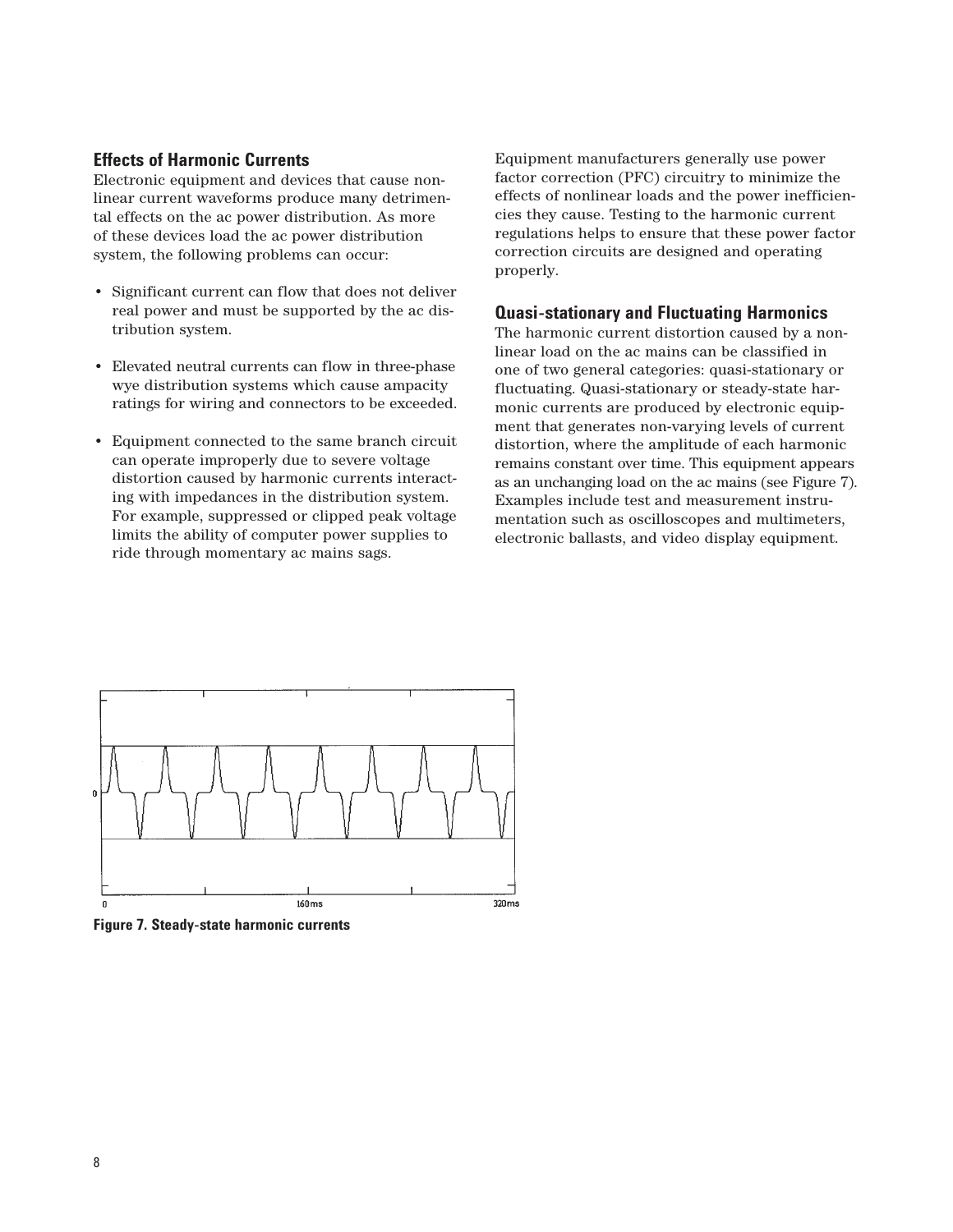## Effects of Harmonic Currents

Electronic equipment and devices that cause nonlinear current waveforms produce many detrimental effects on the ac power distribution. As more of these devices load the ac power distribution system, the following problems can occur:

- Significant current can flow that does not deliver real power and must be supported by the ac distribution system.
- Elevated neutral currents can flow in three-phase wye distribution systems which cause ampacity ratings for wiring and connectors to be exceeded.
- Equipment connected to the same branch circuit can operate improperly due to severe voltage distortion caused by harmonic currents interacting with impedances in the distribution system. For example, suppressed or clipped peak voltage limits the ability of computer power supplies to ride through momentary ac mains sags.

Equipment manufacturers generally use power factor correction (PFC) circuitry to minimize the effects of nonlinear loads and the power inefficiencies they cause. Testing to the harmonic current regulations helps to ensure that these power factor correction circuits are designed and operating properly.

## Quasi-stationary and Fluctuating Harmonics

The harmonic current distortion caused by a nonlinear load on the ac mains can be classified in one of two general categories: quasi-stationary or fluctuating. Quasi-stationary or steady-state harmonic currents are produced by electronic equipment that generates non-varying levels of current distortion, where the amplitude of each harmonic remains constant over time. This equipment appears as an unchanging load on the ac mains (see Figure 7). Examples include test and measurement instrumentation such as oscilloscopes and multimeters, electronic ballasts, and video display equipment.

**Figure 7. Steady-state harmonic currents**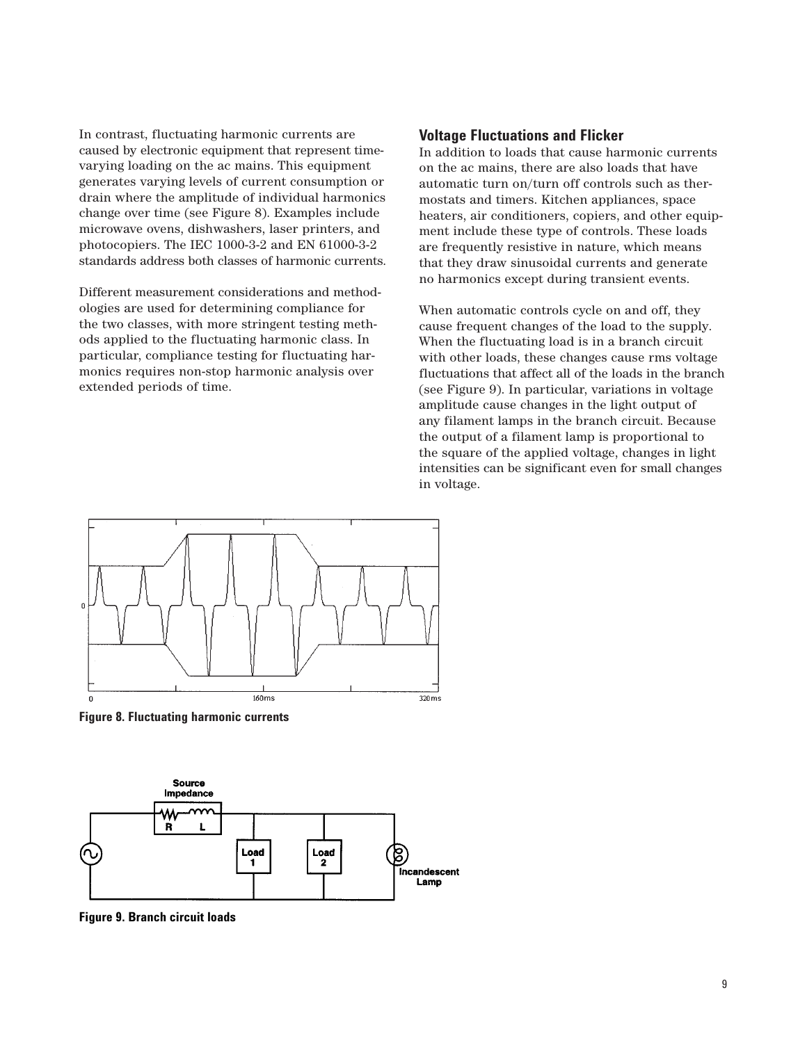In contrast, fluctuating harmonic currents are caused by electronic equipment that represent time-varying loading on the ac mains. This equipment generates varying levels of current consumption or drain where the amplitude of individual harmonics change over time (see Figure 8). Examples include microwave ovens, dishwashers, laser printers, and photocopiers. The IEC 1000-3-2 and EN 61000-3-2 standards address both classes of harmonic currents.

Different measurement considerations and methodologies are used for determining compliance for the two classes, with more stringent testing methods applied to the fluctuating harmonic class. In particular, compliance testing for fluctuating harmonics requires non-stop harmonic analysis over extended periods of time.

## Voltage Fluctuations and Flicker

In addition to loads that cause harmonic currents on the ac mains, there are also loads that have automatic turn on/turn off controls such as thermostats and timers. Kitchen appliances, space heaters, air conditioners, copiers, and other equipment include these type of controls. These loads are frequently resistive in nature, which means that they draw sinusoidal currents and generate no harmonics except during transient events.

When automatic controls cycle on and off, they cause frequent changes of the load to the supply. When the fluctuating load is in a branch circuit with other loads, these changes cause rms voltage fluctuations that affect all of the loads in the branch (see Figure 9). In particular, variations in voltage amplitude cause changes in the light output of any filament lamps in the branch circuit. Because the output of a filament lamp is proportional to the square of the applied voltage, changes in light intensities can be significant even for small changes in voltage.

**Figure 8. Fluctuating harmonic currents**

**Figure 9. Branch circuit loads**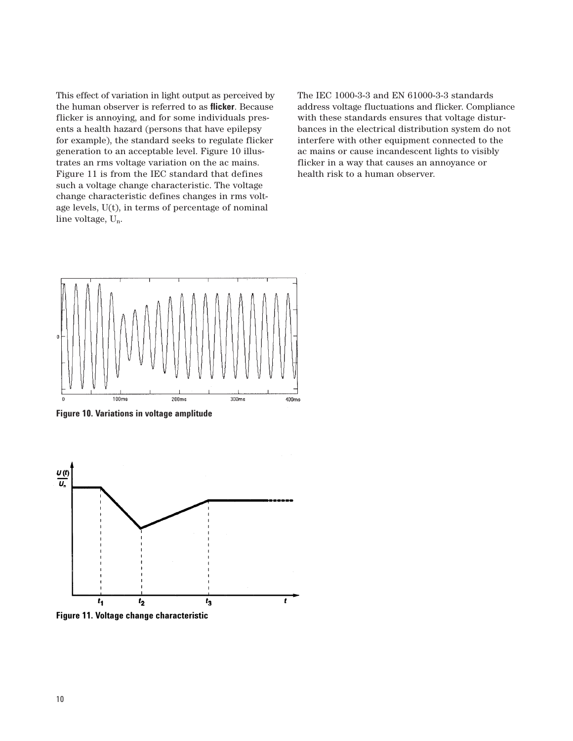This effect of variation in light output as perceived by the human observer is referred to as **flicker**. Because flicker is annoying, and for some individuals presents a health hazard (persons that have epilepsy for example), the standard seeks to regulate flicker generation to an acceptable level. Figure 10 illustrates an rms voltage variation on the ac mains. Figure 11 is from the IEC standard that defines such a voltage change characteristic. The voltage change characteristic defines changes in rms voltage levels, U(t), in terms of percentage of nominal line voltage, $U_n$.

The IEC 1000-3-3 and EN 61000-3-3 standards address voltage fluctuations and flicker. Compliance with these standards ensures that voltage disturbances in the electrical distribution system do not interfere with other equipment connected to the ac mains or cause incandescent lights to visibly flicker in a way that causes an annoyance or health risk to a human observer.

**Figure 10. Variations in voltage amplitude**

**Figure 11. Voltage change characteristic**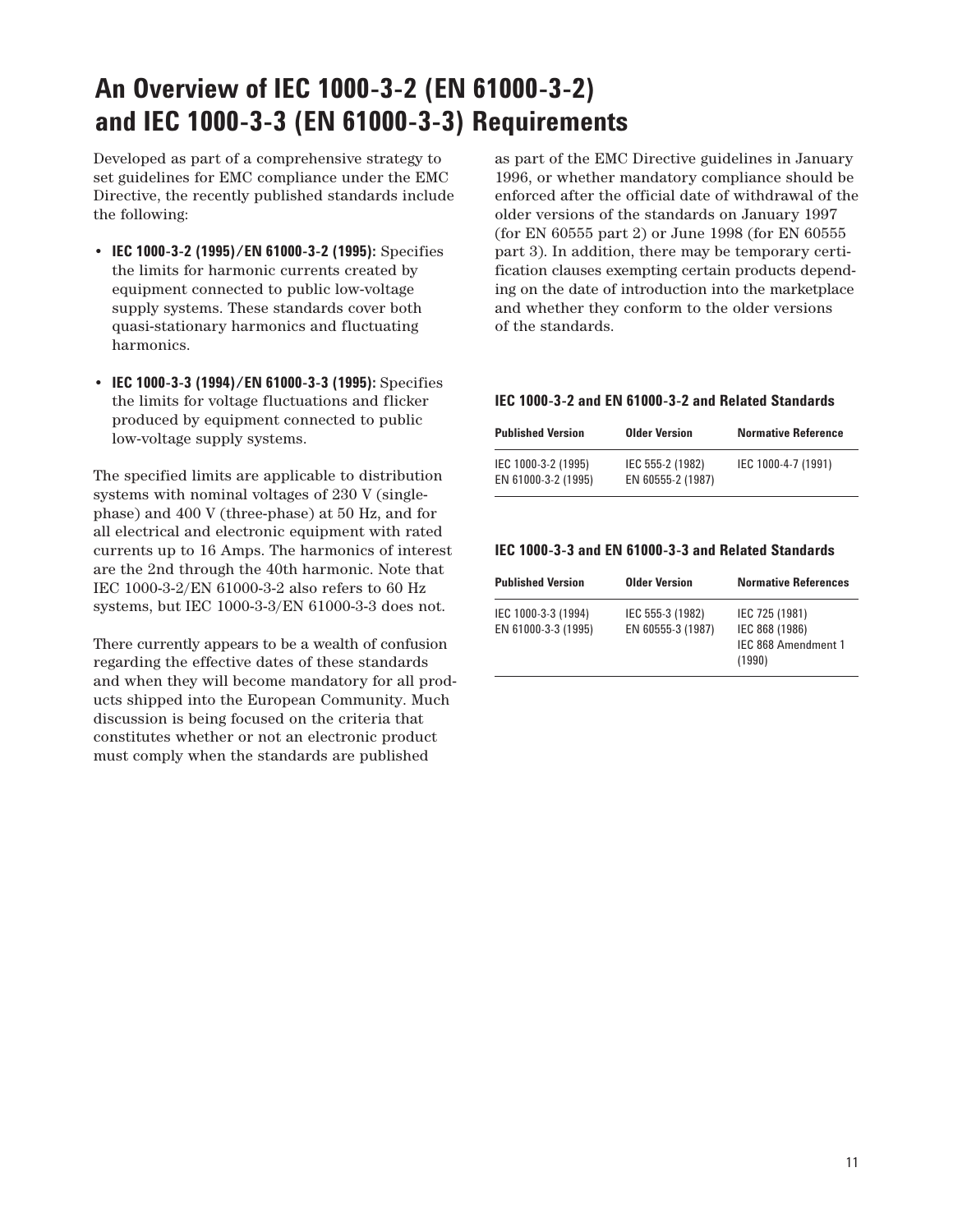# An Overview of IEC 1000-3-2 (EN 61000-3-2) and IEC 1000-3-3 (EN 61000-3-3) Requirements

Developed as part of a comprehensive strategy to set guidelines for EMC compliance under the EMC Directive, the recently published standards include the following:

- **IEC 1000-3-2 (1995)/EN 61000-3-2 (1995):** Specifies the limits for harmonic currents created by equipment connected to public low-voltage supply systems. These standards cover both quasi-stationary harmonics and fluctuating harmonics.
- **IEC 1000-3-3 (1994)/EN 61000-3-3 (1995):** Specifies the limits for voltage fluctuations and flicker produced by equipment connected to public low-voltage supply systems.

The specified limits are applicable to distribution systems with nominal voltages of 230 V (single-phase) and 400 V (three-phase) at 50 Hz, and for all electrical and electronic equipment with rated currents up to 16 Amps. The harmonics of interest are the 2nd through the 40th harmonic. Note that IEC 1000-3-2/EN 61000-3-2 also refers to 60 Hz systems, but IEC 1000-3-3/EN 61000-3-3 does not.

There currently appears to be a wealth of confusion regarding the effective dates of these standards and when they will become mandatory for all products shipped into the European Community. Much discussion is being focused on the criteria that constitutes whether or not an electronic product must comply when the standards are published as part of the EMC Directive guidelines in January 1996, or whether mandatory compliance should be enforced after the official date of withdrawal of the older versions of the standards on January 1997 (for EN 60555 part 2) or June 1998 (for EN 60555 part 3). In addition, there may be temporary certification clauses exempting certain products depending on the date of introduction into the marketplace and whether they conform to the older versions of the standards.

**IEC 1000-3-2 and EN 61000-3-2 and Related Standards**

| Published Version | Older Version | Normative Reference |
|---|---|---|
| IEC 1000-3-2 (1995)<br>EN 61000-3-2 (1995) | IEC 555-2 (1982)<br>EN 60555-2 (1987) | IEC 1000-4-7 (1991) |

**IEC 1000-3-3 and EN 61000-3-3 and Related Standards**

| Published Version | Older Version | Normative References |
|---|---|---|
| IEC 1000-3-3 (1994)<br>EN 61000-3-3 (1995) | IEC 555-3 (1982)<br>EN 60555-3 (1987) | IEC 725 (1981)<br>IEC 868 (1986)<br>IEC 868 Amendment 1 (1990) |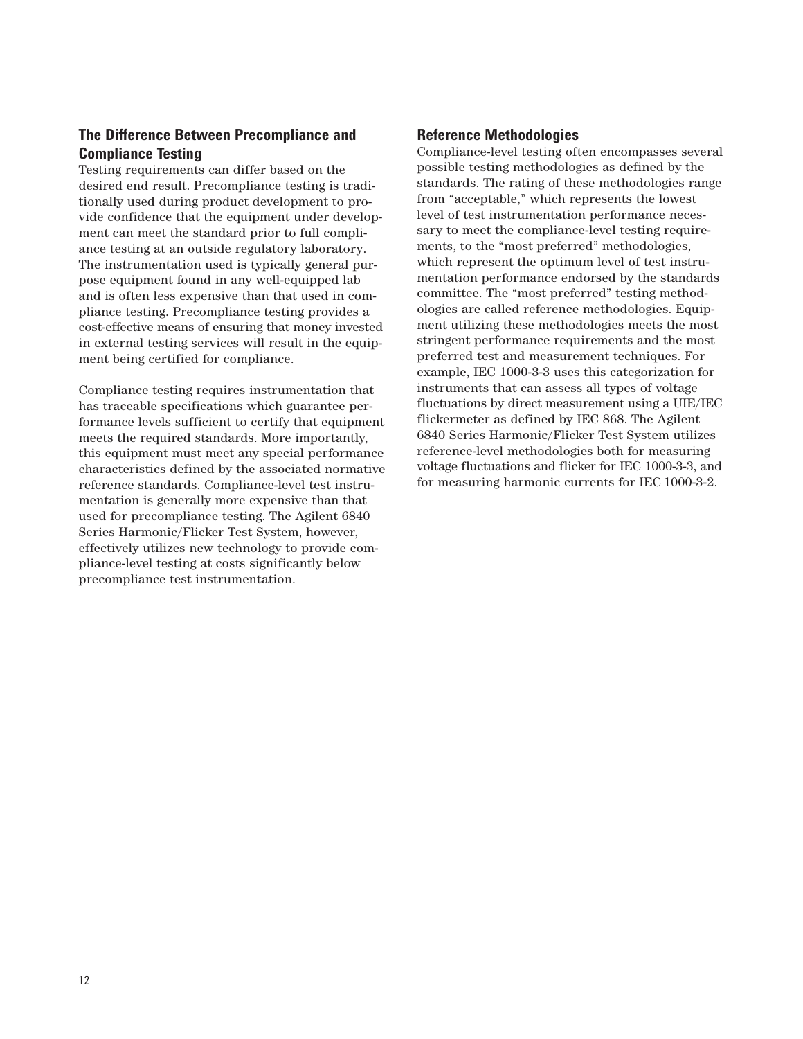## The Difference Between Precompliance and Compliance Testing

Testing requirements can differ based on the desired end result. Precompliance testing is traditionally used during product development to provide confidence that the equipment under development can meet the standard prior to full compliance testing at an outside regulatory laboratory. The instrumentation used is typically general purpose equipment found in any well-equipped lab and is often less expensive than that used in compliance testing. Precompliance testing provides a cost-effective means of ensuring that money invested in external testing services will result in the equipment being certified for compliance.

Compliance testing requires instrumentation that has traceable specifications which guarantee performance levels sufficient to certify that equipment meets the required standards. More importantly, this equipment must meet any special performance characteristics defined by the associated normative reference standards. Compliance-level test instrumentation is generally more expensive than that used for precompliance testing. The Agilent 6840 Series Harmonic/Flicker Test System, however, effectively utilizes new technology to provide compliance-level testing at costs significantly below precompliance test instrumentation.

## Reference Methodologies

Compliance-level testing often encompasses several possible testing methodologies as defined by the standards. The rating of these methodologies range from "acceptable," which represents the lowest level of test instrumentation performance necessary to meet the compliance-level testing requirements, to the "most preferred" methodologies, which represent the optimum level of test instrumentation performance endorsed by the standards committee. The "most preferred" testing methodologies are called reference methodologies. Equipment utilizing these methodologies meets the most stringent performance requirements and the most preferred test and measurement techniques. For example, IEC 1000-3-3 uses this categorization for instruments that can assess all types of voltage fluctuations by direct measurement using a UIE/IEC flickermeter as defined by IEC 868. The Agilent 6840 Series Harmonic/Flicker Test System utilizes reference-level methodologies both for measuring voltage fluctuations and flicker for IEC 1000-3-3, and for measuring harmonic currents for IEC 1000-3-2.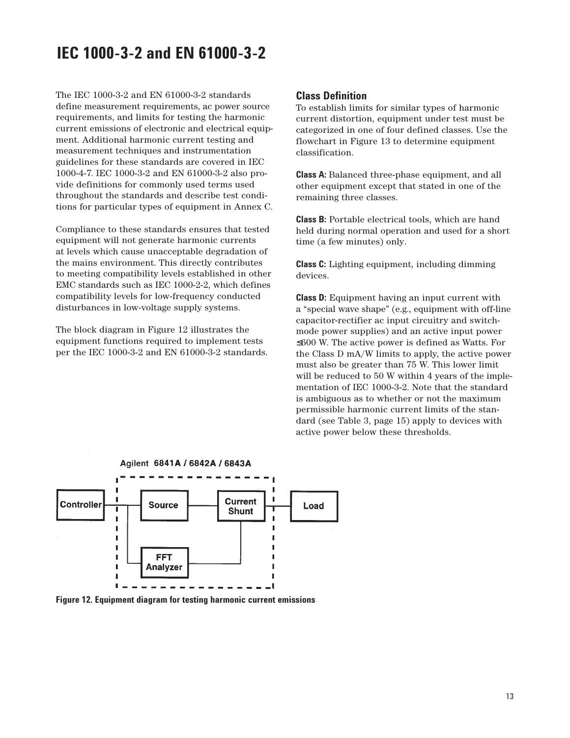# IEC 1000-3-2 and EN 61000-3-2

The IEC 1000-3-2 and EN 61000-3-2 standards define measurement requirements, ac power source requirements, and limits for testing the harmonic current emissions of electronic and electrical equipment. Additional harmonic current testing and measurement techniques and instrumentation guidelines for these standards are covered in IEC 1000-4-7. IEC 1000-3-2 and EN 61000-3-2 also provide definitions for commonly used terms used throughout the standards and describe test conditions for particular types of equipment in Annex C.

Compliance to these standards ensures that tested equipment will not generate harmonic currents at levels which cause unacceptable degradation of the mains environment. This directly contributes to meeting compatibility levels established in other EMC standards such as IEC 1000-2-2, which defines compatibility levels for low-frequency conducted disturbances in low-voltage supply systems.

The block diagram in Figure 12 illustrates the equipment functions required to implement tests per the IEC 1000-3-2 and EN 61000-3-2 standards.

## Class Definition

To establish limits for similar types of harmonic current distortion, equipment under test must be categorized in one of four defined classes. Use the flowchart in Figure 13 to determine equipment classification.

**Class A:** Balanced three-phase equipment, and all other equipment except that stated in one of the remaining three classes.

**Class B:** Portable electrical tools, which are hand held during normal operation and used for a short time (a few minutes) only.

**Class C:** Lighting equipment, including dimming devices.

**Class D:** Equipment having an input current with a "special wave shape" (e.g., equipment with off-line capacitor-rectifier ac input circuitry and switch-mode power supplies) and an active input power ≤600 W. The active power is defined as Watts. For the Class D mA/W limits to apply, the active power must also be greater than 75 W. This lower limit will be reduced to 50 W within 4 years of the implementation of IEC 1000-3-2. Note that the standard is ambiguous as to whether or not the maximum permissible harmonic current limits of the standard (see Table 3, page 15) apply to devices with active power below these thresholds.

Agilent 6841A / 6842A / 6843A

Controller — Source — Current Shunt — Load; FFT Analyzer

Figure 12. Equipment diagram for testing harmonic current emissions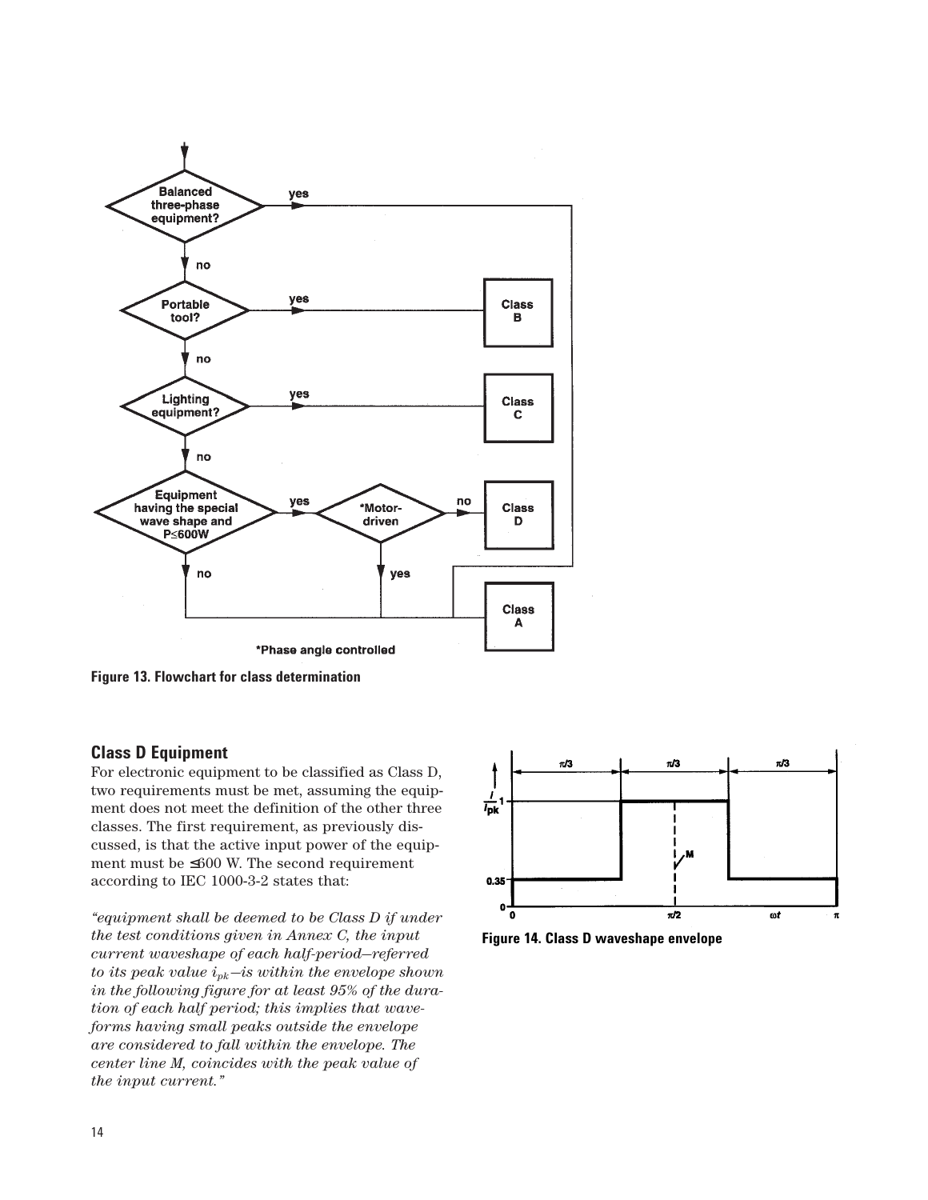Figure 13. Flowchart for class determination

## Class D Equipment

For electronic equipment to be classified as Class D, two requirements must be met, assuming the equipment does not meet the definition of the other three classes. The first requirement, as previously discussed, is that the active input power of the equipment must be ≤600 W. The second requirement according to IEC 1000-3-2 states that:

*“equipment shall be deemed to be Class D if under the test conditions given in Annex C, the input current waveshape of each half-period—referred to its peak value $i_{pk}$—is within the envelope shown in the following figure for at least 95% of the duration of each half period; this implies that waveforms having small peaks outside the envelope are considered to fall within the envelope. The center line M, coincides with the peak value of the input current.”*

Figure 14. Class D waveshape envelope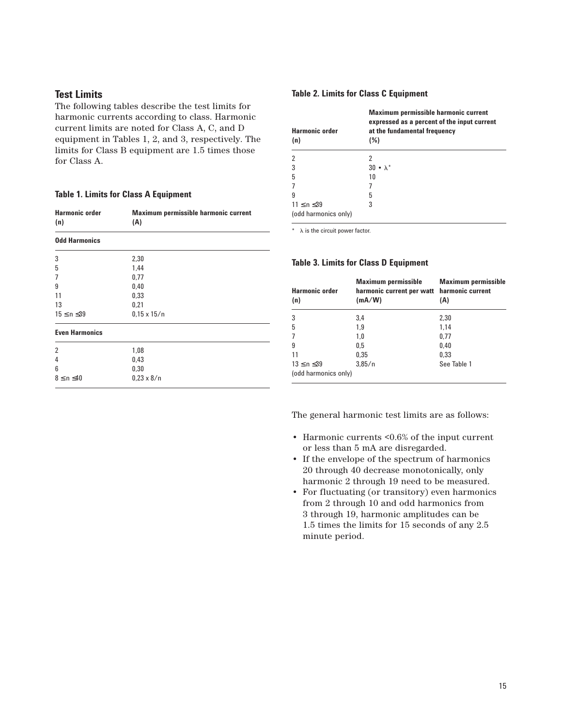## Test Limits

The following tables describe the test limits for harmonic currents according to class. Harmonic current limits are noted for Class A, C, and D equipment in Tables 1, 2, and 3, respectively. The limits for Class B equipment are 1.5 times those for Class A.

**Table 1. Limits for Class A Equipment**

| Harmonic order (n) | Maximum permissible harmonic current (A) |
|---|---|
| **Odd Harmonics** | |
| 3 | 2,30 |
| 5 | 1,44 |
| 7 | 0,77 |
| 9 | 0,40 |
| 11 | 0,33 |
| 13 | 0,21 |
| $15 \leq n \leq 39$ | 0,15 x 15/n |
| **Even Harmonics** | |
| 2 | 1,08 |
| 4 | 0,43 |
| 6 | 0,30 |
| $8 \leq n \leq 40$ | 0,23 x 8/n |

**Table 2. Limits for Class C Equipment**

| Harmonic order (n) | Maximum permissible harmonic current expressed as a percent of the input current at the fundamental frequency (%) |
|---|---|
| 2 | 2 |
| 3 | $30 \cdot \lambda$* |
| 5 | 10 |
| 7 | 7 |
| 9 | 5 |
| $11 \leq n \leq 39$ (odd harmonics only) | 3 |

\* λ is the circuit power factor.

**Table 3. Limits for Class D Equipment**

| Harmonic order (n) | Maximum permissible harmonic current per watt (mA/W) | Maximum permissible harmonic current (A) |
|---|---|---|
| 3 | 3,4 | 2,30 |
| 5 | 1,9 | 1,14 |
| 7 | 1,0 | 0,77 |
| 9 | 0,5 | 0,40 |
| 11 | 0,35 | 0,33 |
| $13 \leq n \leq 39$ (odd harmonics only) | 3,85/n | See Table 1 |

The general harmonic test limits are as follows:

- Harmonic currents <0.6% of the input current or less than 5 mA are disregarded.
- If the envelope of the spectrum of harmonics 20 through 40 decrease monotonically, only harmonic 2 through 19 need to be measured.
- For fluctuating (or transitory) even harmonics from 2 through 10 and odd harmonics from 3 through 19, harmonic amplitudes can be 1.5 times the limits for 15 seconds of any 2.5 minute period.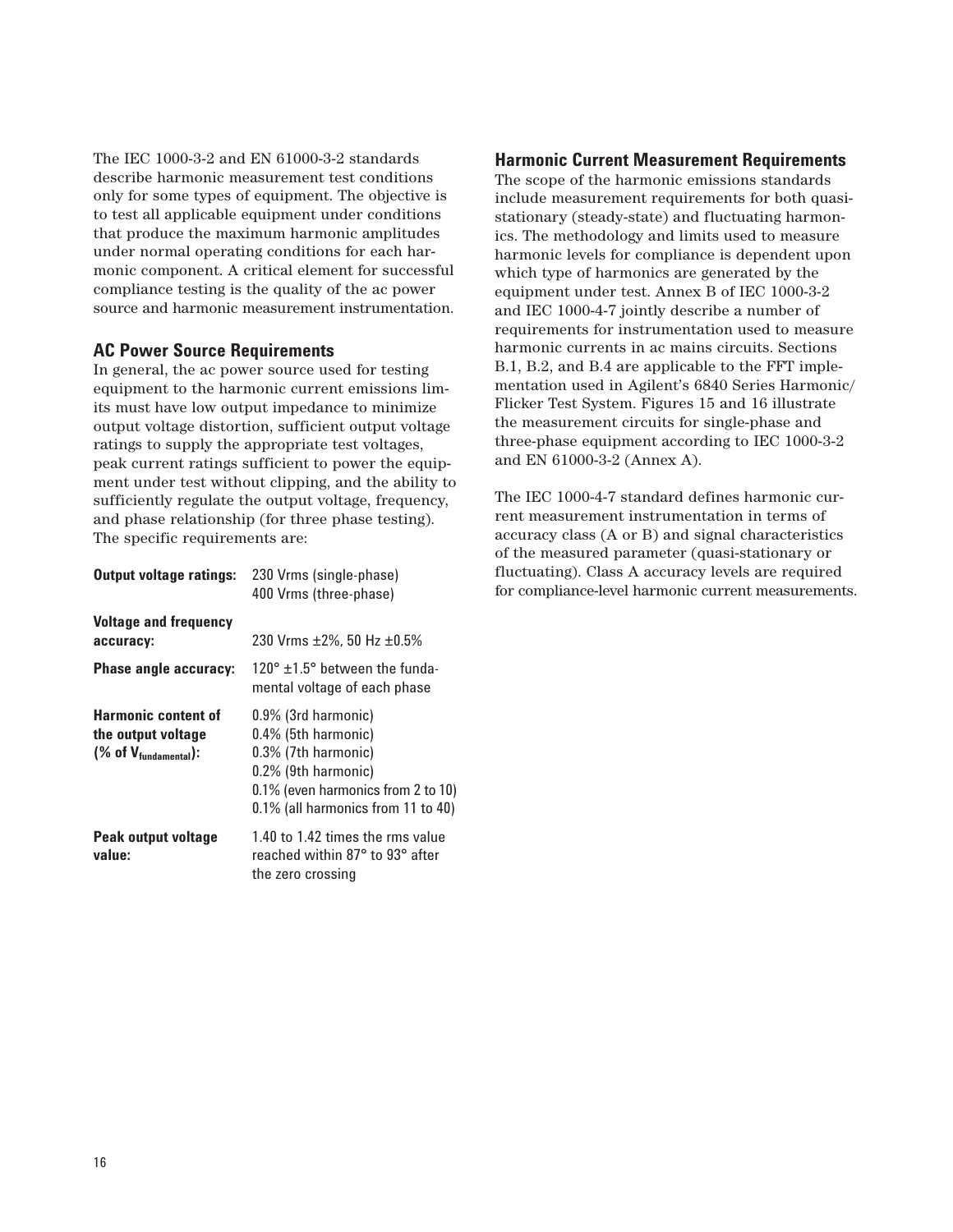The IEC 1000-3-2 and EN 61000-3-2 standards describe harmonic measurement test conditions only for some types of equipment. The objective is to test all applicable equipment under conditions that produce the maximum harmonic amplitudes under normal operating conditions for each harmonic component. A critical element for successful compliance testing is the quality of the ac power source and harmonic measurement instrumentation.

## AC Power Source Requirements

In general, the ac power source used for testing equipment to the harmonic current emissions limits must have low output impedance to minimize output voltage distortion, sufficient output voltage ratings to supply the appropriate test voltages, peak current ratings sufficient to power the equipment under test without clipping, and the ability to sufficiently regulate the output voltage, frequency, and phase relationship (for three phase testing). The specific requirements are:

| | |
|---|---|
| **Output voltage ratings:** | 230 Vrms (single-phase)<br>400 Vrms (three-phase) |
| **Voltage and frequency accuracy:** | 230 Vrms ±2%, 50 Hz ±0.5% |
| **Phase angle accuracy:** | 120° ±1.5° between the fundamental voltage of each phase |
| **Harmonic content of the output voltage (% of $V_{fundamental}$):** | 0.9% (3rd harmonic)<br>0.4% (5th harmonic)<br>0.3% (7th harmonic)<br>0.2% (9th harmonic)<br>0.1% (even harmonics from 2 to 10)<br>0.1% (all harmonics from 11 to 40) |
| **Peak output voltage value:** | 1.40 to 1.42 times the rms value reached within 87° to 93° after the zero crossing |

## Harmonic Current Measurement Requirements

The scope of the harmonic emissions standards include measurement requirements for both quasi-stationary (steady-state) and fluctuating harmonics. The methodology and limits used to measure harmonic levels for compliance is dependent upon which type of harmonics are generated by the equipment under test. Annex B of IEC 1000-3-2 and IEC 1000-4-7 jointly describe a number of requirements for instrumentation used to measure harmonic currents in ac mains circuits. Sections B.1, B.2, and B.4 are applicable to the FFT implementation used in Agilent's 6840 Series Harmonic/Flicker Test System. Figures 15 and 16 illustrate the measurement circuits for single-phase and three-phase equipment according to IEC 1000-3-2 and EN 61000-3-2 (Annex A).

The IEC 1000-4-7 standard defines harmonic current measurement instrumentation in terms of accuracy class (A or B) and signal characteristics of the measured parameter (quasi-stationary or fluctuating). Class A accuracy levels are required for compliance-level harmonic current measurements.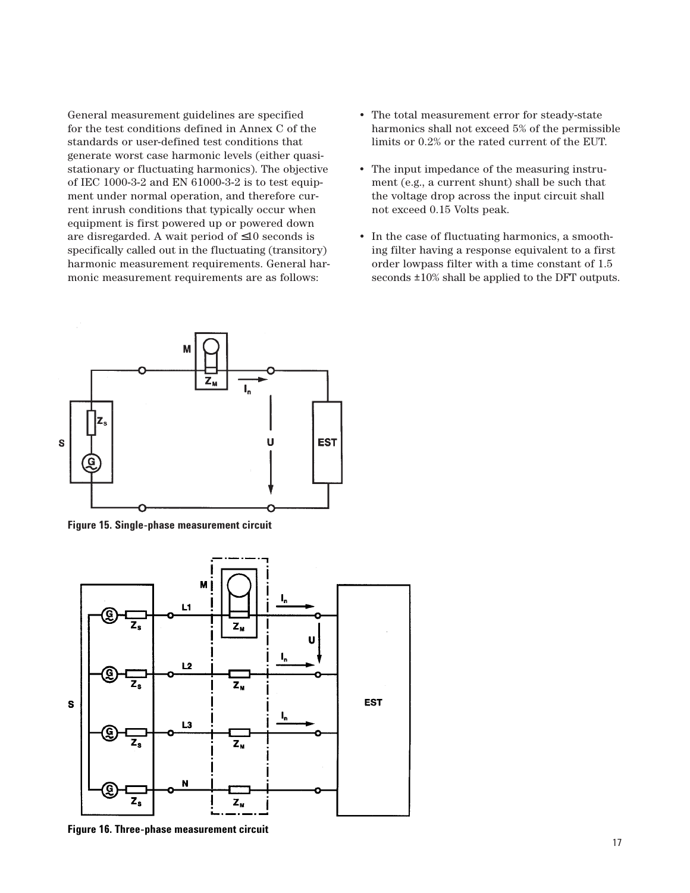General measurement guidelines are specified for the test conditions defined in Annex C of the standards or user-defined test conditions that generate worst case harmonic levels (either quasi-stationary or fluctuating harmonics). The objective of IEC 1000-3-2 and EN 61000-3-2 is to test equipment under normal operation, and therefore current inrush conditions that typically occur when equipment is first powered up or powered down are disregarded. A wait period of ≤10 seconds is specifically called out in the fluctuating (transitory) harmonic measurement requirements. General harmonic measurement requirements are as follows:

- The total measurement error for steady-state harmonics shall not exceed 5% of the permissible limits or 0.2% or the rated current of the EUT.
- The input impedance of the measuring instrument (e.g., a current shunt) shall be such that the voltage drop across the input circuit shall not exceed 0.15 Volts peak.
- In the case of fluctuating harmonics, a smoothing filter having a response equivalent to a first order lowpass filter with a time constant of 1.5 seconds ±10% shall be applied to the DFT outputs.

**Figure 15. Single-phase measurement circuit**

**Figure 16. Three-phase measurement circuit**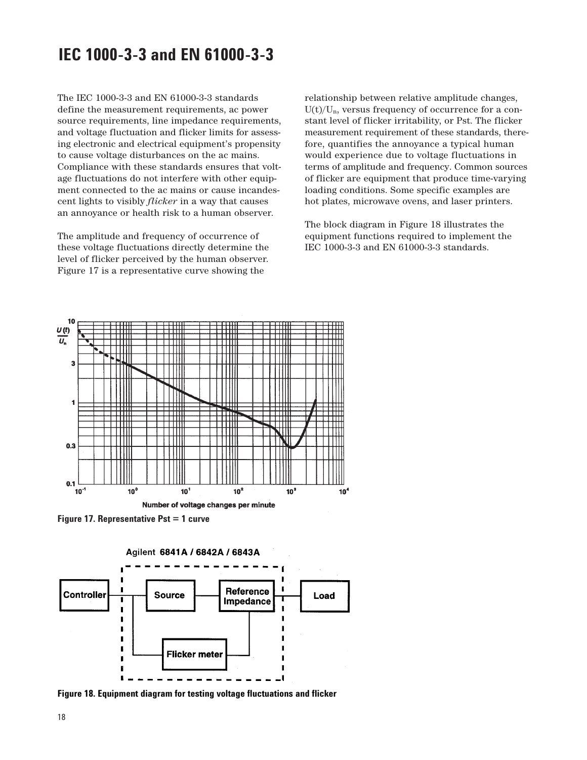# IEC 1000-3-3 and EN 61000-3-3

The IEC 1000-3-3 and EN 61000-3-3 standards define the measurement requirements, ac power source requirements, line impedance requirements, and voltage fluctuation and flicker limits for assessing electronic and electrical equipment's propensity to cause voltage disturbances on the ac mains. Compliance with these standards ensures that voltage fluctuations do not interfere with other equipment connected to the ac mains or cause incandescent lights to visibly *flicker* in a way that causes an annoyance or health risk to a human observer.

The amplitude and frequency of occurrence of these voltage fluctuations directly determine the level of flicker perceived by the human observer. Figure 17 is a representative curve showing the relationship between relative amplitude changes, $U(t)/U_n$, versus frequency of occurrence for a constant level of flicker irritability, or Pst. The flicker measurement requirement of these standards, therefore, quantifies the annoyance a typical human would experience due to voltage fluctuations in terms of amplitude and frequency. Common sources of flicker are equipment that produce time-varying loading conditions. Some specific examples are hot plates, microwave ovens, and laser printers.

The block diagram in Figure 18 illustrates the equipment functions required to implement the IEC 1000-3-3 and EN 61000-3-3 standards.

**Figure 17. Representative Pst = 1 curve**

**Figure 18. Equipment diagram for testing voltage fluctuations and flicker**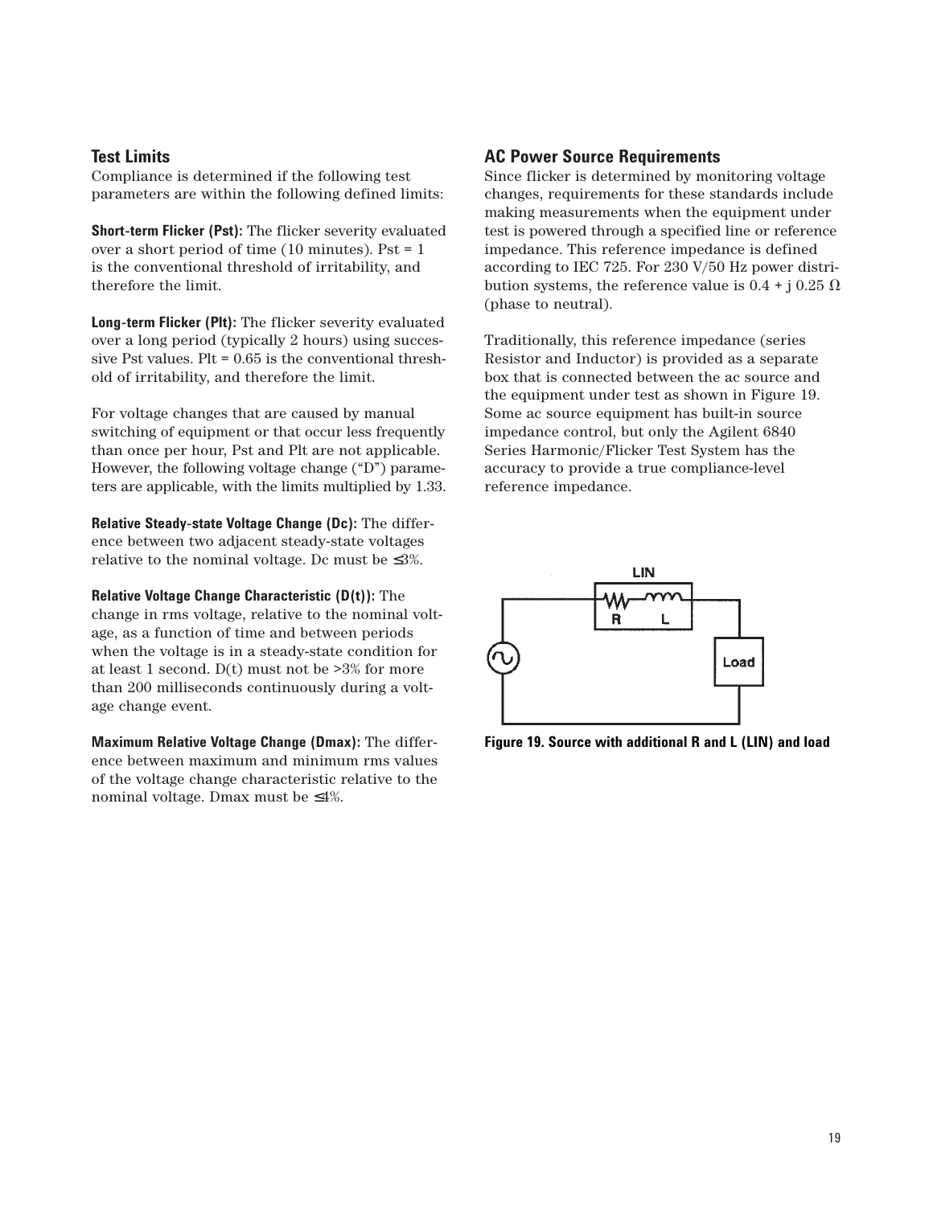## Test Limits

Compliance is determined if the following test parameters are within the following defined limits:

**Short-term Flicker (Pst):** The flicker severity evaluated over a short period of time (10 minutes). Pst = 1 is the conventional threshold of irritability, and therefore the limit.

**Long-term Flicker (Plt):** The flicker severity evaluated over a long period (typically 2 hours) using successive Pst values. Plt = 0.65 is the conventional threshold of irritability, and therefore the limit.

For voltage changes that are caused by manual switching of equipment or that occur less frequently than once per hour, Pst and Plt are not applicable. However, the following voltage change ("D") parameters are applicable, with the limits multiplied by 1.33.

**Relative Steady-state Voltage Change (Dc):** The difference between two adjacent steady-state voltages relative to the nominal voltage. Dc must be ≤3%.

**Relative Voltage Change Characteristic (D(t)):** The change in rms voltage, relative to the nominal voltage, as a function of time and between periods when the voltage is in a steady-state condition for at least 1 second. D(t) must not be >3% for more than 200 milliseconds continuously during a voltage change event.

**Maximum Relative Voltage Change (Dmax):** The difference between maximum and minimum rms values of the voltage change characteristic relative to the nominal voltage. Dmax must be ≤4%.

## AC Power Source Requirements

Since flicker is determined by monitoring voltage changes, requirements for these standards include making measurements when the equipment under test is powered through a specified line or reference impedance. This reference impedance is defined according to IEC 725. For 230 V/50 Hz power distribution systems, the reference value is $0.4 + j\,0.25\ \Omega$ (phase to neutral).

Traditionally, this reference impedance (series Resistor and Inductor) is provided as a separate box that is connected between the ac source and the equipment under test as shown in Figure 19. Some ac source equipment has built-in source impedance control, but only the Agilent 6840 Series Harmonic/Flicker Test System has the accuracy to provide a true compliance-level reference impedance.

**Figure 19. Source with additional R and L (LIN) and load**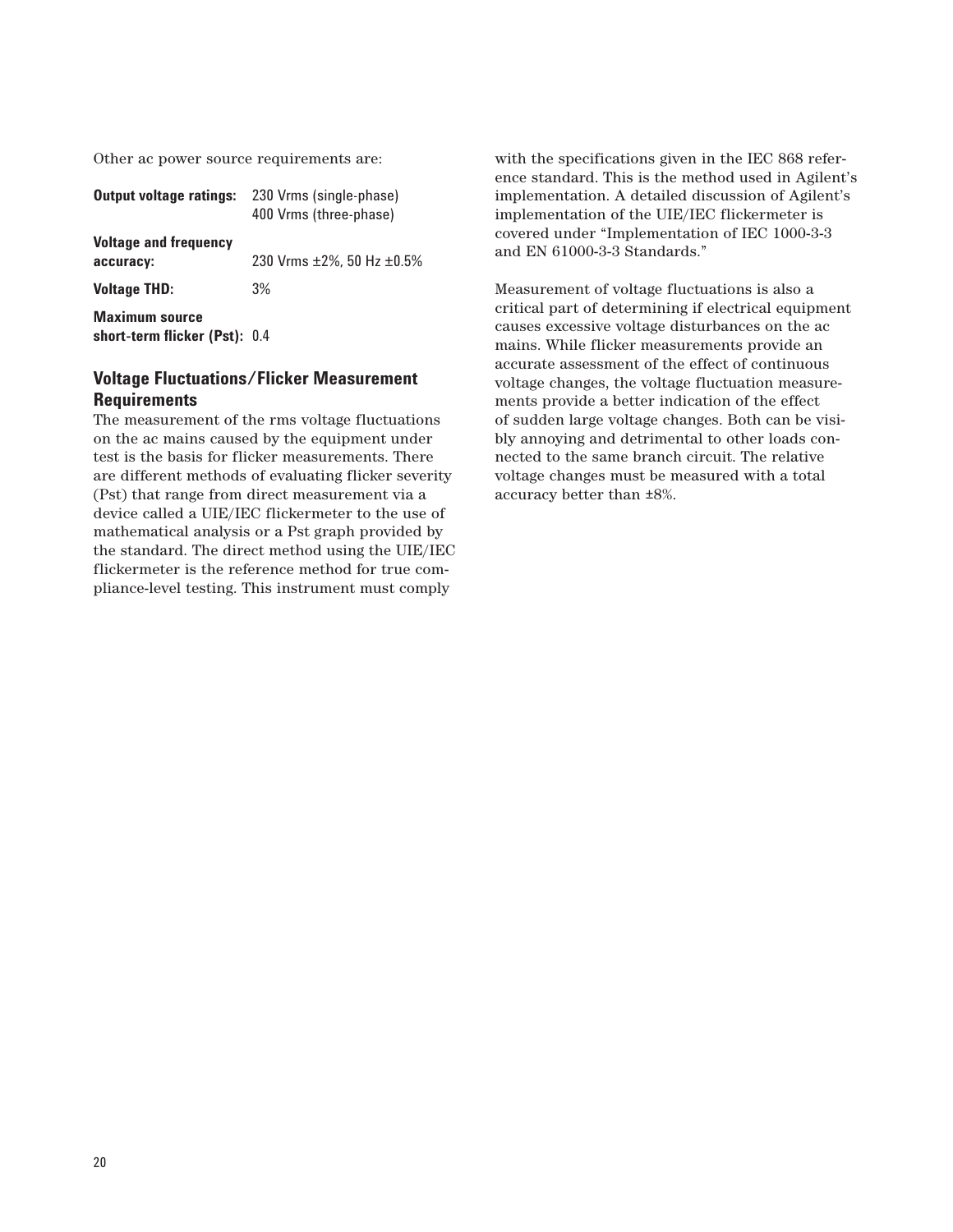Other ac power source requirements are:

| | |
|---|---|
| **Output voltage ratings:** | 230 Vrms (single-phase)<br>400 Vrms (three-phase) |
| **Voltage and frequency accuracy:** | 230 Vrms ±2%, 50 Hz ±0.5% |
| **Voltage THD:** | 3% |
| **Maximum source short-term flicker (Pst):** | 0.4 |

### Voltage Fluctuations/Flicker Measurement Requirements

The measurement of the rms voltage fluctuations on the ac mains caused by the equipment under test is the basis for flicker measurements. There are different methods of evaluating flicker severity (Pst) that range from direct measurement via a device called a UIE/IEC flickermeter to the use of mathematical analysis or a Pst graph provided by the standard. The direct method using the UIE/IEC flickermeter is the reference method for true compliance-level testing. This instrument must comply with the specifications given in the IEC 868 reference standard. This is the method used in Agilent's implementation. A detailed discussion of Agilent's implementation of the UIE/IEC flickermeter is covered under "Implementation of IEC 1000-3-3 and EN 61000-3-3 Standards."

Measurement of voltage fluctuations is also a critical part of determining if electrical equipment causes excessive voltage disturbances on the ac mains. While flicker measurements provide an accurate assessment of the effect of continuous voltage changes, the voltage fluctuation measurements provide a better indication of the effect of sudden large voltage changes. Both can be visibly annoying and detrimental to other loads connected to the same branch circuit. The relative voltage changes must be measured with a total accuracy better than ±8%.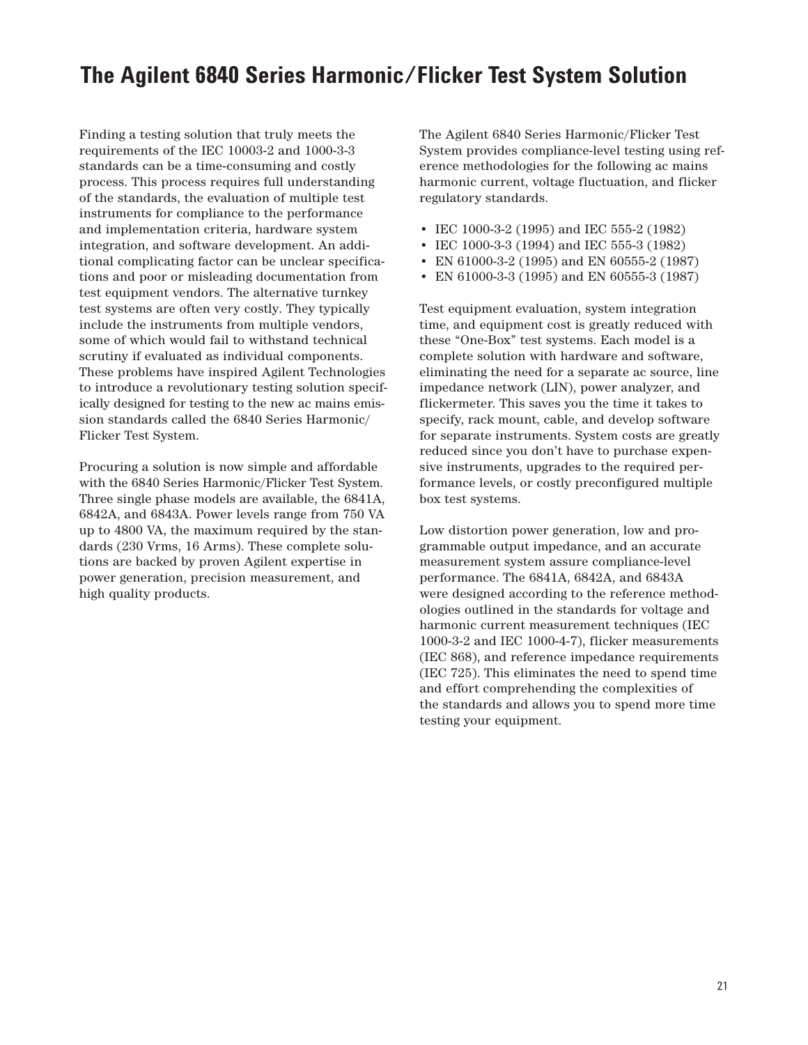# The Agilent 6840 Series Harmonic/Flicker Test System Solution

Finding a testing solution that truly meets the requirements of the IEC 10003-2 and 1000-3-3 standards can be a time-consuming and costly process. This process requires full understanding of the standards, the evaluation of multiple test instruments for compliance to the performance and implementation criteria, hardware system integration, and software development. An additional complicating factor can be unclear specifications and poor or misleading documentation from test equipment vendors. The alternative turnkey test systems are often very costly. They typically include the instruments from multiple vendors, some of which would fail to withstand technical scrutiny if evaluated as individual components. These problems have inspired Agilent Technologies to introduce a revolutionary testing solution specifically designed for testing to the new ac mains emission standards called the 6840 Series Harmonic/Flicker Test System.

Procuring a solution is now simple and affordable with the 6840 Series Harmonic/Flicker Test System. Three single phase models are available, the 6841A, 6842A, and 6843A. Power levels range from 750 VA up to 4800 VA, the maximum required by the standards (230 Vrms, 16 Arms). These complete solutions are backed by proven Agilent expertise in power generation, precision measurement, and high quality products.

The Agilent 6840 Series Harmonic/Flicker Test System provides compliance-level testing using reference methodologies for the following ac mains harmonic current, voltage fluctuation, and flicker regulatory standards.

- IEC 1000-3-2 (1995) and IEC 555-2 (1982)
- IEC 1000-3-3 (1994) and IEC 555-3 (1982)
- EN 61000-3-2 (1995) and EN 60555-2 (1987)
- EN 61000-3-3 (1995) and EN 60555-3 (1987)

Test equipment evaluation, system integration time, and equipment cost is greatly reduced with these "One-Box" test systems. Each model is a complete solution with hardware and software, eliminating the need for a separate ac source, line impedance network (LIN), power analyzer, and flickermeter. This saves you the time it takes to specify, rack mount, cable, and develop software for separate instruments. System costs are greatly reduced since you don't have to purchase expensive instruments, upgrades to the required performance levels, or costly preconfigured multiple box test systems.

Low distortion power generation, low and programmable output impedance, and an accurate measurement system assure compliance-level performance. The 6841A, 6842A, and 6843A were designed according to the reference methodologies outlined in the standards for voltage and harmonic current measurement techniques (IEC 1000-3-2 and IEC 1000-4-7), flicker measurements (IEC 868), and reference impedance requirements (IEC 725). This eliminates the need to spend time and effort comprehending the complexities of the standards and allows you to spend more time testing your equipment.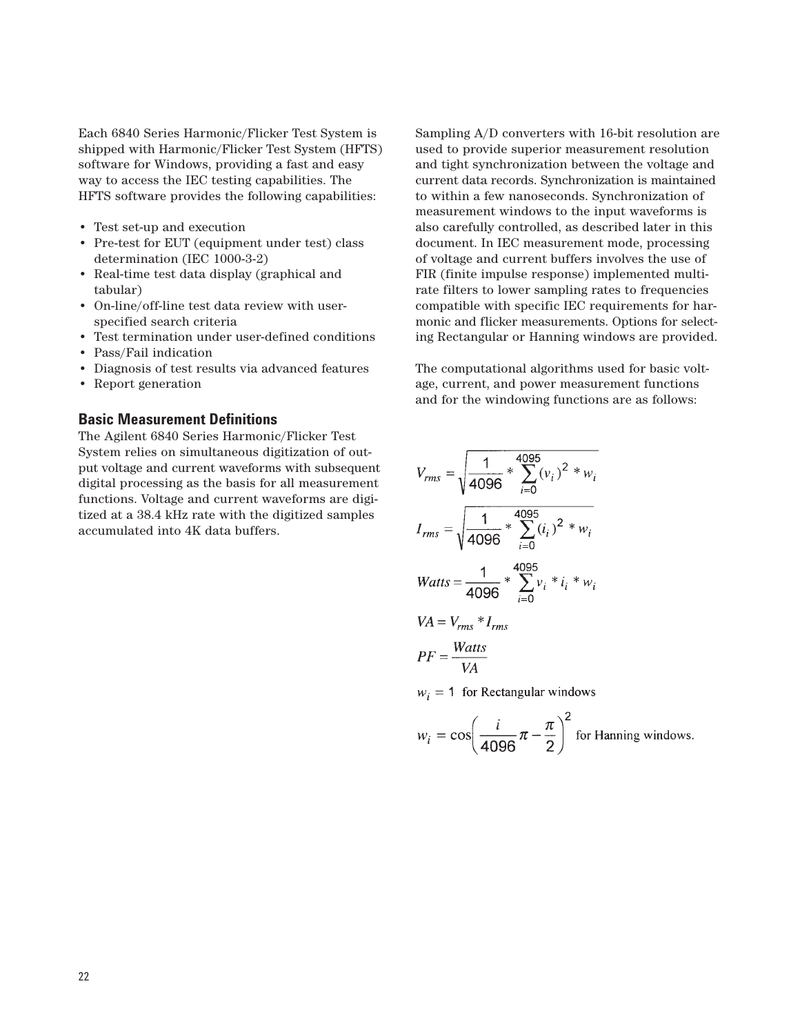Each 6840 Series Harmonic/Flicker Test System is shipped with Harmonic/Flicker Test System (HFTS) software for Windows, providing a fast and easy way to access the IEC testing capabilities. The HFTS software provides the following capabilities:

- Test set-up and execution
- Pre-test for EUT (equipment under test) class determination (IEC 1000-3-2)
- Real-time test data display (graphical and tabular)
- On-line/off-line test data review with user-specified search criteria
- Test termination under user-defined conditions
- Pass/Fail indication
- Diagnosis of test results via advanced features
- Report generation

### Basic Measurement Definitions

The Agilent 6840 Series Harmonic/Flicker Test System relies on simultaneous digitization of output voltage and current waveforms with subsequent digital processing as the basis for all measurement functions. Voltage and current waveforms are digitized at a 38.4 kHz rate with the digitized samples accumulated into 4K data buffers.

Sampling A/D converters with 16-bit resolution are used to provide superior measurement resolution and tight synchronization between the voltage and current data records. Synchronization is maintained to within a few nanoseconds. Synchronization of measurement windows to the input waveforms is also carefully controlled, as described later in this document. In IEC measurement mode, processing of voltage and current buffers involves the use of FIR (finite impulse response) implemented multi-rate filters to lower sampling rates to frequencies compatible with specific IEC requirements for harmonic and flicker measurements. Options for selecting Rectangular or Hanning windows are provided.

The computational algorithms used for basic voltage, current, and power measurement functions and for the windowing functions are as follows:

$$V_{rms} = \sqrt{\frac{1}{4096} * \sum_{i=0}^{4095} (v_i)^2 * w_i}$$

$$I_{rms} = \sqrt{\frac{1}{4096} * \sum_{i=0}^{4095} (i_i)^2 * w_i}$$

$$Watts = \frac{1}{4096} * \sum_{i=0}^{4095} v_i * i_i * w_i$$

$$VA = V_{rms} * I_{rms}$$

$$PF = \frac{Watts}{VA}$$

$$w_i = 1 \text{ for Rectangular windows}$$

$$w_i = \cos\left(\frac{i}{4096}\pi - \frac{\pi}{2}\right)^2 \text{ for Hanning windows.}$$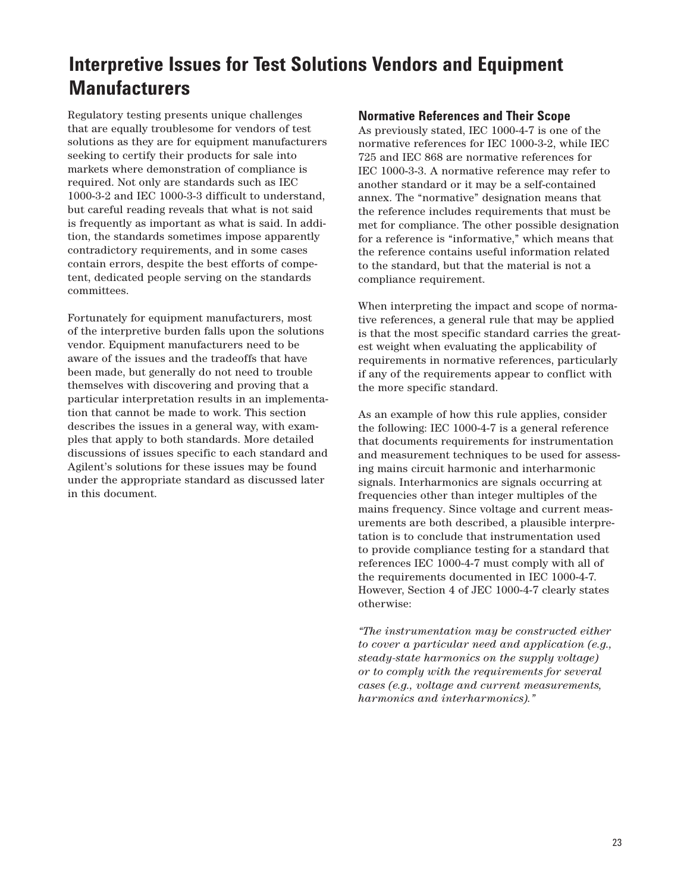# Interpretive Issues for Test Solutions Vendors and Equipment Manufacturers

Regulatory testing presents unique challenges that are equally troublesome for vendors of test solutions as they are for equipment manufacturers seeking to certify their products for sale into markets where demonstration of compliance is required. Not only are standards such as IEC 1000-3-2 and IEC 1000-3-3 difficult to understand, but careful reading reveals that what is not said is frequently as important as what is said. In addition, the standards sometimes impose apparently contradictory requirements, and in some cases contain errors, despite the best efforts of competent, dedicated people serving on the standards committees.

Fortunately for equipment manufacturers, most of the interpretive burden falls upon the solutions vendor. Equipment manufacturers need to be aware of the issues and the tradeoffs that have been made, but generally do not need to trouble themselves with discovering and proving that a particular interpretation results in an implementation that cannot be made to work. This section describes the issues in a general way, with examples that apply to both standards. More detailed discussions of issues specific to each standard and Agilent's solutions for these issues may be found under the appropriate standard as discussed later in this document.

## Normative References and Their Scope

As previously stated, IEC 1000-4-7 is one of the normative references for IEC 1000-3-2, while IEC 725 and IEC 868 are normative references for IEC 1000-3-3. A normative reference may refer to another standard or it may be a self-contained annex. The "normative" designation means that the reference includes requirements that must be met for compliance. The other possible designation for a reference is "informative," which means that the reference contains useful information related to the standard, but that the material is not a compliance requirement.

When interpreting the impact and scope of normative references, a general rule that may be applied is that the most specific standard carries the greatest weight when evaluating the applicability of requirements in normative references, particularly if any of the requirements appear to conflict with the more specific standard.

As an example of how this rule applies, consider the following: IEC 1000-4-7 is a general reference that documents requirements for instrumentation and measurement techniques to be used for assessing mains circuit harmonic and interharmonic signals. Interharmonics are signals occurring at frequencies other than integer multiples of the mains frequency. Since voltage and current measurements are both described, a plausible interpretation is to conclude that instrumentation used to provide compliance testing for a standard that references IEC 1000-4-7 must comply with all of the requirements documented in IEC 1000-4-7. However, Section 4 of JEC 1000-4-7 clearly states otherwise:

*"The instrumentation may be constructed either to cover a particular need and application (e.g., steady-state harmonics on the supply voltage) or to comply with the requirements for several cases (e.g., voltage and current measurements, harmonics and interharmonics)."*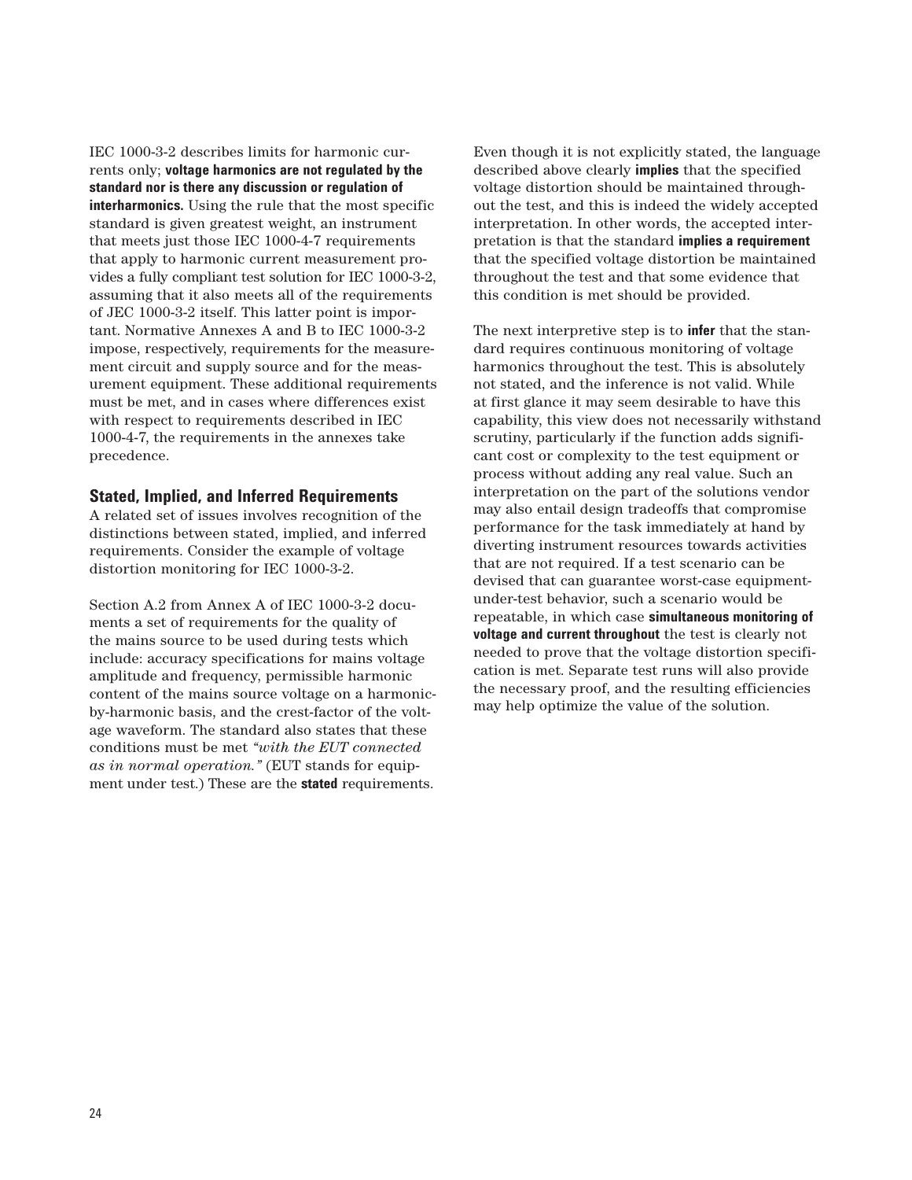IEC 1000-3-2 describes limits for harmonic currents only; **voltage harmonics are not regulated by the standard nor is there any discussion or regulation of interharmonics.** Using the rule that the most specific standard is given greatest weight, an instrument that meets just those IEC 1000-4-7 requirements that apply to harmonic current measurement provides a fully compliant test solution for IEC 1000-3-2, assuming that it also meets all of the requirements of JEC 1000-3-2 itself. This latter point is important. Normative Annexes A and B to IEC 1000-3-2 impose, respectively, requirements for the measurement circuit and supply source and for the measurement equipment. These additional requirements must be met, and in cases where differences exist with respect to requirements described in IEC 1000-4-7, the requirements in the annexes take precedence.

### Stated, Implied, and Inferred Requirements

A related set of issues involves recognition of the distinctions between stated, implied, and inferred requirements. Consider the example of voltage distortion monitoring for IEC 1000-3-2.

Section A.2 from Annex A of IEC 1000-3-2 documents a set of requirements for the quality of the mains source to be used during tests which include: accuracy specifications for mains voltage amplitude and frequency, permissible harmonic content of the mains source voltage on a harmonic-by-harmonic basis, and the crest-factor of the voltage waveform. The standard also states that these conditions must be met *"with the EUT connected as in normal operation."* (EUT stands for equipment under test.) These are the **stated** requirements.

Even though it is not explicitly stated, the language described above clearly **implies** that the specified voltage distortion should be maintained throughout the test, and this is indeed the widely accepted interpretation. In other words, the accepted interpretation is that the standard **implies a requirement** that the specified voltage distortion be maintained throughout the test and that some evidence that this condition is met should be provided.

The next interpretive step is to **infer** that the standard requires continuous monitoring of voltage harmonics throughout the test. This is absolutely not stated, and the inference is not valid. While at first glance it may seem desirable to have this capability, this view does not necessarily withstand scrutiny, particularly if the function adds significant cost or complexity to the test equipment or process without adding any real value. Such an interpretation on the part of the solutions vendor may also entail design tradeoffs that compromise performance for the task immediately at hand by diverting instrument resources towards activities that are not required. If a test scenario can be devised that can guarantee worst-case equipment-under-test behavior, such a scenario would be repeatable, in which case **simultaneous monitoring of voltage and current throughout** the test is clearly not needed to prove that the voltage distortion specification is met. Separate test runs will also provide the necessary proof, and the resulting efficiencies may help optimize the value of the solution.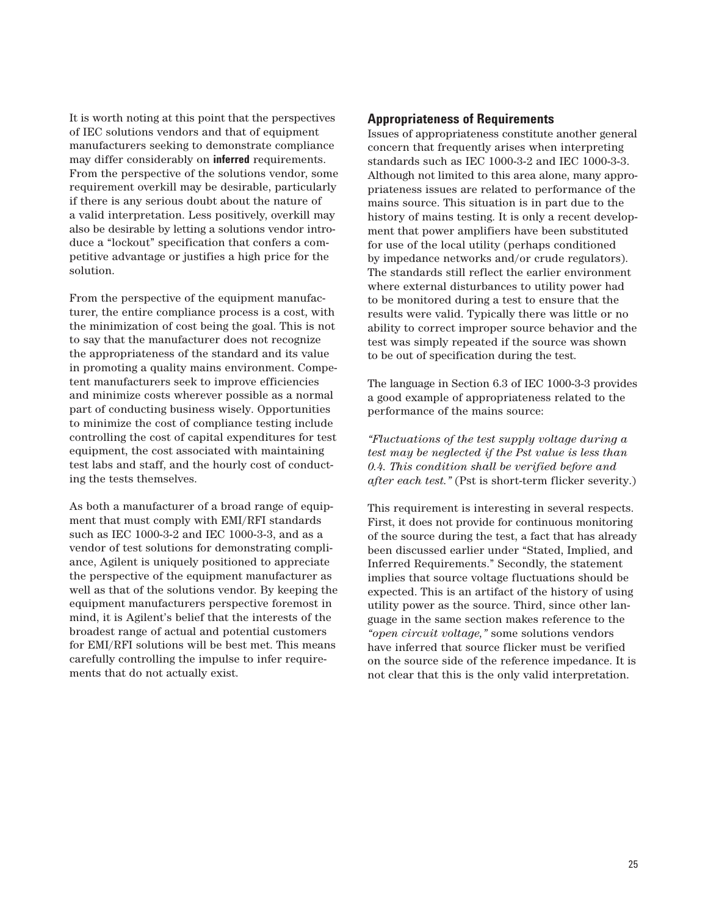It is worth noting at this point that the perspectives of IEC solutions vendors and that of equipment manufacturers seeking to demonstrate compliance may differ considerably on **inferred** requirements. From the perspective of the solutions vendor, some requirement overkill may be desirable, particularly if there is any serious doubt about the nature of a valid interpretation. Less positively, overkill may also be desirable by letting a solutions vendor introduce a "lockout" specification that confers a competitive advantage or justifies a high price for the solution.

From the perspective of the equipment manufacturer, the entire compliance process is a cost, with the minimization of cost being the goal. This is not to say that the manufacturer does not recognize the appropriateness of the standard and its value in promoting a quality mains environment. Competent manufacturers seek to improve efficiencies and minimize costs wherever possible as a normal part of conducting business wisely. Opportunities to minimize the cost of compliance testing include controlling the cost of capital expenditures for test equipment, the cost associated with maintaining test labs and staff, and the hourly cost of conducting the tests themselves.

As both a manufacturer of a broad range of equipment that must comply with EMI/RFI standards such as IEC 1000-3-2 and IEC 1000-3-3, and as a vendor of test solutions for demonstrating compliance, Agilent is uniquely positioned to appreciate the perspective of the equipment manufacturer as well as that of the solutions vendor. By keeping the equipment manufacturers perspective foremost in mind, it is Agilent's belief that the interests of the broadest range of actual and potential customers for EMI/RFI solutions will be best met. This means carefully controlling the impulse to infer requirements that do not actually exist.

## Appropriateness of Requirements

Issues of appropriateness constitute another general concern that frequently arises when interpreting standards such as IEC 1000-3-2 and IEC 1000-3-3. Although not limited to this area alone, many appropriateness issues are related to performance of the mains source. This situation is in part due to the history of mains testing. It is only a recent development that power amplifiers have been substituted for use of the local utility (perhaps conditioned by impedance networks and/or crude regulators). The standards still reflect the earlier environment where external disturbances to utility power had to be monitored during a test to ensure that the results were valid. Typically there was little or no ability to correct improper source behavior and the test was simply repeated if the source was shown to be out of specification during the test.

The language in Section 6.3 of IEC 1000-3-3 provides a good example of appropriateness related to the performance of the mains source:

*"Fluctuations of the test supply voltage during a test may be neglected if the Pst value is less than 0.4. This condition shall be verified before and after each test."* (Pst is short-term flicker severity.)

This requirement is interesting in several respects. First, it does not provide for continuous monitoring of the source during the test, a fact that has already been discussed earlier under "Stated, Implied, and Inferred Requirements." Secondly, the statement implies that source voltage fluctuations should be expected. This is an artifact of the history of using utility power as the source. Third, since other language in the same section makes reference to the *"open circuit voltage,"* some solutions vendors have inferred that source flicker must be verified on the source side of the reference impedance. It is not clear that this is the only valid interpretation.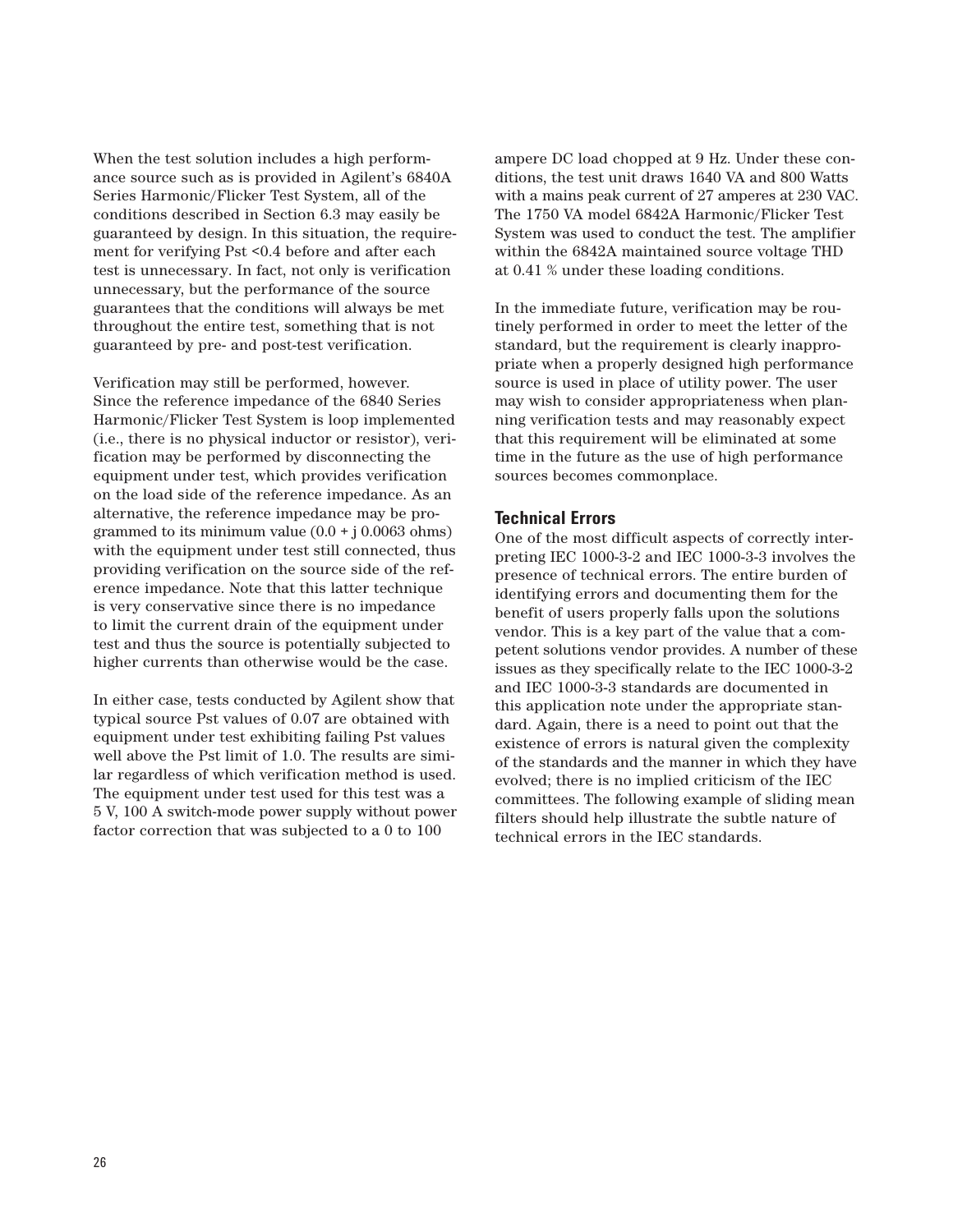When the test solution includes a high performance source such as is provided in Agilent's 6840A Series Harmonic/Flicker Test System, all of the conditions described in Section 6.3 may easily be guaranteed by design. In this situation, the requirement for verifying Pst <0.4 before and after each test is unnecessary. In fact, not only is verification unnecessary, but the performance of the source guarantees that the conditions will always be met throughout the entire test, something that is not guaranteed by pre- and post-test verification.

Verification may still be performed, however. Since the reference impedance of the 6840 Series Harmonic/Flicker Test System is loop implemented (i.e., there is no physical inductor or resistor), verification may be performed by disconnecting the equipment under test, which provides verification on the load side of the reference impedance. As an alternative, the reference impedance may be programmed to its minimum value (0.0 + j 0.0063 ohms) with the equipment under test still connected, thus providing verification on the source side of the reference impedance. Note that this latter technique is very conservative since there is no impedance to limit the current drain of the equipment under test and thus the source is potentially subjected to higher currents than otherwise would be the case.

In either case, tests conducted by Agilent show that typical source Pst values of 0.07 are obtained with equipment under test exhibiting failing Pst values well above the Pst limit of 1.0. The results are similar regardless of which verification method is used. The equipment under test used for this test was a 5 V, 100 A switch-mode power supply without power factor correction that was subjected to a 0 to 100 ampere DC load chopped at 9 Hz. Under these conditions, the test unit draws 1640 VA and 800 Watts with a mains peak current of 27 amperes at 230 VAC. The 1750 VA model 6842A Harmonic/Flicker Test System was used to conduct the test. The amplifier within the 6842A maintained source voltage THD at 0.41 % under these loading conditions.

In the immediate future, verification may be routinely performed in order to meet the letter of the standard, but the requirement is clearly inappropriate when a properly designed high performance source is used in place of utility power. The user may wish to consider appropriateness when planning verification tests and may reasonably expect that this requirement will be eliminated at some time in the future as the use of high performance sources becomes commonplace.

## Technical Errors

One of the most difficult aspects of correctly interpreting IEC 1000-3-2 and IEC 1000-3-3 involves the presence of technical errors. The entire burden of identifying errors and documenting them for the benefit of users properly falls upon the solutions vendor. This is a key part of the value that a competent solutions vendor provides. A number of these issues as they specifically relate to the IEC 1000-3-2 and IEC 1000-3-3 standards are documented in this application note under the appropriate standard. Again, there is a need to point out that the existence of errors is natural given the complexity of the standards and the manner in which they have evolved; there is no implied criticism of the IEC committees. The following example of sliding mean filters should help illustrate the subtle nature of technical errors in the IEC standards.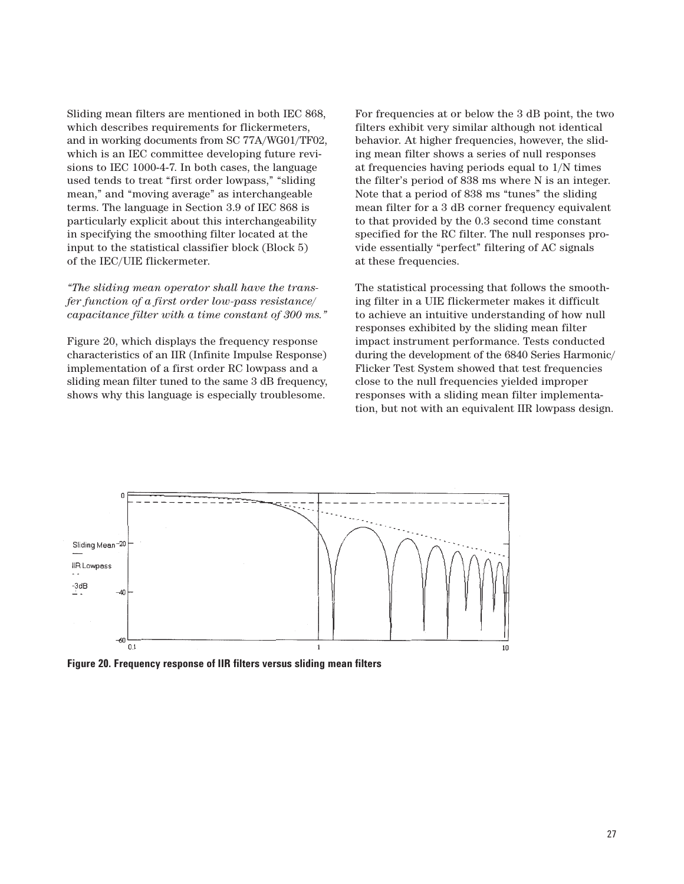Sliding mean filters are mentioned in both IEC 868, which describes requirements for flickermeters, and in working documents from SC 77A/WG01/TF02, which is an IEC committee developing future revisions to IEC 1000-4-7. In both cases, the language used tends to treat "first order lowpass," "sliding mean," and "moving average" as interchangeable terms. The language in Section 3.9 of IEC 868 is particularly explicit about this interchangeability in specifying the smoothing filter located at the input to the statistical classifier block (Block 5) of the IEC/UIE flickermeter.

*"The sliding mean operator shall have the transfer function of a first order low-pass resistance/capacitance filter with a time constant of 300 ms."*

Figure 20, which displays the frequency response characteristics of an IIR (Infinite Impulse Response) implementation of a first order RC lowpass and a sliding mean filter tuned to the same 3 dB frequency, shows why this language is especially troublesome.

For frequencies at or below the 3 dB point, the two filters exhibit very similar although not identical behavior. At higher frequencies, however, the sliding mean filter shows a series of null responses at frequencies having periods equal to 1/N times the filter's period of 838 ms where N is an integer. Note that a period of 838 ms "tunes" the sliding mean filter for a 3 dB corner frequency equivalent to that provided by the 0.3 second time constant specified for the RC filter. The null responses provide essentially "perfect" filtering of AC signals at these frequencies.

The statistical processing that follows the smoothing filter in a UIE flickermeter makes it difficult to achieve an intuitive understanding of how null responses exhibited by the sliding mean filter impact instrument performance. Tests conducted during the development of the 6840 Series Harmonic/Flicker Test System showed that test frequencies close to the null frequencies yielded improper responses with a sliding mean filter implementation, but not with an equivalent IIR lowpass design.

**Figure 20. Frequency response of IIR filters versus sliding mean filters**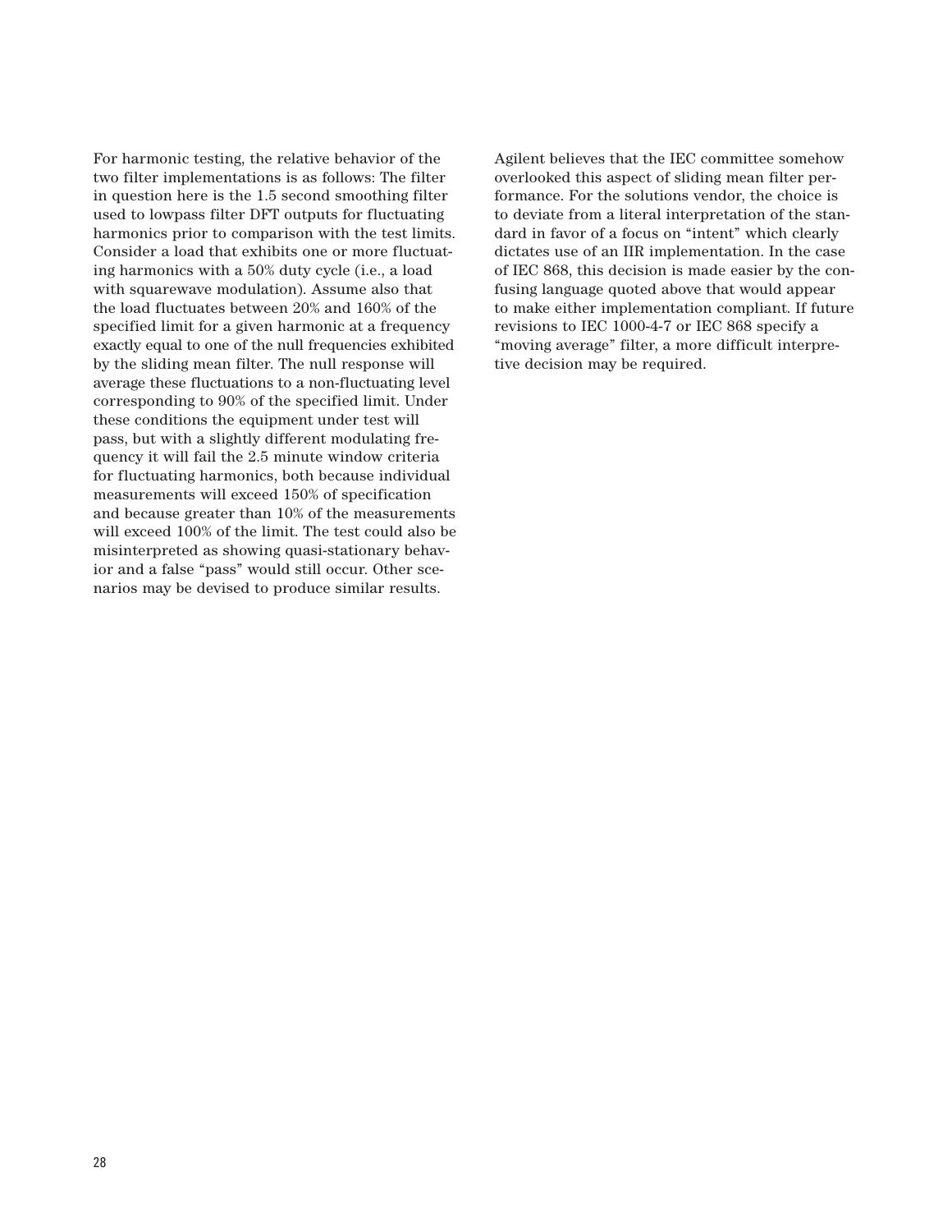For harmonic testing, the relative behavior of the two filter implementations is as follows: The filter in question here is the 1.5 second smoothing filter used to lowpass filter DFT outputs for fluctuating harmonics prior to comparison with the test limits. Consider a load that exhibits one or more fluctuating harmonics with a 50% duty cycle (i.e., a load with squarewave modulation). Assume also that the load fluctuates between 20% and 160% of the specified limit for a given harmonic at a frequency exactly equal to one of the null frequencies exhibited by the sliding mean filter. The null response will average these fluctuations to a non-fluctuating level corresponding to 90% of the specified limit. Under these conditions the equipment under test will pass, but with a slightly different modulating frequency it will fail the 2.5 minute window criteria for fluctuating harmonics, both because individual measurements will exceed 150% of specification and because greater than 10% of the measurements will exceed 100% of the limit. The test could also be misinterpreted as showing quasi-stationary behavior and a false "pass" would still occur. Other scenarios may be devised to produce similar results.

Agilent believes that the IEC committee somehow overlooked this aspect of sliding mean filter performance. For the solutions vendor, the choice is to deviate from a literal interpretation of the standard in favor of a focus on "intent" which clearly dictates use of an IIR implementation. In the case of IEC 868, this decision is made easier by the confusing language quoted above that would appear to make either implementation compliant. If future revisions to IEC 1000-4-7 or IEC 868 specify a "moving average" filter, a more difficult interpretive decision may be required.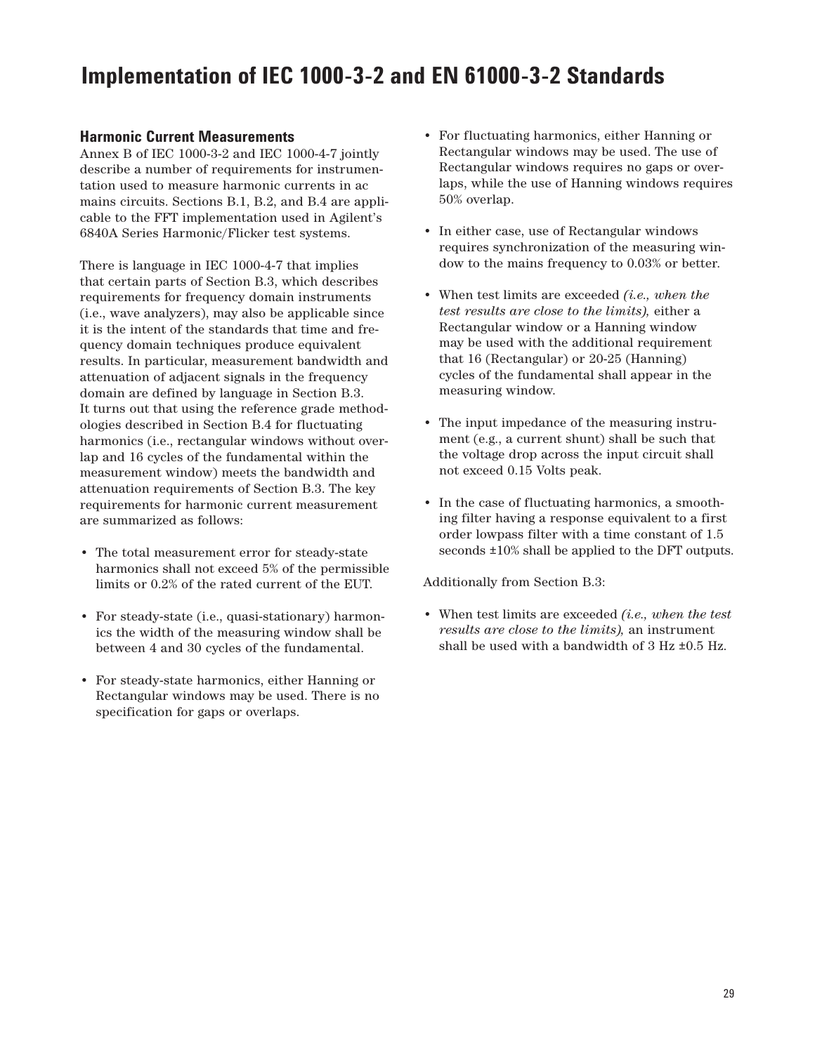# Implementation of IEC 1000-3-2 and EN 61000-3-2 Standards

## Harmonic Current Measurements

Annex B of IEC 1000-3-2 and IEC 1000-4-7 jointly describe a number of requirements for instrumentation used to measure harmonic currents in ac mains circuits. Sections B.1, B.2, and B.4 are applicable to the FFT implementation used in Agilent's 6840A Series Harmonic/Flicker test systems.

There is language in IEC 1000-4-7 that implies that certain parts of Section B.3, which describes requirements for frequency domain instruments (i.e., wave analyzers), may also be applicable since it is the intent of the standards that time and frequency domain techniques produce equivalent results. In particular, measurement bandwidth and attenuation of adjacent signals in the frequency domain are defined by language in Section B.3. It turns out that using the reference grade methodologies described in Section B.4 for fluctuating harmonics (i.e., rectangular windows without overlap and 16 cycles of the fundamental within the measurement window) meets the bandwidth and attenuation requirements of Section B.3. The key requirements for harmonic current measurement are summarized as follows:

- The total measurement error for steady-state harmonics shall not exceed 5% of the permissible limits or 0.2% of the rated current of the EUT.
- For steady-state (i.e., quasi-stationary) harmonics the width of the measuring window shall be between 4 and 30 cycles of the fundamental.
- For steady-state harmonics, either Hanning or Rectangular windows may be used. There is no specification for gaps or overlaps.
- For fluctuating harmonics, either Hanning or Rectangular windows may be used. The use of Rectangular windows requires no gaps or overlaps, while the use of Hanning windows requires 50% overlap.
- In either case, use of Rectangular windows requires synchronization of the measuring window to the mains frequency to 0.03% or better.
- When test limits are exceeded *(i.e., when the test results are close to the limits),* either a Rectangular window or a Hanning window may be used with the additional requirement that 16 (Rectangular) or 20-25 (Hanning) cycles of the fundamental shall appear in the measuring window.
- The input impedance of the measuring instrument (e.g., a current shunt) shall be such that the voltage drop across the input circuit shall not exceed 0.15 Volts peak.
- In the case of fluctuating harmonics, a smoothing filter having a response equivalent to a first order lowpass filter with a time constant of 1.5 seconds ±10% shall be applied to the DFT outputs.

Additionally from Section B.3:

- When test limits are exceeded *(i.e., when the test results are close to the limits),* an instrument shall be used with a bandwidth of 3 Hz ±0.5 Hz.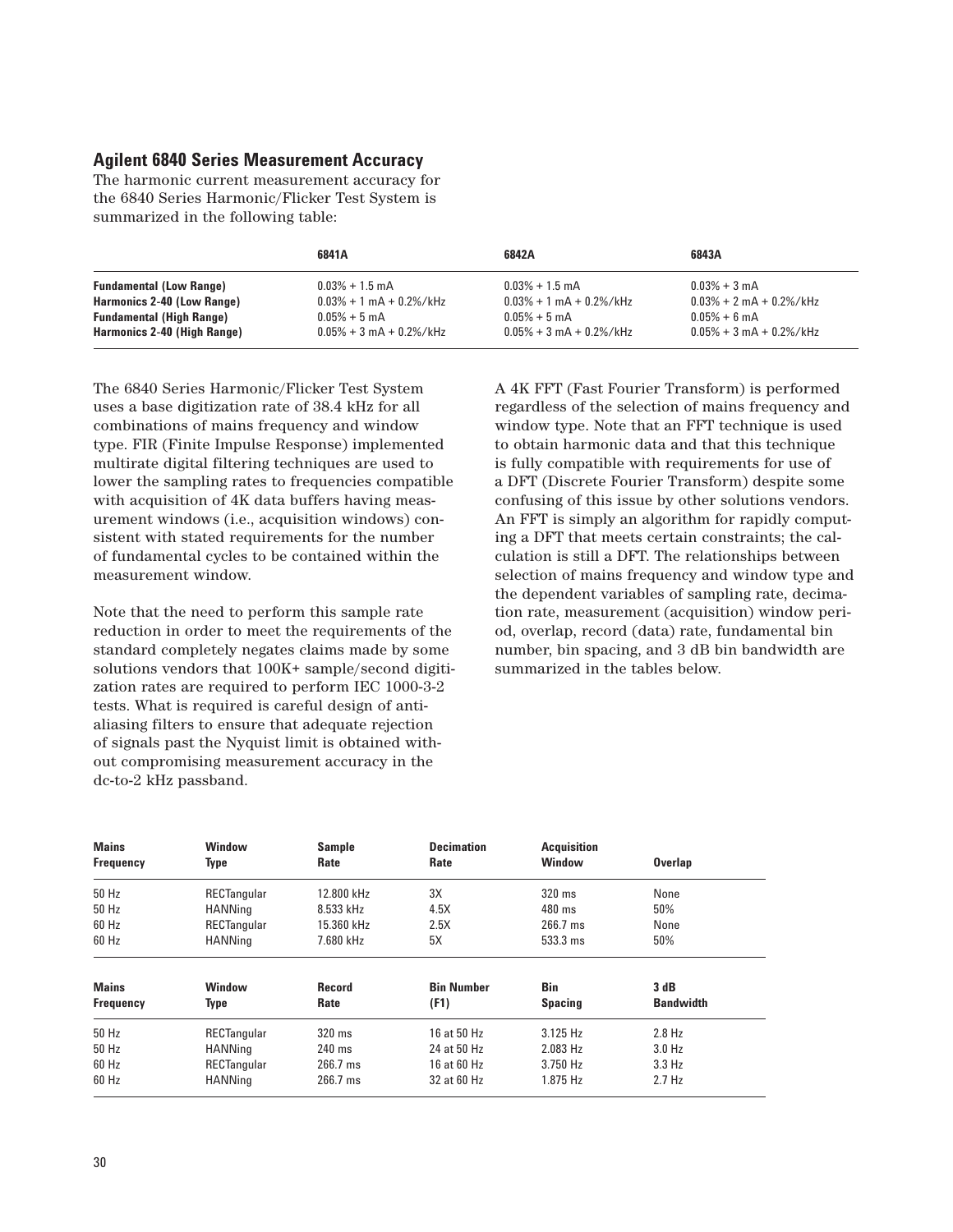## Agilent 6840 Series Measurement Accuracy

The harmonic current measurement accuracy for the 6840 Series Harmonic/Flicker Test System is summarized in the following table:

| | 6841A | 6842A | 6843A |
|---|---|---|---|
| **Fundamental (Low Range)** | 0.03% + 1.5 mA | 0.03% + 1.5 mA | 0.03% + 3 mA |
| **Harmonics 2-40 (Low Range)** | 0.03% + 1 mA + 0.2%/kHz | 0.03% + 1 mA + 0.2%/kHz | 0.03% + 2 mA + 0.2%/kHz |
| **Fundamental (High Range)** | 0.05% + 5 mA | 0.05% + 5 mA | 0.05% + 6 mA |
| **Harmonics 2-40 (High Range)** | 0.05% + 3 mA + 0.2%/kHz | 0.05% + 3 mA + 0.2%/kHz | 0.05% + 3 mA + 0.2%/kHz |

The 6840 Series Harmonic/Flicker Test System uses a base digitization rate of 38.4 kHz for all combinations of mains frequency and window type. FIR (Finite Impulse Response) implemented multirate digital filtering techniques are used to lower the sampling rates to frequencies compatible with acquisition of 4K data buffers having measurement windows (i.e., acquisition windows) consistent with stated requirements for the number of fundamental cycles to be contained within the measurement window.

Note that the need to perform this sample rate reduction in order to meet the requirements of the standard completely negates claims made by some solutions vendors that 100K+ sample/second digitization rates are required to perform IEC 1000-3-2 tests. What is required is careful design of anti-aliasing filters to ensure that adequate rejection of signals past the Nyquist limit is obtained without compromising measurement accuracy in the dc-to-2 kHz passband.

A 4K FFT (Fast Fourier Transform) is performed regardless of the selection of mains frequency and window type. Note that an FFT technique is used to obtain harmonic data and that this technique is fully compatible with requirements for use of a DFT (Discrete Fourier Transform) despite some confusing of this issue by other solutions vendors. An FFT is simply an algorithm for rapidly computing a DFT that meets certain constraints; the calculation is still a DFT. The relationships between selection of mains frequency and window type and the dependent variables of sampling rate, decimation rate, measurement (acquisition) window period, overlap, record (data) rate, fundamental bin number, bin spacing, and 3 dB bin bandwidth are summarized in the tables below.

| Mains Frequency | Window Type | Sample Rate | Decimation Rate | Acquisition Window | Overlap |
|---|---|---|---|---|---|
| 50 Hz | RECTangular | 12.800 kHz | 3X | 320 ms | None |
| 50 Hz | HANNing | 8.533 kHz | 4.5X | 480 ms | 50% |
| 60 Hz | RECTangular | 15.360 kHz | 2.5X | 266.7 ms | None |
| 60 Hz | HANNing | 7.680 kHz | 5X | 533.3 ms | 50% |

| Mains Frequency | Window Type | Record Rate | Bin Number (F1) | Bin Spacing | 3 dB Bandwidth |
|---|---|---|---|---|---|
| 50 Hz | RECTangular | 320 ms | 16 at 50 Hz | 3.125 Hz | 2.8 Hz |
| 50 Hz | HANNing | 240 ms | 24 at 50 Hz | 2.083 Hz | 3.0 Hz |
| 60 Hz | RECTangular | 266.7 ms | 16 at 60 Hz | 3.750 Hz | 3.3 Hz |
| 60 Hz | HANNing | 266.7 ms | 32 at 60 Hz | 1.875 Hz | 2.7 Hz |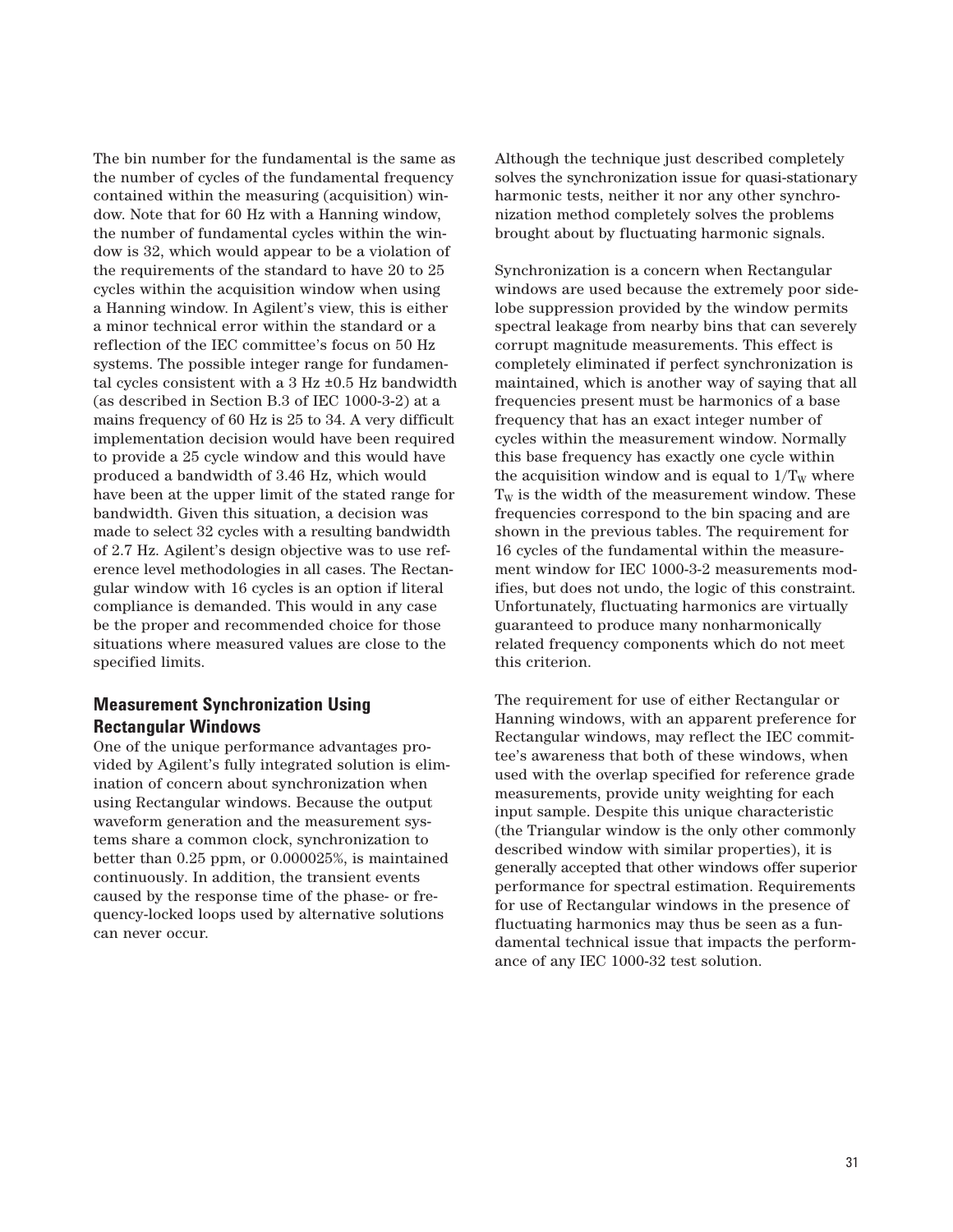The bin number for the fundamental is the same as the number of cycles of the fundamental frequency contained within the measuring (acquisition) window. Note that for 60 Hz with a Hanning window, the number of fundamental cycles within the window is 32, which would appear to be a violation of the requirements of the standard to have 20 to 25 cycles within the acquisition window when using a Hanning window. In Agilent's view, this is either a minor technical error within the standard or a reflection of the IEC committee's focus on 50 Hz systems. The possible integer range for fundamental cycles consistent with a 3 Hz ±0.5 Hz bandwidth (as described in Section B.3 of IEC 1000-3-2) at a mains frequency of 60 Hz is 25 to 34. A very difficult implementation decision would have been required to provide a 25 cycle window and this would have produced a bandwidth of 3.46 Hz, which would have been at the upper limit of the stated range for bandwidth. Given this situation, a decision was made to select 32 cycles with a resulting bandwidth of 2.7 Hz. Agilent's design objective was to use reference level methodologies in all cases. The Rectangular window with 16 cycles is an option if literal compliance is demanded. This would in any case be the proper and recommended choice for those situations where measured values are close to the specified limits.

## Measurement Synchronization Using Rectangular Windows

One of the unique performance advantages provided by Agilent's fully integrated solution is elimination of concern about synchronization when using Rectangular windows. Because the output waveform generation and the measurement systems share a common clock, synchronization to better than 0.25 ppm, or 0.000025%, is maintained continuously. In addition, the transient events caused by the response time of the phase- or frequency-locked loops used by alternative solutions can never occur.

Although the technique just described completely solves the synchronization issue for quasi-stationary harmonic tests, neither it nor any other synchronization method completely solves the problems brought about by fluctuating harmonic signals.

Synchronization is a concern when Rectangular windows are used because the extremely poor sidelobe suppression provided by the window permits spectral leakage from nearby bins that can severely corrupt magnitude measurements. This effect is completely eliminated if perfect synchronization is maintained, which is another way of saying that all frequencies present must be harmonics of a base frequency that has an exact integer number of cycles within the measurement window. Normally this base frequency has exactly one cycle within the acquisition window and is equal to $1/T_W$ where $T_W$ is the width of the measurement window. These frequencies correspond to the bin spacing and are shown in the previous tables. The requirement for 16 cycles of the fundamental within the measurement window for IEC 1000-3-2 measurements modifies, but does not undo, the logic of this constraint. Unfortunately, fluctuating harmonics are virtually guaranteed to produce many nonharmonically related frequency components which do not meet this criterion.

The requirement for use of either Rectangular or Hanning windows, with an apparent preference for Rectangular windows, may reflect the IEC committee's awareness that both of these windows, when used with the overlap specified for reference grade measurements, provide unity weighting for each input sample. Despite this unique characteristic (the Triangular window is the only other commonly described window with similar properties), it is generally accepted that other windows offer superior performance for spectral estimation. Requirements for use of Rectangular windows in the presence of fluctuating harmonics may thus be seen as a fundamental technical issue that impacts the performance of any IEC 1000-32 test solution.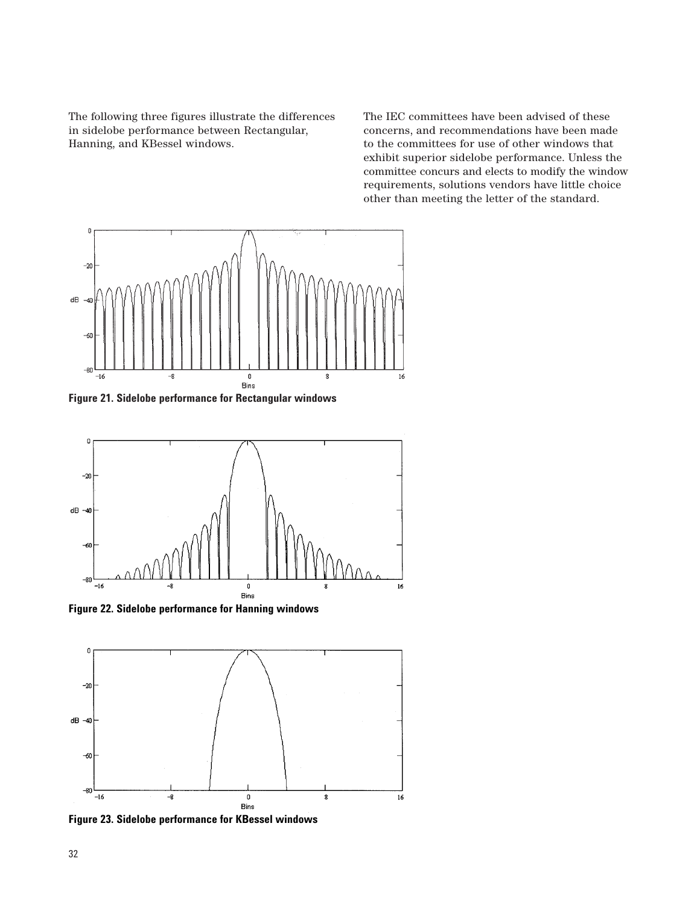The following three figures illustrate the differences in sidelobe performance between Rectangular, Hanning, and KBessel windows.

The IEC committees have been advised of these concerns, and recommendations have been made to the committees for use of other windows that exhibit superior sidelobe performance. Unless the committee concurs and elects to modify the window requirements, solutions vendors have little choice other than meeting the letter of the standard.

**Figure 21. Sidelobe performance for Rectangular windows**

**Figure 22. Sidelobe performance for Hanning windows**

**Figure 23. Sidelobe performance for KBessel windows**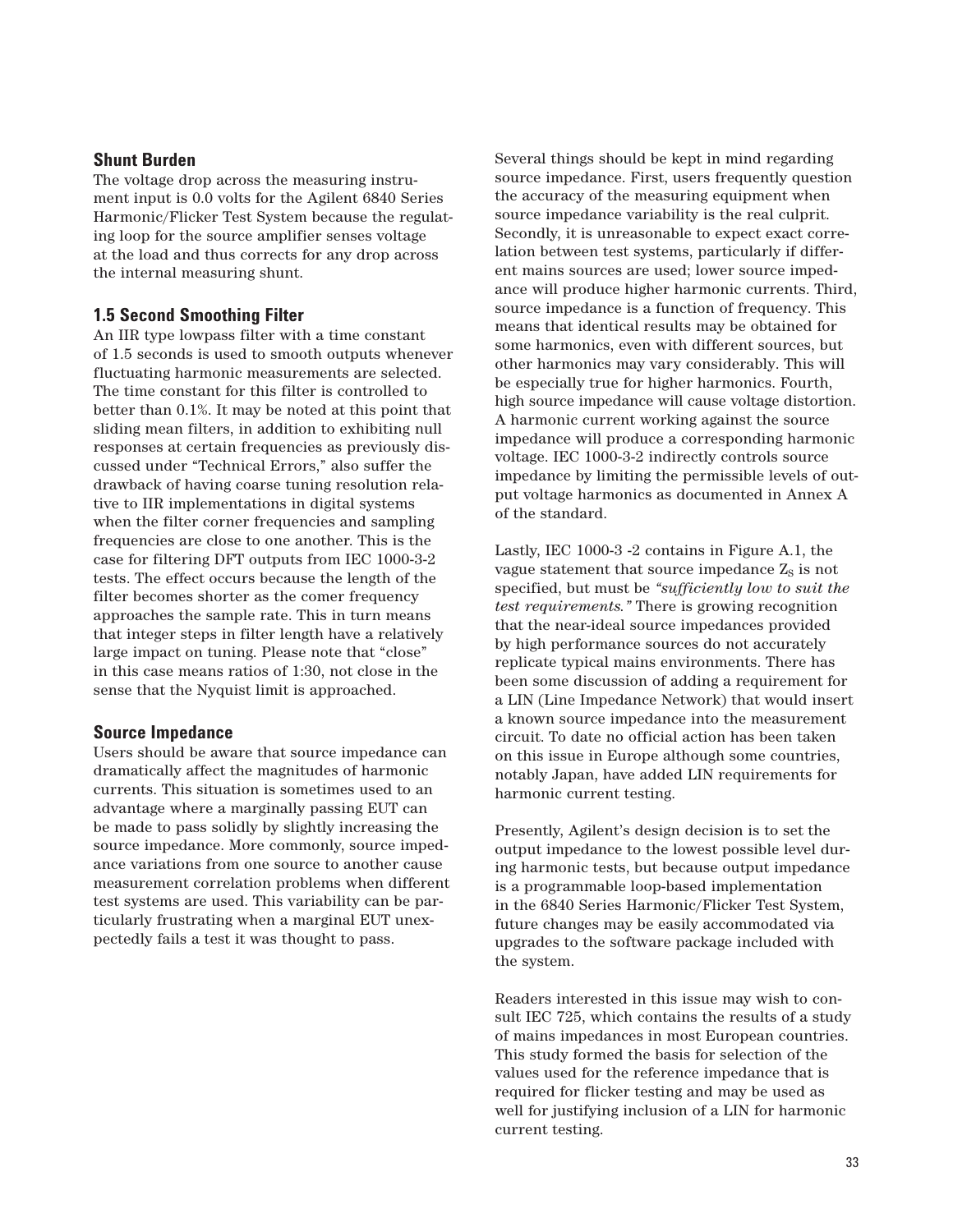### Shunt Burden

The voltage drop across the measuring instrument input is 0.0 volts for the Agilent 6840 Series Harmonic/Flicker Test System because the regulating loop for the source amplifier senses voltage at the load and thus corrects for any drop across the internal measuring shunt.

### 1.5 Second Smoothing Filter

An IIR type lowpass filter with a time constant of 1.5 seconds is used to smooth outputs whenever fluctuating harmonic measurements are selected. The time constant for this filter is controlled to better than 0.1%. It may be noted at this point that sliding mean filters, in addition to exhibiting null responses at certain frequencies as previously discussed under "Technical Errors," also suffer the drawback of having coarse tuning resolution relative to IIR implementations in digital systems when the filter corner frequencies and sampling frequencies are close to one another. This is the case for filtering DFT outputs from IEC 1000-3-2 tests. The effect occurs because the length of the filter becomes shorter as the comer frequency approaches the sample rate. This in turn means that integer steps in filter length have a relatively large impact on tuning. Please note that "close" in this case means ratios of 1:30, not close in the sense that the Nyquist limit is approached.

### Source Impedance

Users should be aware that source impedance can dramatically affect the magnitudes of harmonic currents. This situation is sometimes used to an advantage where a marginally passing EUT can be made to pass solidly by slightly increasing the source impedance. More commonly, source impedance variations from one source to another cause measurement correlation problems when different test systems are used. This variability can be particularly frustrating when a marginal EUT unexpectedly fails a test it was thought to pass.

Several things should be kept in mind regarding source impedance. First, users frequently question the accuracy of the measuring equipment when source impedance variability is the real culprit. Secondly, it is unreasonable to expect exact correlation between test systems, particularly if different mains sources are used; lower source impedance will produce higher harmonic currents. Third, source impedance is a function of frequency. This means that identical results may be obtained for some harmonics, even with different sources, but other harmonics may vary considerably. This will be especially true for higher harmonics. Fourth, high source impedance will cause voltage distortion. A harmonic current working against the source impedance will produce a corresponding harmonic voltage. IEC 1000-3-2 indirectly controls source impedance by limiting the permissible levels of output voltage harmonics as documented in Annex A of the standard.

Lastly, IEC 1000-3 -2 contains in Figure A.1, the vague statement that source impedance $Z_S$ is not specified, but must be *"sufficiently low to suit the test requirements."* There is growing recognition that the near-ideal source impedances provided by high performance sources do not accurately replicate typical mains environments. There has been some discussion of adding a requirement for a LIN (Line Impedance Network) that would insert a known source impedance into the measurement circuit. To date no official action has been taken on this issue in Europe although some countries, notably Japan, have added LIN requirements for harmonic current testing.

Presently, Agilent's design decision is to set the output impedance to the lowest possible level during harmonic tests, but because output impedance is a programmable loop-based implementation in the 6840 Series Harmonic/Flicker Test System, future changes may be easily accommodated via upgrades to the software package included with the system.

Readers interested in this issue may wish to consult IEC 725, which contains the results of a study of mains impedances in most European countries. This study formed the basis for selection of the values used for the reference impedance that is required for flicker testing and may be used as well for justifying inclusion of a LIN for harmonic current testing.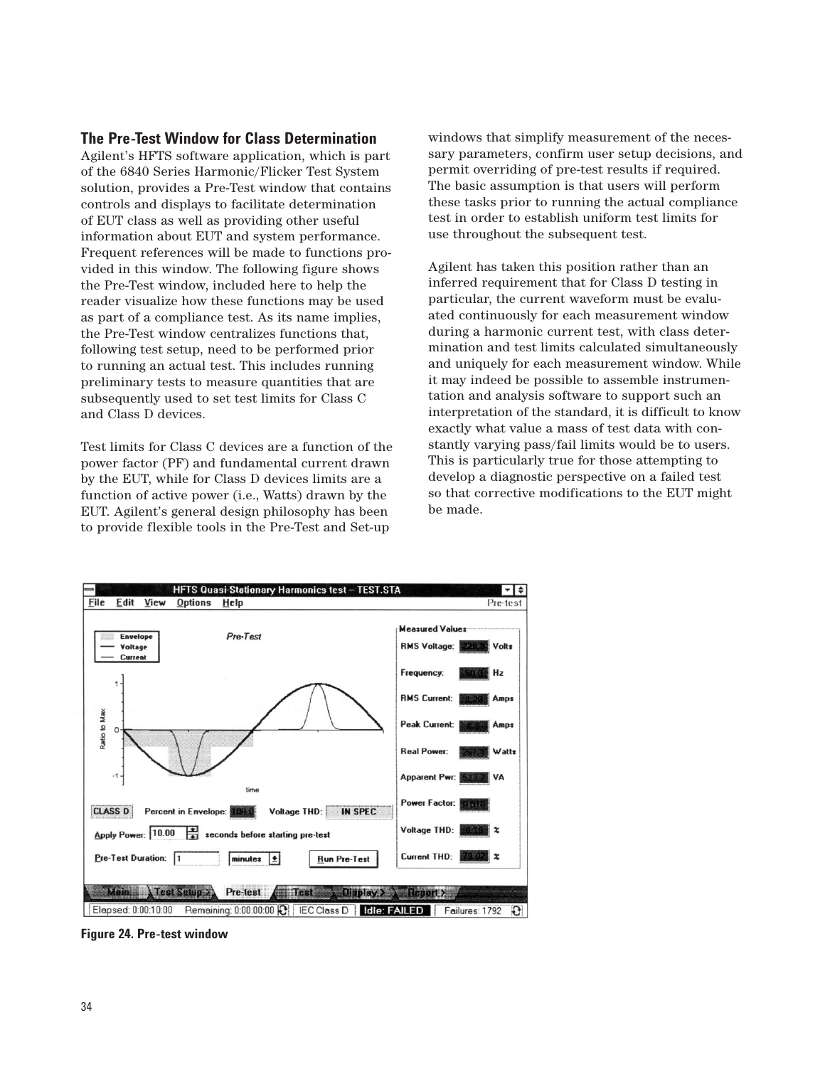## The Pre-Test Window for Class Determination

Agilent's HFTS software application, which is part of the 6840 Series Harmonic/Flicker Test System solution, provides a Pre-Test window that contains controls and displays to facilitate determination of EUT class as well as providing other useful information about EUT and system performance. Frequent references will be made to functions provided in this window. The following figure shows the Pre-Test window, included here to help the reader visualize how these functions may be used as part of a compliance test. As its name implies, the Pre-Test window centralizes functions that, following test setup, need to be performed prior to running an actual test. This includes running preliminary tests to measure quantities that are subsequently used to set test limits for Class C and Class D devices.

Test limits for Class C devices are a function of the power factor (PF) and fundamental current drawn by the EUT, while for Class D devices limits are a function of active power (i.e., Watts) drawn by the EUT. Agilent's general design philosophy has been to provide flexible tools in the Pre-Test and Set-up windows that simplify measurement of the necessary parameters, confirm user setup decisions, and permit overriding of pre-test results if required. The basic assumption is that users will perform these tasks prior to running the actual compliance test in order to establish uniform test limits for use throughout the subsequent test.

Agilent has taken this position rather than an inferred requirement that for Class D testing in particular, the current waveform must be evaluated continuously for each measurement window during a harmonic current test, with class determination and test limits calculated simultaneously and uniquely for each measurement window. While it may indeed be possible to assemble instrumentation and analysis software to support such an interpretation of the standard, it is difficult to know exactly what value a mass of test data with constantly varying pass/fail limits would be to users. This is particularly true for those attempting to develop a diagnostic perspective on a failed test so that corrective modifications to the EUT might be made.

**Figure 24. Pre-test window**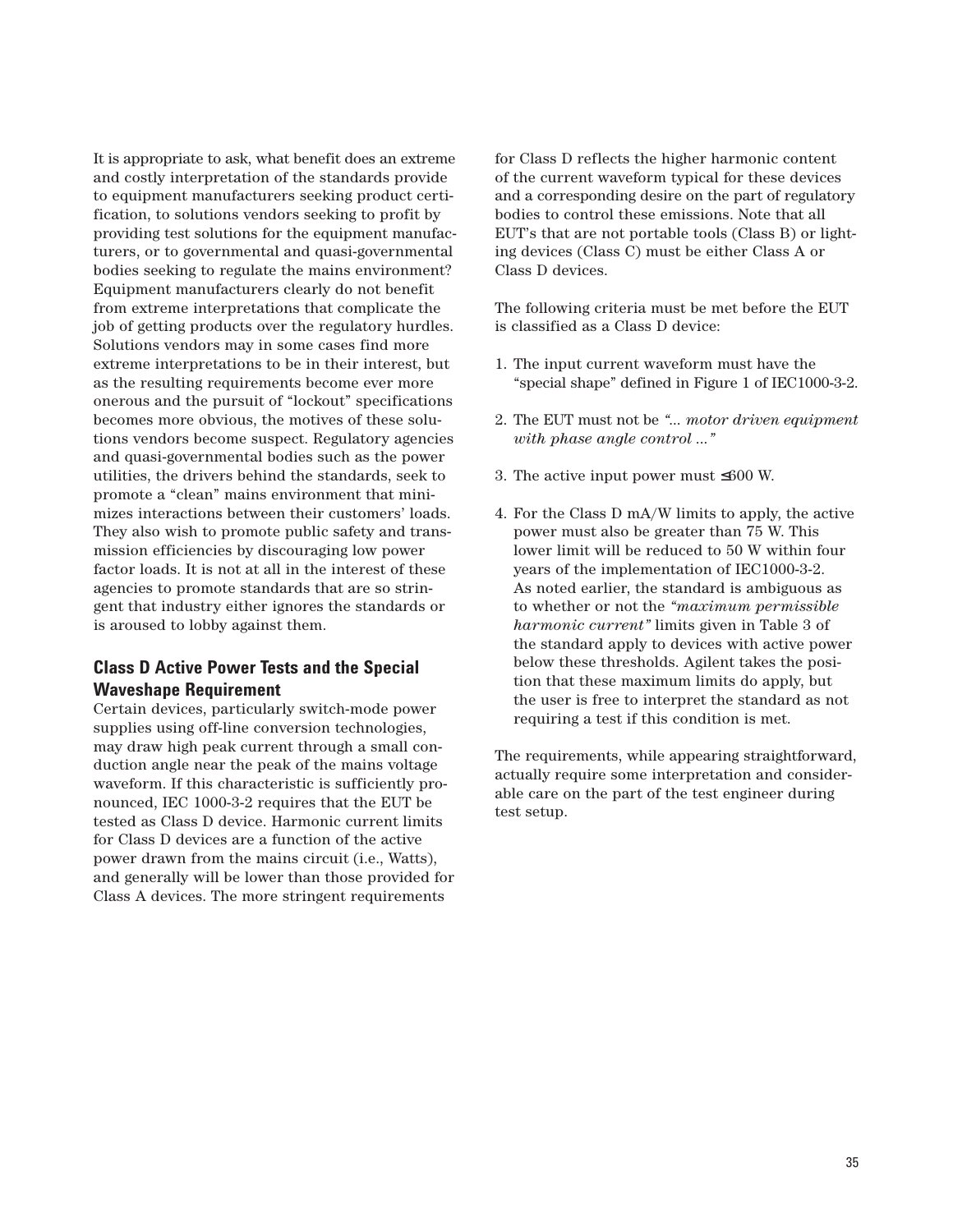It is appropriate to ask, what benefit does an extreme and costly interpretation of the standards provide to equipment manufacturers seeking product certification, to solutions vendors seeking to profit by providing test solutions for the equipment manufacturers, or to governmental and quasi-governmental bodies seeking to regulate the mains environment? Equipment manufacturers clearly do not benefit from extreme interpretations that complicate the job of getting products over the regulatory hurdles. Solutions vendors may in some cases find more extreme interpretations to be in their interest, but as the resulting requirements become ever more onerous and the pursuit of "lockout" specifications becomes more obvious, the motives of these solutions vendors become suspect. Regulatory agencies and quasi-governmental bodies such as the power utilities, the drivers behind the standards, seek to promote a "clean" mains environment that minimizes interactions between their customers' loads. They also wish to promote public safety and transmission efficiencies by discouraging low power factor loads. It is not at all in the interest of these agencies to promote standards that are so stringent that industry either ignores the standards or is aroused to lobby against them.

### Class D Active Power Tests and the Special Waveshape Requirement

Certain devices, particularly switch-mode power supplies using off-line conversion technologies, may draw high peak current through a small conduction angle near the peak of the mains voltage waveform. If this characteristic is sufficiently pronounced, IEC 1000-3-2 requires that the EUT be tested as Class D device. Harmonic current limits for Class D devices are a function of the active power drawn from the mains circuit (i.e., Watts), and generally will be lower than those provided for Class A devices. The more stringent requirements for Class D reflects the higher harmonic content of the current waveform typical for these devices and a corresponding desire on the part of regulatory bodies to control these emissions. Note that all EUT's that are not portable tools (Class B) or lighting devices (Class C) must be either Class A or Class D devices.

The following criteria must be met before the EUT is classified as a Class D device:

1. The input current waveform must have the "special shape" defined in Figure 1 of IEC1000-3-2.
2. The EUT must not be *"... motor driven equipment with phase angle control ..."*
3. The active input power must ≤600 W.
4. For the Class D mA/W limits to apply, the active power must also be greater than 75 W. This lower limit will be reduced to 50 W within four years of the implementation of IEC1000-3-2. As noted earlier, the standard is ambiguous as to whether or not the *"maximum permissible harmonic current"* limits given in Table 3 of the standard apply to devices with active power below these thresholds. Agilent takes the position that these maximum limits do apply, but the user is free to interpret the standard as not requiring a test if this condition is met.

The requirements, while appearing straightforward, actually require some interpretation and considerable care on the part of the test engineer during test setup.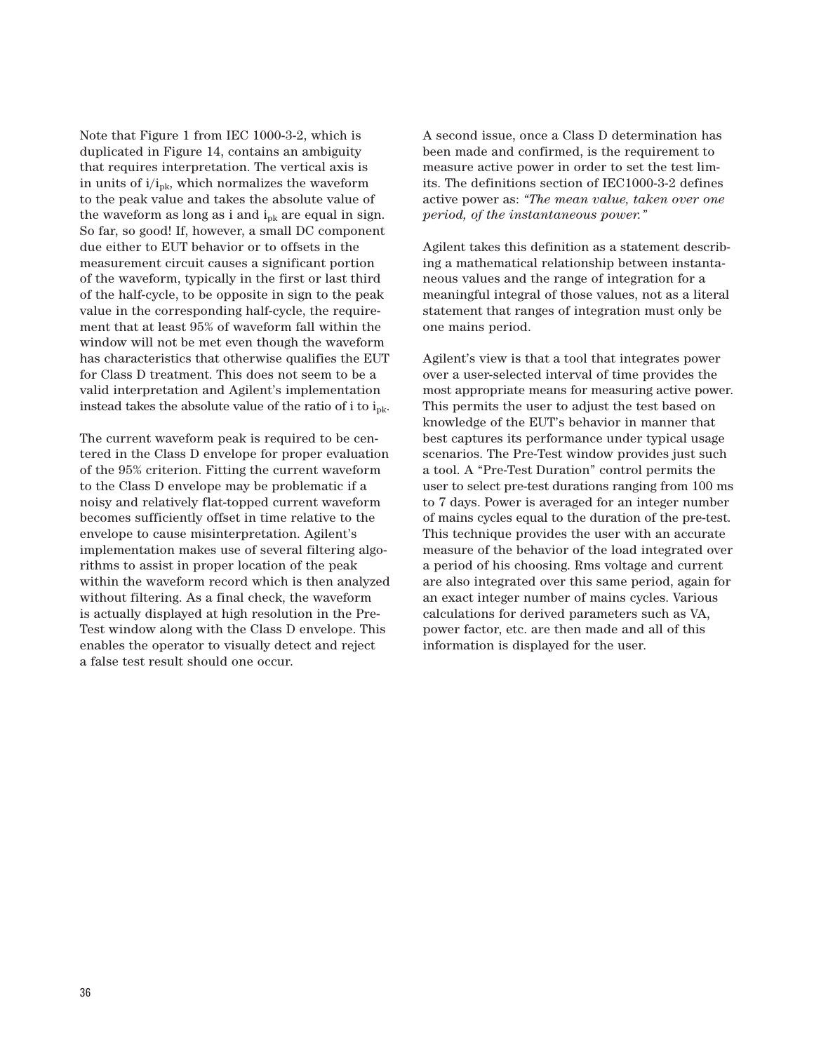Note that Figure 1 from IEC 1000-3-2, which is duplicated in Figure 14, contains an ambiguity that requires interpretation. The vertical axis is in units of $i/i_{pk}$, which normalizes the waveform to the peak value and takes the absolute value of the waveform as long as i and $i_{pk}$ are equal in sign. So far, so good! If, however, a small DC component due either to EUT behavior or to offsets in the measurement circuit causes a significant portion of the waveform, typically in the first or last third of the half-cycle, to be opposite in sign to the peak value in the corresponding half-cycle, the requirement that at least 95% of waveform fall within the window will not be met even though the waveform has characteristics that otherwise qualifies the EUT for Class D treatment. This does not seem to be a valid interpretation and Agilent's implementation instead takes the absolute value of the ratio of i to $i_{pk}$.

The current waveform peak is required to be centered in the Class D envelope for proper evaluation of the 95% criterion. Fitting the current waveform to the Class D envelope may be problematic if a noisy and relatively flat-topped current waveform becomes sufficiently offset in time relative to the envelope to cause misinterpretation. Agilent's implementation makes use of several filtering algorithms to assist in proper location of the peak within the waveform record which is then analyzed without filtering. As a final check, the waveform is actually displayed at high resolution in the Pre-Test window along with the Class D envelope. This enables the operator to visually detect and reject a false test result should one occur.

A second issue, once a Class D determination has been made and confirmed, is the requirement to measure active power in order to set the test limits. The definitions section of IEC1000-3-2 defines active power as: *"The mean value, taken over one period, of the instantaneous power."*

Agilent takes this definition as a statement describing a mathematical relationship between instantaneous values and the range of integration for a meaningful integral of those values, not as a literal statement that ranges of integration must only be one mains period.

Agilent's view is that a tool that integrates power over a user-selected interval of time provides the most appropriate means for measuring active power. This permits the user to adjust the test based on knowledge of the EUT's behavior in manner that best captures its performance under typical usage scenarios. The Pre-Test window provides just such a tool. A "Pre-Test Duration" control permits the user to select pre-test durations ranging from 100 ms to 7 days. Power is averaged for an integer number of mains cycles equal to the duration of the pre-test. This technique provides the user with an accurate measure of the behavior of the load integrated over a period of his choosing. Rms voltage and current are also integrated over this same period, again for an exact integer number of mains cycles. Various calculations for derived parameters such as VA, power factor, etc. are then made and all of this information is displayed for the user.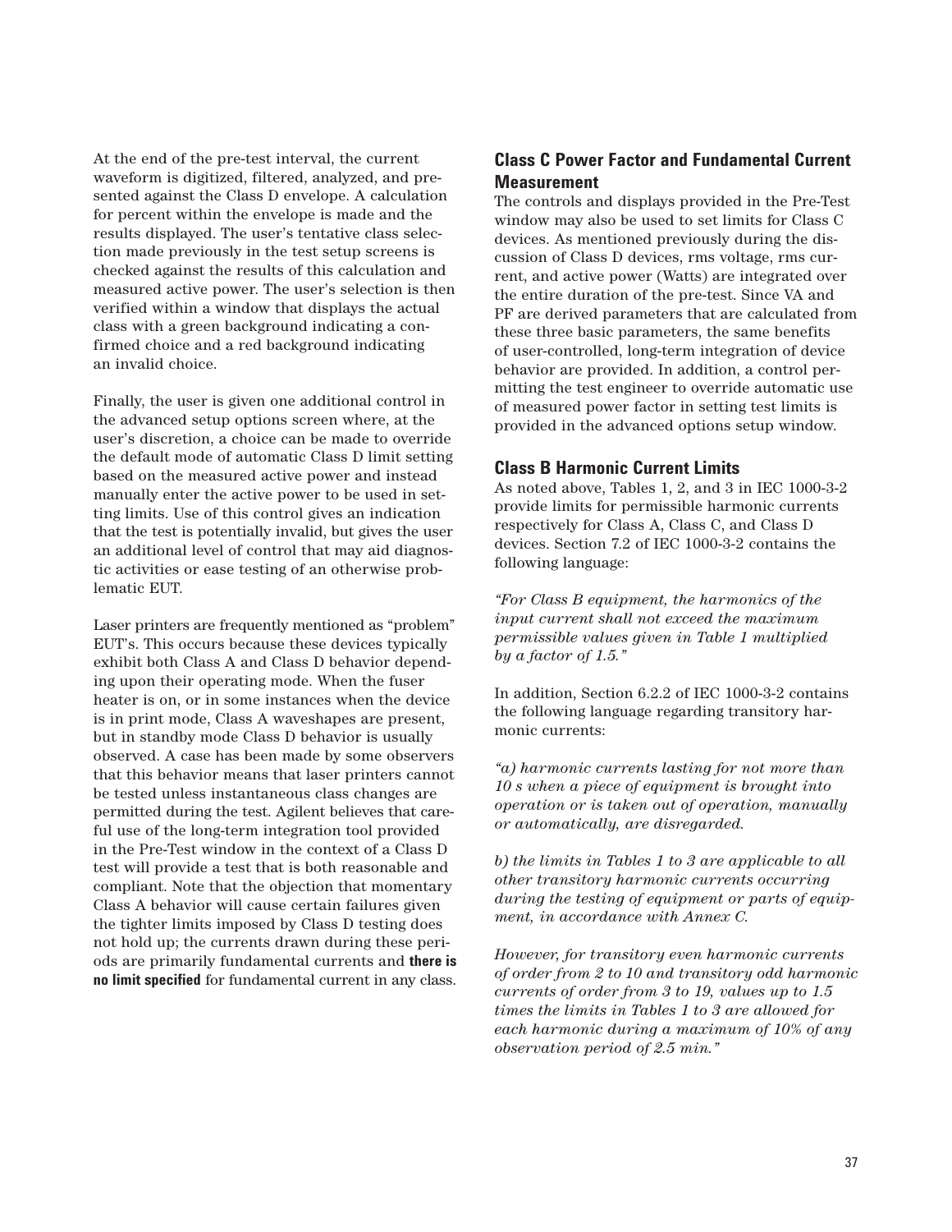At the end of the pre-test interval, the current waveform is digitized, filtered, analyzed, and presented against the Class D envelope. A calculation for percent within the envelope is made and the results displayed. The user's tentative class selection made previously in the test setup screens is checked against the results of this calculation and measured active power. The user's selection is then verified within a window that displays the actual class with a green background indicating a confirmed choice and a red background indicating an invalid choice.

Finally, the user is given one additional control in the advanced setup options screen where, at the user's discretion, a choice can be made to override the default mode of automatic Class D limit setting based on the measured active power and instead manually enter the active power to be used in setting limits. Use of this control gives an indication that the test is potentially invalid, but gives the user an additional level of control that may aid diagnostic activities or ease testing of an otherwise problematic EUT.

Laser printers are frequently mentioned as "problem" EUT's. This occurs because these devices typically exhibit both Class A and Class D behavior depending upon their operating mode. When the fuser heater is on, or in some instances when the device is in print mode, Class A waveshapes are present, but in standby mode Class D behavior is usually observed. A case has been made by some observers that this behavior means that laser printers cannot be tested unless instantaneous class changes are permitted during the test. Agilent believes that careful use of the long-term integration tool provided in the Pre-Test window in the context of a Class D test will provide a test that is both reasonable and compliant. Note that the objection that momentary Class A behavior will cause certain failures given the tighter limits imposed by Class D testing does not hold up; the currents drawn during these periods are primarily fundamental currents and **there is no limit specified** for fundamental current in any class.

## Class C Power Factor and Fundamental Current Measurement

The controls and displays provided in the Pre-Test window may also be used to set limits for Class C devices. As mentioned previously during the discussion of Class D devices, rms voltage, rms current, and active power (Watts) are integrated over the entire duration of the pre-test. Since VA and PF are derived parameters that are calculated from these three basic parameters, the same benefits of user-controlled, long-term integration of device behavior are provided. In addition, a control permitting the test engineer to override automatic use of measured power factor in setting test limits is provided in the advanced options setup window.

## Class B Harmonic Current Limits

As noted above, Tables 1, 2, and 3 in IEC 1000-3-2 provide limits for permissible harmonic currents respectively for Class A, Class C, and Class D devices. Section 7.2 of IEC 1000-3-2 contains the following language:

*"For Class B equipment, the harmonics of the input current shall not exceed the maximum permissible values given in Table 1 multiplied by a factor of 1.5."*

In addition, Section 6.2.2 of IEC 1000-3-2 contains the following language regarding transitory harmonic currents:

*"a) harmonic currents lasting for not more than 10 s when a piece of equipment is brought into operation or is taken out of operation, manually or automatically, are disregarded.*

*b) the limits in Tables 1 to 3 are applicable to all other transitory harmonic currents occurring during the testing of equipment or parts of equipment, in accordance with Annex C.*

*However, for transitory even harmonic currents of order from 2 to 10 and transitory odd harmonic currents of order from 3 to 19, values up to 1.5 times the limits in Tables 1 to 3 are allowed for each harmonic during a maximum of 10% of any observation period of 2.5 min."*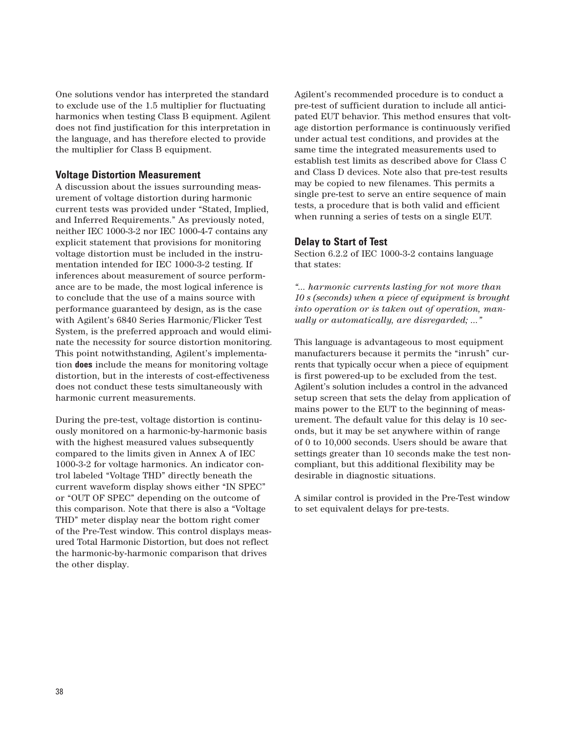One solutions vendor has interpreted the standard to exclude use of the 1.5 multiplier for fluctuating harmonics when testing Class B equipment. Agilent does not find justification for this interpretation in the language, and has therefore elected to provide the multiplier for Class B equipment.

### Voltage Distortion Measurement

A discussion about the issues surrounding measurement of voltage distortion during harmonic current tests was provided under “Stated, Implied, and Inferred Requirements.” As previously noted, neither IEC 1000-3-2 nor IEC 1000-4-7 contains any explicit statement that provisions for monitoring voltage distortion must be included in the instrumentation intended for IEC 1000-3-2 testing. If inferences about measurement of source performance are to be made, the most logical inference is to conclude that the use of a mains source with performance guaranteed by design, as is the case with Agilent’s 6840 Series Harmonic/Flicker Test System, is the preferred approach and would eliminate the necessity for source distortion monitoring. This point notwithstanding, Agilent’s implementation **does** include the means for monitoring voltage distortion, but in the interests of cost-effectiveness does not conduct these tests simultaneously with harmonic current measurements.

During the pre-test, voltage distortion is continuously monitored on a harmonic-by-harmonic basis with the highest measured values subsequently compared to the limits given in Annex A of IEC 1000-3-2 for voltage harmonics. An indicator control labeled “Voltage THD” directly beneath the current waveform display shows either “IN SPEC” or “OUT OF SPEC” depending on the outcome of this comparison. Note that there is also a “Voltage THD” meter display near the bottom right comer of the Pre-Test window. This control displays measured Total Harmonic Distortion, but does not reflect the harmonic-by-harmonic comparison that drives the other display.

Agilent’s recommended procedure is to conduct a pre-test of sufficient duration to include all anticipated EUT behavior. This method ensures that voltage distortion performance is continuously verified under actual test conditions, and provides at the same time the integrated measurements used to establish test limits as described above for Class C and Class D devices. Note also that pre-test results may be copied to new filenames. This permits a single pre-test to serve an entire sequence of main tests, a procedure that is both valid and efficient when running a series of tests on a single EUT.

### Delay to Start of Test

Section 6.2.2 of IEC 1000-3-2 contains language that states:

*“... harmonic currents lasting for not more than 10 s (seconds) when a piece of equipment is brought into operation or is taken out of operation, manually or automatically, are disregarded; ...”*

This language is advantageous to most equipment manufacturers because it permits the “inrush” currents that typically occur when a piece of equipment is first powered-up to be excluded from the test. Agilent’s solution includes a control in the advanced setup screen that sets the delay from application of mains power to the EUT to the beginning of measurement. The default value for this delay is 10 seconds, but it may be set anywhere within of range of 0 to 10,000 seconds. Users should be aware that settings greater than 10 seconds make the test noncompliant, but this additional flexibility may be desirable in diagnostic situations.

A similar control is provided in the Pre-Test window to set equivalent delays for pre-tests.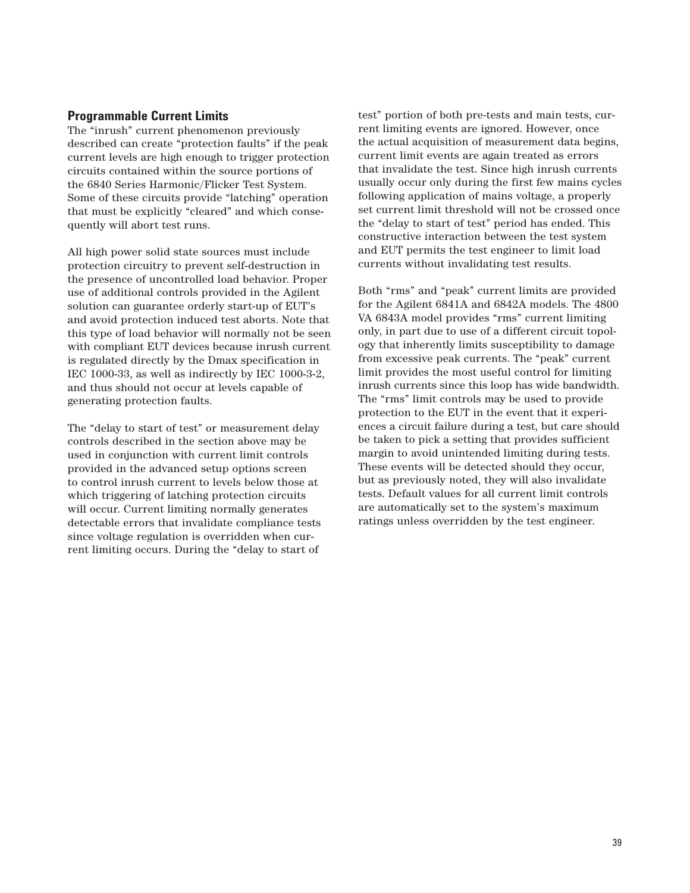### Programmable Current Limits

The "inrush" current phenomenon previously described can create "protection faults" if the peak current levels are high enough to trigger protection circuits contained within the source portions of the 6840 Series Harmonic/Flicker Test System. Some of these circuits provide "latching" operation that must be explicitly "cleared" and which consequently will abort test runs.

All high power solid state sources must include protection circuitry to prevent self-destruction in the presence of uncontrolled load behavior. Proper use of additional controls provided in the Agilent solution can guarantee orderly start-up of EUT's and avoid protection induced test aborts. Note that this type of load behavior will normally not be seen with compliant EUT devices because inrush current is regulated directly by the Dmax specification in IEC 1000-33, as well as indirectly by IEC 1000-3-2, and thus should not occur at levels capable of generating protection faults.

The "delay to start of test" or measurement delay controls described in the section above may be used in conjunction with current limit controls provided in the advanced setup options screen to control inrush current to levels below those at which triggering of latching protection circuits will occur. Current limiting normally generates detectable errors that invalidate compliance tests since voltage regulation is overridden when current limiting occurs. During the "delay to start of test" portion of both pre-tests and main tests, current limiting events are ignored. However, once the actual acquisition of measurement data begins, current limit events are again treated as errors that invalidate the test. Since high inrush currents usually occur only during the first few mains cycles following application of mains voltage, a properly set current limit threshold will not be crossed once the "delay to start of test" period has ended. This constructive interaction between the test system and EUT permits the test engineer to limit load currents without invalidating test results.

Both "rms" and "peak" current limits are provided for the Agilent 6841A and 6842A models. The 4800 VA 6843A model provides "rms" current limiting only, in part due to use of a different circuit topology that inherently limits susceptibility to damage from excessive peak currents. The "peak" current limit provides the most useful control for limiting inrush currents since this loop has wide bandwidth. The "rms" limit controls may be used to provide protection to the EUT in the event that it experiences a circuit failure during a test, but care should be taken to pick a setting that provides sufficient margin to avoid unintended limiting during tests. These events will be detected should they occur, but as previously noted, they will also invalidate tests. Default values for all current limit controls are automatically set to the system's maximum ratings unless overridden by the test engineer.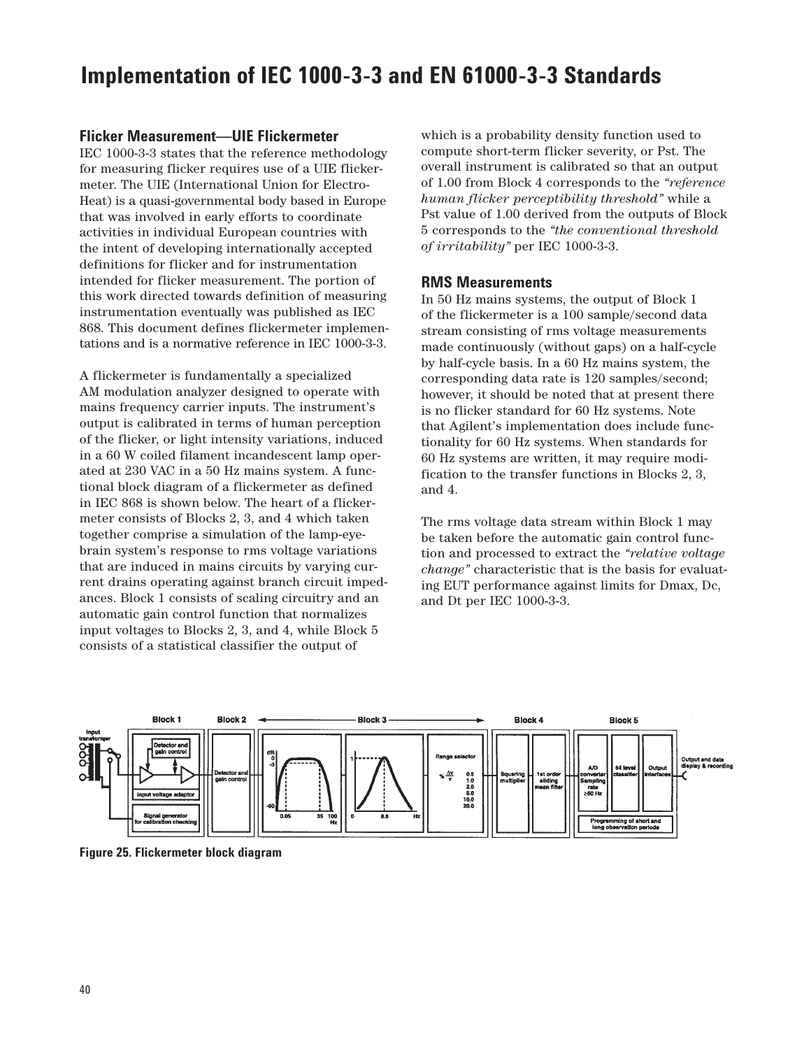# Implementation of IEC 1000-3-3 and EN 61000-3-3 Standards

## Flicker Measurement—UIE Flickermeter

IEC 1000-3-3 states that the reference methodology for measuring flicker requires use of a UIE flickermeter. The UIE (International Union for Electro-Heat) is a quasi-governmental body based in Europe that was involved in early efforts to coordinate activities in individual European countries with the intent of developing internationally accepted definitions for flicker and for instrumentation intended for flicker measurement. The portion of this work directed towards definition of measuring instrumentation eventually was published as IEC 868. This document defines flickermeter implementations and is a normative reference in IEC 1000-3-3.

A flickermeter is fundamentally a specialized AM modulation analyzer designed to operate with mains frequency carrier inputs. The instrument's output is calibrated in terms of human perception of the flicker, or light intensity variations, induced in a 60 W coiled filament incandescent lamp operated at 230 VAC in a 50 Hz mains system. A functional block diagram of a flickermeter as defined in IEC 868 is shown below. The heart of a flickermeter consists of Blocks 2, 3, and 4 which taken together comprise a simulation of the lamp-eye-brain system's response to rms voltage variations that are induced in mains circuits by varying current drains operating against branch circuit impedances. Block 1 consists of scaling circuitry and an automatic gain control function that normalizes input voltages to Blocks 2, 3, and 4, while Block 5 consists of a statistical classifier the output of which is a probability density function used to compute short-term flicker severity, or Pst. The overall instrument is calibrated so that an output of 1.00 from Block 4 corresponds to the *"reference human flicker perceptibility threshold"* while a Pst value of 1.00 derived from the outputs of Block 5 corresponds to the *"the conventional threshold of irritability"* per IEC 1000-3-3.

## RMS Measurements

In 50 Hz mains systems, the output of Block 1 of the flickermeter is a 100 sample/second data stream consisting of rms voltage measurements made continuously (without gaps) on a half-cycle by half-cycle basis. In a 60 Hz mains system, the corresponding data rate is 120 samples/second; however, it should be noted that at present there is no flicker standard for 60 Hz systems. Note that Agilent's implementation does include functionality for 60 Hz systems. When standards for 60 Hz systems are written, it may require modification to the transfer functions in Blocks 2, 3, and 4.

The rms voltage data stream within Block 1 may be taken before the automatic gain control function and processed to extract the *"relative voltage change"* characteristic that is the basis for evaluating EUT performance against limits for Dmax, Dc, and Dt per IEC 1000-3-3.

Figure 25. Flickermeter block diagram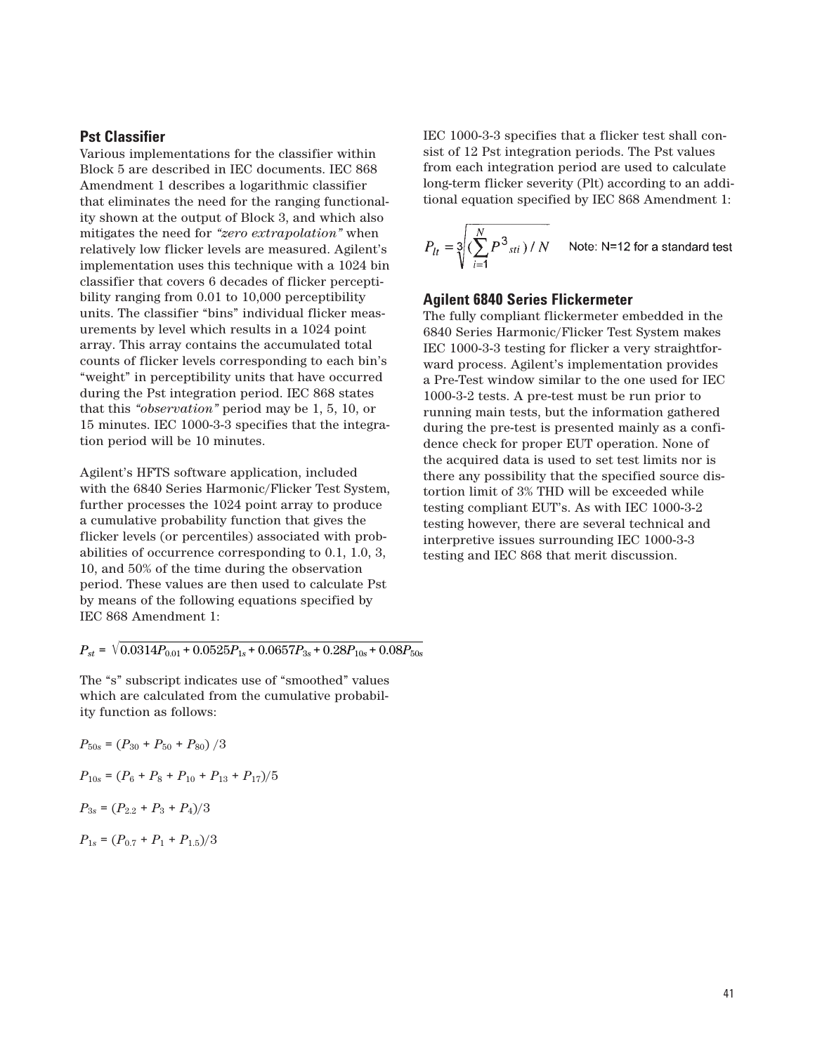## Pst Classifier

Various implementations for the classifier within Block 5 are described in IEC documents. IEC 868 Amendment 1 describes a logarithmic classifier that eliminates the need for the ranging functionality shown at the output of Block 3, and which also mitigates the need for *"zero extrapolation"* when relatively low flicker levels are measured. Agilent's implementation uses this technique with a 1024 bin classifier that covers 6 decades of flicker perceptibility ranging from 0.01 to 10,000 perceptibility units. The classifier "bins" individual flicker measurements by level which results in a 1024 point array. This array contains the accumulated total counts of flicker levels corresponding to each bin's "weight" in perceptibility units that have occurred during the Pst integration period. IEC 868 states that this *"observation"* period may be 1, 5, 10, or 15 minutes. IEC 1000-3-3 specifies that the integration period will be 10 minutes.

Agilent's HFTS software application, included with the 6840 Series Harmonic/Flicker Test System, further processes the 1024 point array to produce a cumulative probability function that gives the flicker levels (or percentiles) associated with probabilities of occurrence corresponding to 0.1, 1.0, 3, 10, and 50% of the time during the observation period. These values are then used to calculate Pst by means of the following equations specified by IEC 868 Amendment 1:

$$P_{st} = \sqrt{0.0314P_{0.01} + 0.0525P_{1s} + 0.0657P_{3s} + 0.28P_{10s} + 0.08P_{50s}}$$

The "s" subscript indicates use of "smoothed" values which are calculated from the cumulative probability function as follows:

$$P_{50s} = (P_{30} + P_{50} + P_{80})/3$$

$$P_{10s} = (P_6 + P_8 + P_{10} + P_{13} + P_{17})/5$$

$$P_{3s} = (P_{2.2} + P_3 + P_4)/3$$

$$P_{1s} = (P_{0.7} + P_1 + P_{1.5})/3$$

IEC 1000-3-3 specifies that a flicker test shall consist of 12 Pst integration periods. The Pst values from each integration period are used to calculate long-term flicker severity (Plt) according to an additional equation specified by IEC 868 Amendment 1:

$$P_{lt} = \sqrt[3]{\left(\sum_{i=1}^{N} P^3_{sti}\right) / N}$$

Note: N=12 for a standard test

## Agilent 6840 Series Flickermeter

The fully compliant flickermeter embedded in the 6840 Series Harmonic/Flicker Test System makes IEC 1000-3-3 testing for flicker a very straightforward process. Agilent's implementation provides a Pre-Test window similar to the one used for IEC 1000-3-2 tests. A pre-test must be run prior to running main tests, but the information gathered during the pre-test is presented mainly as a confidence check for proper EUT operation. None of the acquired data is used to set test limits nor is there any possibility that the specified source distortion limit of 3% THD will be exceeded while testing compliant EUT's. As with IEC 1000-3-2 testing however, there are several technical and interpretive issues surrounding IEC 1000-3-3 testing and IEC 868 that merit discussion.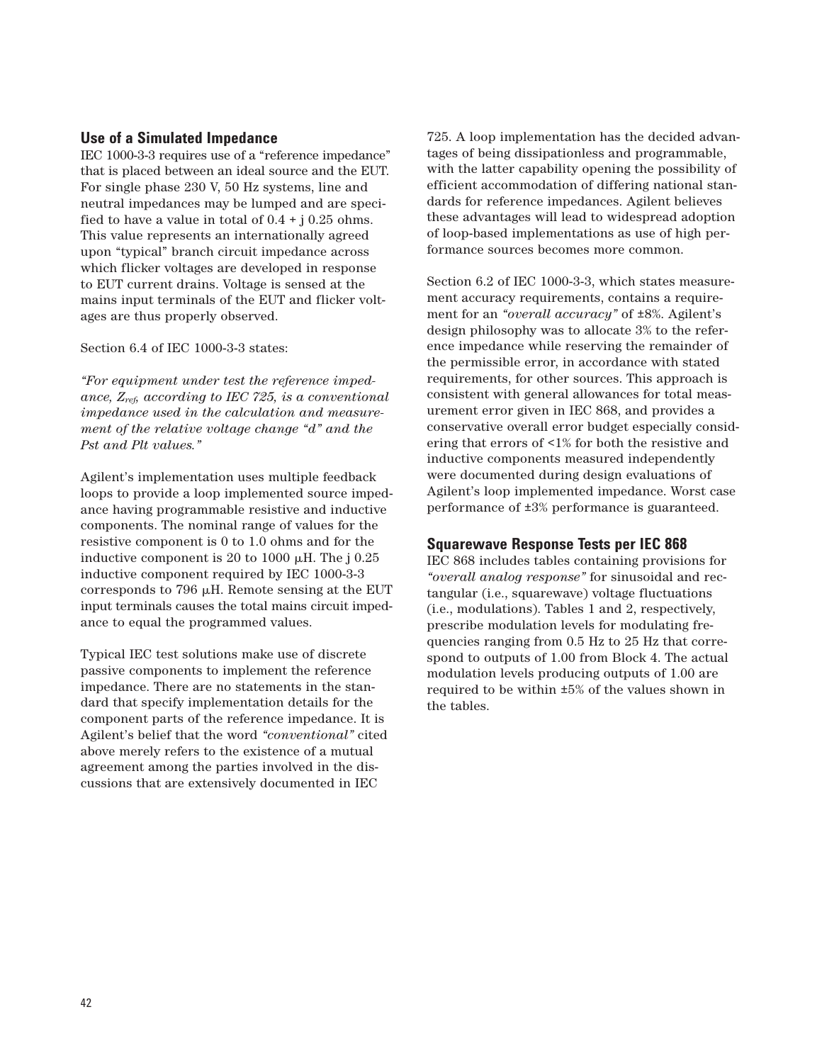## Use of a Simulated Impedance

IEC 1000-3-3 requires use of a “reference impedance” that is placed between an ideal source and the EUT. For single phase 230 V, 50 Hz systems, line and neutral impedances may be lumped and are specified to have a value in total of 0.4 + j 0.25 ohms. This value represents an internationally agreed upon “typical” branch circuit impedance across which flicker voltages are developed in response to EUT current drains. Voltage is sensed at the mains input terminals of the EUT and flicker voltages are thus properly observed.

Section 6.4 of IEC 1000-3-3 states:

*“For equipment under test the reference impedance, $Z_{ref}$, according to IEC 725, is a conventional impedance used in the calculation and measurement of the relative voltage change “d” and the Pst and Plt values.”*

Agilent’s implementation uses multiple feedback loops to provide a loop implemented source impedance having programmable resistive and inductive components. The nominal range of values for the resistive component is 0 to 1.0 ohms and for the inductive component is 20 to 1000 µH. The j 0.25 inductive component required by IEC 1000-3-3 corresponds to 796 µH. Remote sensing at the EUT input terminals causes the total mains circuit impedance to equal the programmed values.

Typical IEC test solutions make use of discrete passive components to implement the reference impedance. There are no statements in the standard that specify implementation details for the component parts of the reference impedance. It is Agilent’s belief that the word *“conventional”* cited above merely refers to the existence of a mutual agreement among the parties involved in the discussions that are extensively documented in IEC 725. A loop implementation has the decided advantages of being dissipationless and programmable, with the latter capability opening the possibility of efficient accommodation of differing national standards for reference impedances. Agilent believes these advantages will lead to widespread adoption of loop-based implementations as use of high performance sources becomes more common.

Section 6.2 of IEC 1000-3-3, which states measurement accuracy requirements, contains a requirement for an *“overall accuracy”* of ±8%. Agilent’s design philosophy was to allocate 3% to the reference impedance while reserving the remainder of the permissible error, in accordance with stated requirements, for other sources. This approach is consistent with general allowances for total measurement error given in IEC 868, and provides a conservative overall error budget especially considering that errors of <1% for both the resistive and inductive components measured independently were documented during design evaluations of Agilent’s loop implemented impedance. Worst case performance of ±3% performance is guaranteed.

## Squarewave Response Tests per IEC 868

IEC 868 includes tables containing provisions for *“overall analog response”* for sinusoidal and rectangular (i.e., squarewave) voltage fluctuations (i.e., modulations). Tables 1 and 2, respectively, prescribe modulation levels for modulating frequencies ranging from 0.5 Hz to 25 Hz that correspond to outputs of 1.00 from Block 4. The actual modulation levels producing outputs of 1.00 are required to be within ±5% of the values shown in the tables.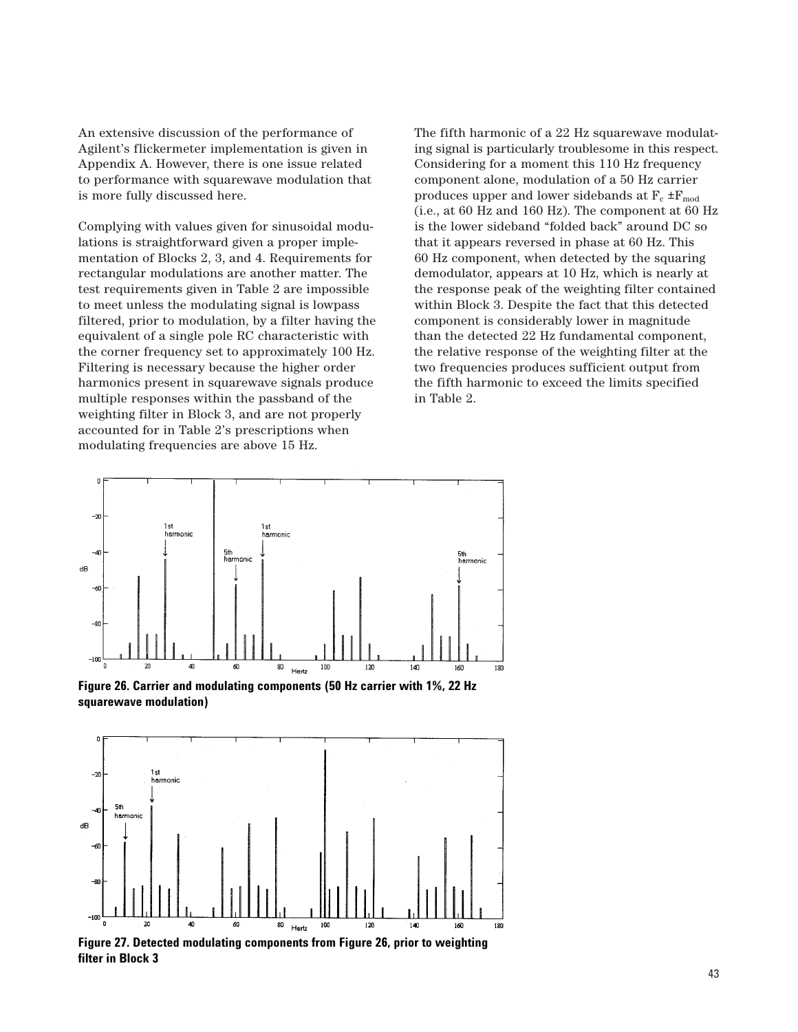An extensive discussion of the performance of Agilent's flickermeter implementation is given in Appendix A. However, there is one issue related to performance with squarewave modulation that is more fully discussed here.

Complying with values given for sinusoidal modulations is straightforward given a proper implementation of Blocks 2, 3, and 4. Requirements for rectangular modulations are another matter. The test requirements given in Table 2 are impossible to meet unless the modulating signal is lowpass filtered, prior to modulation, by a filter having the equivalent of a single pole RC characteristic with the corner frequency set to approximately 100 Hz. Filtering is necessary because the higher order harmonics present in squarewave signals produce multiple responses within the passband of the weighting filter in Block 3, and are not properly accounted for in Table 2's prescriptions when modulating frequencies are above 15 Hz.

The fifth harmonic of a 22 Hz squarewave modulating signal is particularly troublesome in this respect. Considering for a moment this 110 Hz frequency component alone, modulation of a 50 Hz carrier produces upper and lower sidebands at $F_c \pm F_{mod}$ (i.e., at 60 Hz and 160 Hz). The component at 60 Hz is the lower sideband "folded back" around DC so that it appears reversed in phase at 60 Hz. This 60 Hz component, when detected by the squaring demodulator, appears at 10 Hz, which is nearly at the response peak of the weighting filter contained within Block 3. Despite the fact that this detected component is considerably lower in magnitude than the detected 22 Hz fundamental component, the relative response of the weighting filter at the two frequencies produces sufficient output from the fifth harmonic to exceed the limits specified in Table 2.

**Figure 26. Carrier and modulating components (50 Hz carrier with 1%, 22 Hz squarewave modulation)**

**Figure 27. Detected modulating components from Figure 26, prior to weighting filter in Block 3**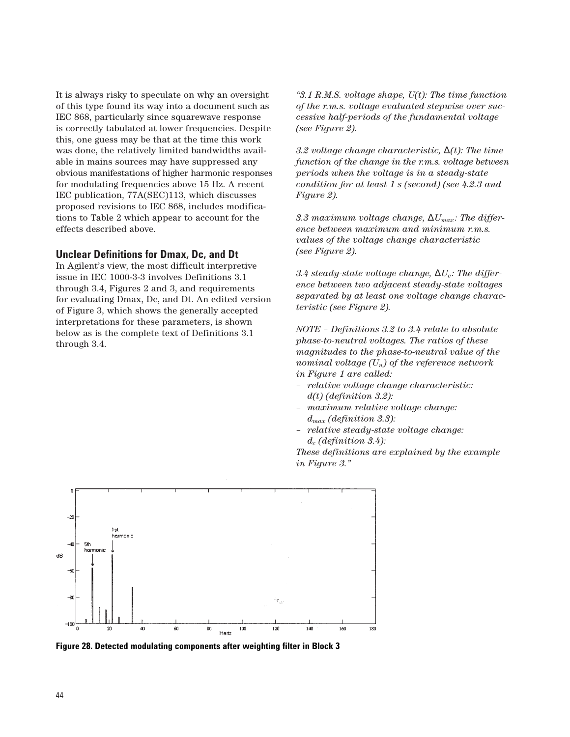It is always risky to speculate on why an oversight of this type found its way into a document such as IEC 868, particularly since squarewave response is correctly tabulated at lower frequencies. Despite this, one guess may be that at the time this work was done, the relatively limited bandwidths available in mains sources may have suppressed any obvious manifestations of higher harmonic responses for modulating frequencies above 15 Hz. A recent IEC publication, 77A(SEC)113, which discusses proposed revisions to IEC 868, includes modifications to Table 2 which appear to account for the effects described above.

### Unclear Definitions for Dmax, Dc, and Dt

In Agilent's view, the most difficult interpretive issue in IEC 1000-3-3 involves Definitions 3.1 through 3.4, Figures 2 and 3, and requirements for evaluating Dmax, Dc, and Dt. An edited version of Figure 3, which shows the generally accepted interpretations for these parameters, is shown below as is the complete text of Definitions 3.1 through 3.4.

*"3.1 R.M.S. voltage shape, U(t): The time function of the r.m.s. voltage evaluated stepwise over successive half-periods of the fundamental voltage (see Figure 2).*

*3.2 voltage change characteristic, Δ(t): The time function of the change in the r.m.s. voltage between periods when the voltage is in a steady-state condition for at least 1 s (second) (see 4.2.3 and Figure 2).*

*3.3 maximum voltage change, $\Delta U_{max}$: The difference between maximum and minimum r.m.s. values of the voltage change characteristic (see Figure 2).*

*3.4 steady-state voltage change, $\Delta U_c$: The difference between two adjacent steady-state voltages separated by at least one voltage change characteristic (see Figure 2).*

*NOTE – Definitions 3.2 to 3.4 relate to absolute phase-to-neutral voltages. The ratios of these magnitudes to the phase-to-neutral value of the nominal voltage ($U_n$) of the reference network in Figure 1 are called:*

- *relative voltage change characteristic: d(t) (definition 3.2):*
- *maximum relative voltage change: $d_{max}$ (definition 3.3):*
- *relative steady-state voltage change: $d_c$ (definition 3.4):*

*These definitions are explained by the example in Figure 3."*

**Figure 28. Detected modulating components after weighting filter in Block 3**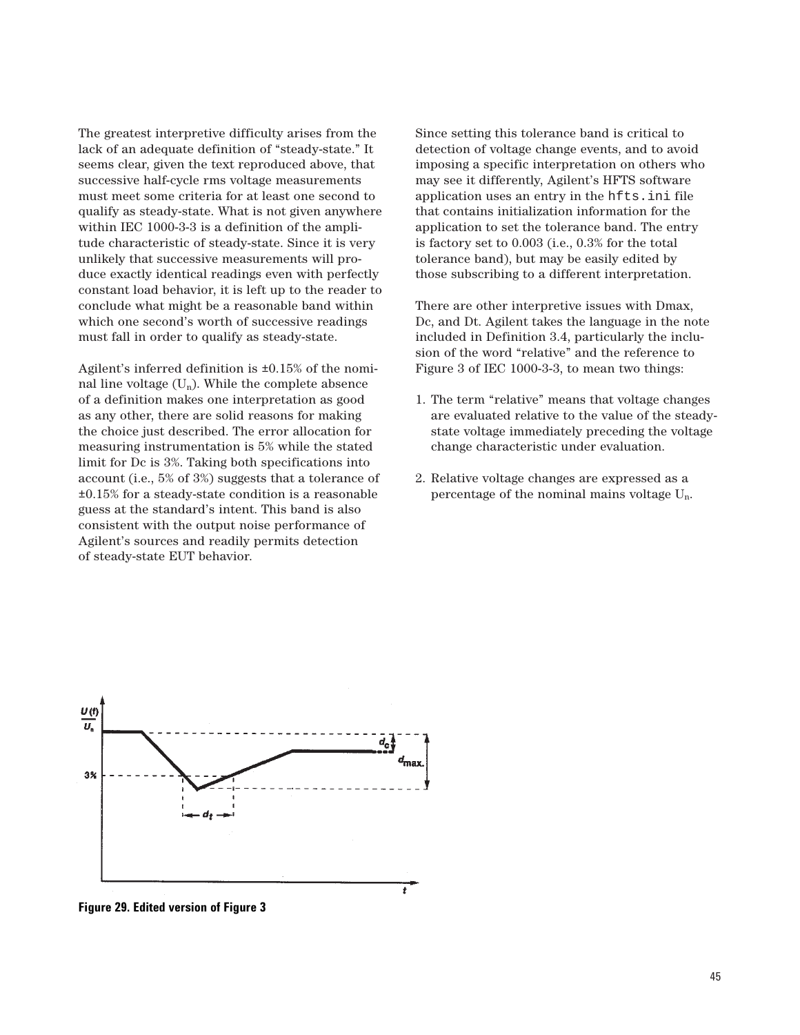The greatest interpretive difficulty arises from the lack of an adequate definition of "steady-state." It seems clear, given the text reproduced above, that successive half-cycle rms voltage measurements must meet some criteria for at least one second to qualify as steady-state. What is not given anywhere within IEC 1000-3-3 is a definition of the amplitude characteristic of steady-state. Since it is very unlikely that successive measurements will produce exactly identical readings even with perfectly constant load behavior, it is left up to the reader to conclude what might be a reasonable band within which one second's worth of successive readings must fall in order to qualify as steady-state.

Agilent's inferred definition is ±0.15% of the nominal line voltage ($U_n$). While the complete absence of a definition makes one interpretation as good as any other, there are solid reasons for making the choice just described. The error allocation for measuring instrumentation is 5% while the stated limit for Dc is 3%. Taking both specifications into account (i.e., 5% of 3%) suggests that a tolerance of ±0.15% for a steady-state condition is a reasonable guess at the standard's intent. This band is also consistent with the output noise performance of Agilent's sources and readily permits detection of steady-state EUT behavior.

Since setting this tolerance band is critical to detection of voltage change events, and to avoid imposing a specific interpretation on others who may see it differently, Agilent's HFTS software application uses an entry in the `hfts.ini` file that contains initialization information for the application to set the tolerance band. The entry is factory set to 0.003 (i.e., 0.3% for the total tolerance band), but may be easily edited by those subscribing to a different interpretation.

There are other interpretive issues with Dmax, Dc, and Dt. Agilent takes the language in the note included in Definition 3.4, particularly the inclusion of the word "relative" and the reference to Figure 3 of IEC 1000-3-3, to mean two things:

1. The term "relative" means that voltage changes are evaluated relative to the value of the steady-state voltage immediately preceding the voltage change characteristic under evaluation.
2. Relative voltage changes are expressed as a percentage of the nominal mains voltage $U_n$.

**Figure 29. Edited version of Figure 3**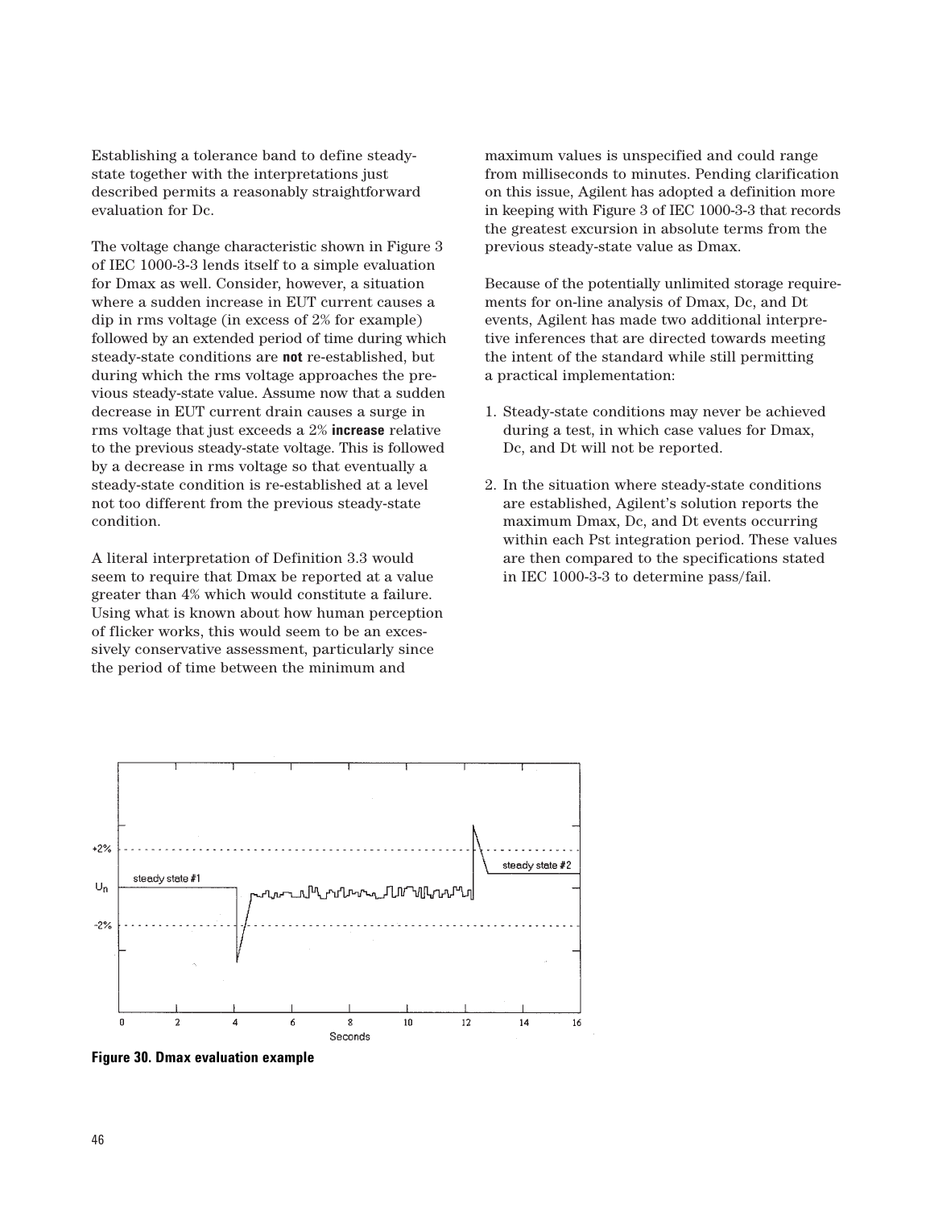Establishing a tolerance band to define steady-state together with the interpretations just described permits a reasonably straightforward evaluation for Dc.

The voltage change characteristic shown in Figure 3 of IEC 1000-3-3 lends itself to a simple evaluation for Dmax as well. Consider, however, a situation where a sudden increase in EUT current causes a dip in rms voltage (in excess of 2% for example) followed by an extended period of time during which steady-state conditions are **not** re-established, but during which the rms voltage approaches the previous steady-state value. Assume now that a sudden decrease in EUT current drain causes a surge in rms voltage that just exceeds a 2% **increase** relative to the previous steady-state voltage. This is followed by a decrease in rms voltage so that eventually a steady-state condition is re-established at a level not too different from the previous steady-state condition.

A literal interpretation of Definition 3.3 would seem to require that Dmax be reported at a value greater than 4% which would constitute a failure. Using what is known about how human perception of flicker works, this would seem to be an excessively conservative assessment, particularly since the period of time between the minimum and maximum values is unspecified and could range from milliseconds to minutes. Pending clarification on this issue, Agilent has adopted a definition more in keeping with Figure 3 of IEC 1000-3-3 that records the greatest excursion in absolute terms from the previous steady-state value as Dmax.

Because of the potentially unlimited storage requirements for on-line analysis of Dmax, Dc, and Dt events, Agilent has made two additional interpretive inferences that are directed towards meeting the intent of the standard while still permitting a practical implementation:

1. Steady-state conditions may never be achieved during a test, in which case values for Dmax, Dc, and Dt will not be reported.
2. In the situation where steady-state conditions are established, Agilent's solution reports the maximum Dmax, Dc, and Dt events occurring within each Pst integration period. These values are then compared to the specifications stated in IEC 1000-3-3 to determine pass/fail.

**Figure 30. Dmax evaluation example**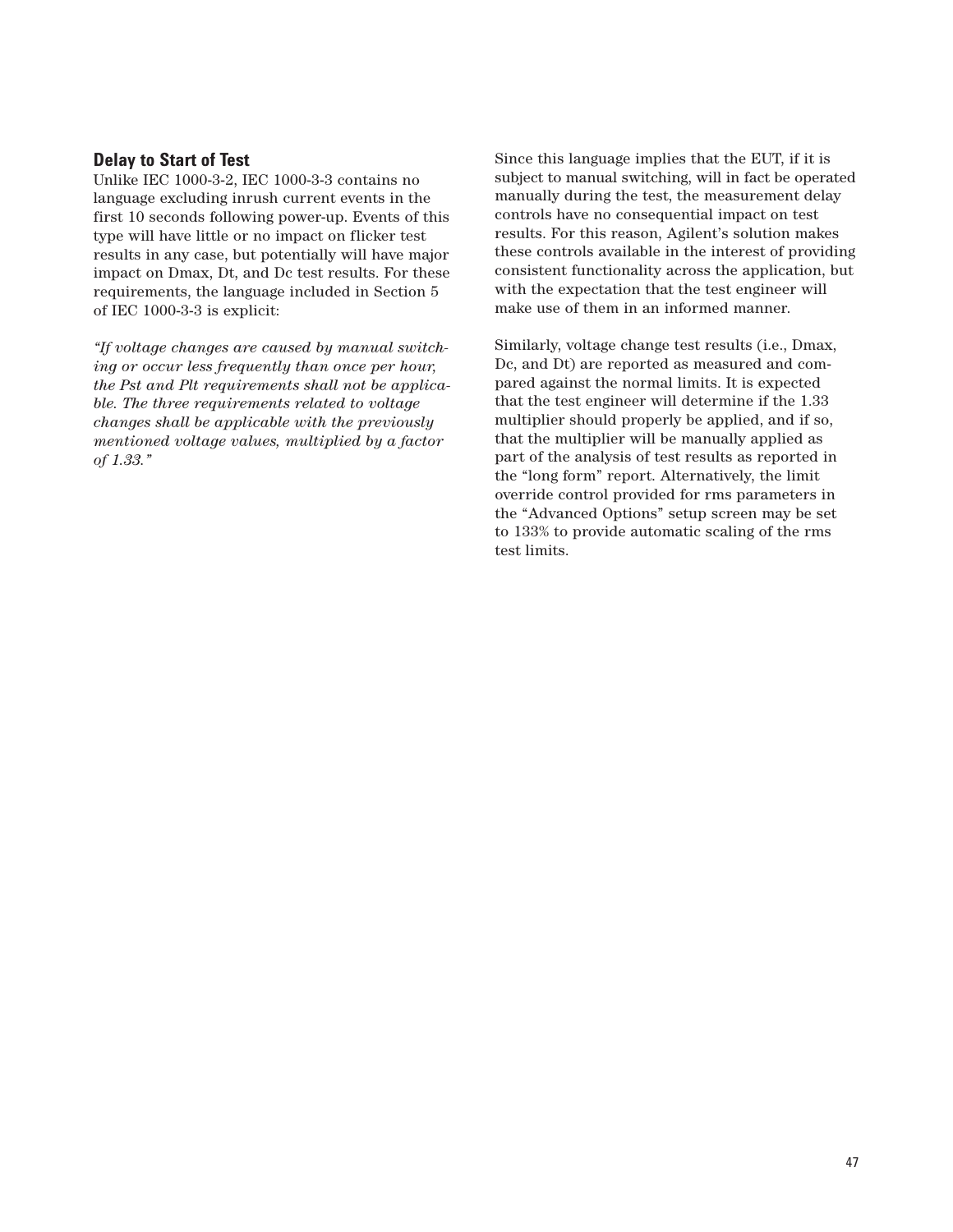### Delay to Start of Test

Unlike IEC 1000-3-2, IEC 1000-3-3 contains no language excluding inrush current events in the first 10 seconds following power-up. Events of this type will have little or no impact on flicker test results in any case, but potentially will have major impact on Dmax, Dt, and Dc test results. For these requirements, the language included in Section 5 of IEC 1000-3-3 is explicit:

*"If voltage changes are caused by manual switching or occur less frequently than once per hour, the Pst and Plt requirements shall not be applicable. The three requirements related to voltage changes shall be applicable with the previously mentioned voltage values, multiplied by a factor of 1.33."*

Since this language implies that the EUT, if it is subject to manual switching, will in fact be operated manually during the test, the measurement delay controls have no consequential impact on test results. For this reason, Agilent's solution makes these controls available in the interest of providing consistent functionality across the application, but with the expectation that the test engineer will make use of them in an informed manner.

Similarly, voltage change test results (i.e., Dmax, Dc, and Dt) are reported as measured and compared against the normal limits. It is expected that the test engineer will determine if the 1.33 multiplier should properly be applied, and if so, that the multiplier will be manually applied as part of the analysis of test results as reported in the "long form" report. Alternatively, the limit override control provided for rms parameters in the "Advanced Options" setup screen may be set to 133% to provide automatic scaling of the rms test limits.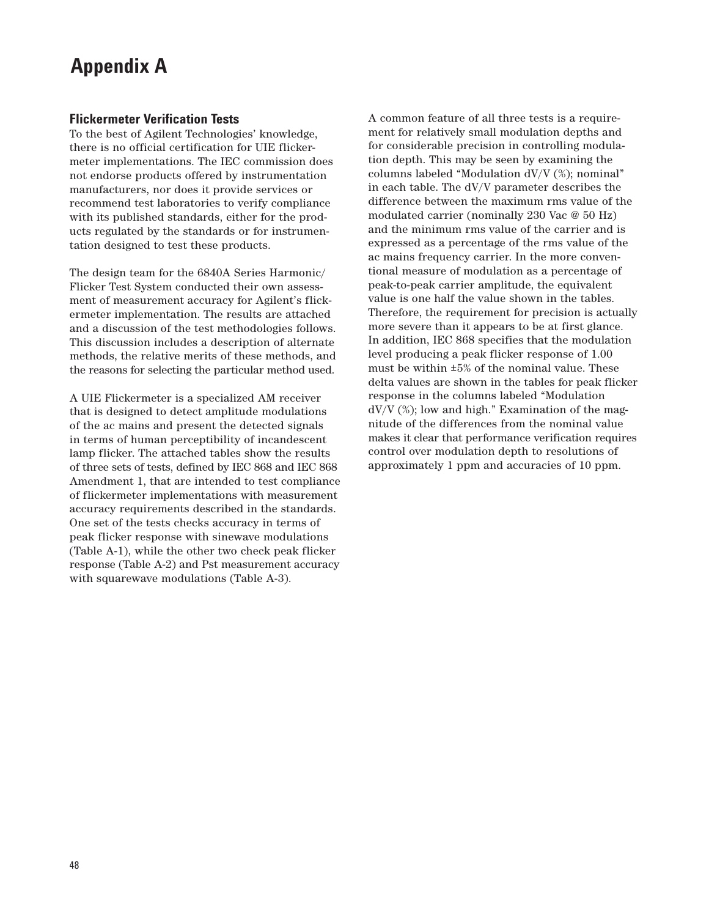# Appendix A

## Flickermeter Verification Tests

To the best of Agilent Technologies' knowledge, there is no official certification for UIE flickermeter implementations. The IEC commission does not endorse products offered by instrumentation manufacturers, nor does it provide services or recommend test laboratories to verify compliance with its published standards, either for the products regulated by the standards or for instrumentation designed to test these products.

The design team for the 6840A Series Harmonic/Flicker Test System conducted their own assessment of measurement accuracy for Agilent's flickermeter implementation. The results are attached and a discussion of the test methodologies follows. This discussion includes a description of alternate methods, the relative merits of these methods, and the reasons for selecting the particular method used.

A UIE Flickermeter is a specialized AM receiver that is designed to detect amplitude modulations of the ac mains and present the detected signals in terms of human perceptibility of incandescent lamp flicker. The attached tables show the results of three sets of tests, defined by IEC 868 and IEC 868 Amendment 1, that are intended to test compliance of flickermeter implementations with measurement accuracy requirements described in the standards. One set of the tests checks accuracy in terms of peak flicker response with sinewave modulations (Table A-1), while the other two check peak flicker response (Table A-2) and Pst measurement accuracy with squarewave modulations (Table A-3).

A common feature of all three tests is a requirement for relatively small modulation depths and for considerable precision in controlling modulation depth. This may be seen by examining the columns labeled "Modulation dV/V (%); nominal" in each table. The dV/V parameter describes the difference between the maximum rms value of the modulated carrier (nominally 230 Vac @ 50 Hz) and the minimum rms value of the carrier and is expressed as a percentage of the rms value of the ac mains frequency carrier. In the more conventional measure of modulation as a percentage of peak-to-peak carrier amplitude, the equivalent value is one half the value shown in the tables. Therefore, the requirement for precision is actually more severe than it appears to be at first glance. In addition, IEC 868 specifies that the modulation level producing a peak flicker response of 1.00 must be within ±5% of the nominal value. These delta values are shown in the tables for peak flicker response in the columns labeled "Modulation dV/V (%); low and high." Examination of the magnitude of the differences from the nominal value makes it clear that performance verification requires control over modulation depth to resolutions of approximately 1 ppm and accuracies of 10 ppm.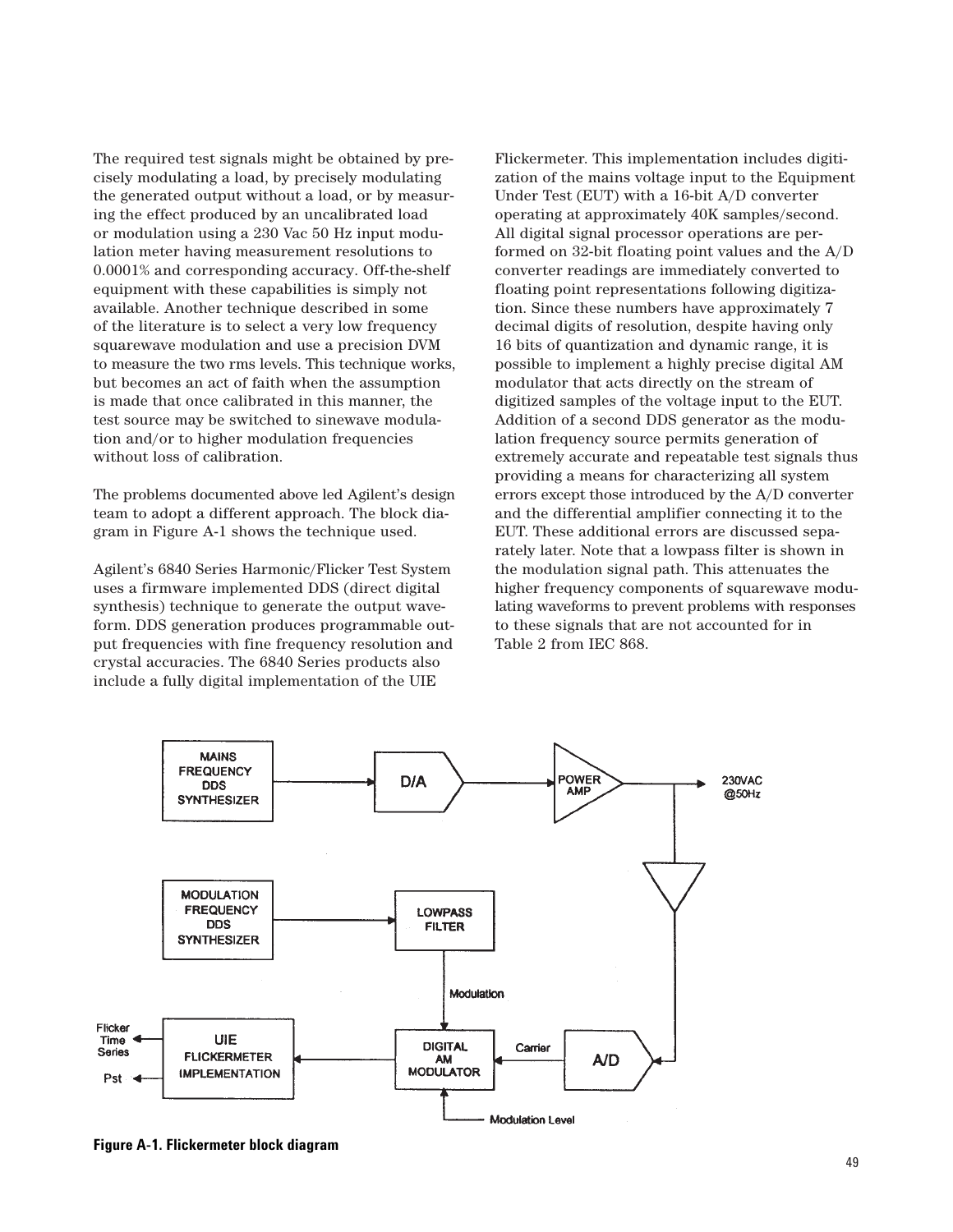The required test signals might be obtained by precisely modulating a load, by precisely modulating the generated output without a load, or by measuring the effect produced by an uncalibrated load or modulation using a 230 Vac 50 Hz input modulation meter having measurement resolutions to 0.0001% and corresponding accuracy. Off-the-shelf equipment with these capabilities is simply not available. Another technique described in some of the literature is to select a very low frequency squarewave modulation and use a precision DVM to measure the two rms levels. This technique works, but becomes an act of faith when the assumption is made that once calibrated in this manner, the test source may be switched to sinewave modulation and/or to higher modulation frequencies without loss of calibration.

The problems documented above led Agilent's design team to adopt a different approach. The block diagram in Figure A-1 shows the technique used.

Agilent's 6840 Series Harmonic/Flicker Test System uses a firmware implemented DDS (direct digital synthesis) technique to generate the output waveform. DDS generation produces programmable output frequencies with fine frequency resolution and crystal accuracies. The 6840 Series products also include a fully digital implementation of the UIE Flickermeter. This implementation includes digitization of the mains voltage input to the Equipment Under Test (EUT) with a 16-bit A/D converter operating at approximately 40K samples/second. All digital signal processor operations are performed on 32-bit floating point values and the A/D converter readings are immediately converted to floating point representations following digitization. Since these numbers have approximately 7 decimal digits of resolution, despite having only 16 bits of quantization and dynamic range, it is possible to implement a highly precise digital AM modulator that acts directly on the stream of digitized samples of the voltage input to the EUT. Addition of a second DDS generator as the modulation frequency source permits generation of extremely accurate and repeatable test signals thus providing a means for characterizing all system errors except those introduced by the A/D converter and the differential amplifier connecting it to the EUT. These additional errors are discussed separately later. Note that a lowpass filter is shown in the modulation signal path. This attenuates the higher frequency components of squarewave modulating waveforms to prevent problems with responses to these signals that are not accounted for in Table 2 from IEC 868.

MAINS FREQUENCY DDS SYNTHESIZER → D/A → POWER AMP → 230VAC @50Hz

MODULATION FREQUENCY DDS SYNTHESIZER → LOWPASS FILTER → Modulation → DIGITAL AM MODULATOR

A/D → Carrier → DIGITAL AM MODULATOR ← Modulation Level

DIGITAL AM MODULATOR → UIE FLICKERMETER IMPLEMENTATION → Flicker Time Series, Pst

**Figure A-1. Flickermeter block diagram**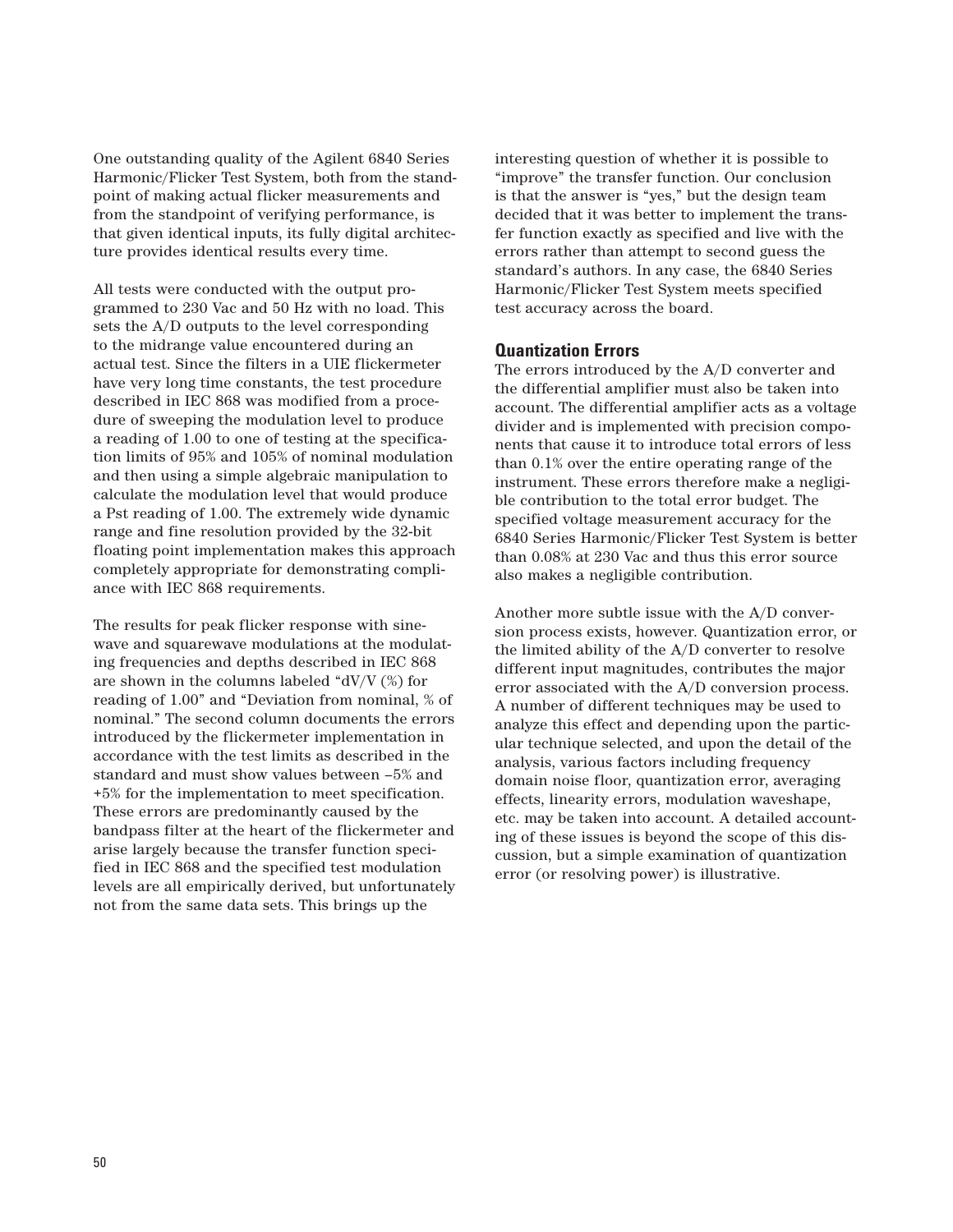One outstanding quality of the Agilent 6840 Series Harmonic/Flicker Test System, both from the standpoint of making actual flicker measurements and from the standpoint of verifying performance, is that given identical inputs, its fully digital architecture provides identical results every time.

All tests were conducted with the output programmed to 230 Vac and 50 Hz with no load. This sets the A/D outputs to the level corresponding to the midrange value encountered during an actual test. Since the filters in a UIE flickermeter have very long time constants, the test procedure described in IEC 868 was modified from a procedure of sweeping the modulation level to produce a reading of 1.00 to one of testing at the specification limits of 95% and 105% of nominal modulation and then using a simple algebraic manipulation to calculate the modulation level that would produce a Pst reading of 1.00. The extremely wide dynamic range and fine resolution provided by the 32-bit floating point implementation makes this approach completely appropriate for demonstrating compliance with IEC 868 requirements.

The results for peak flicker response with sinewave and squarewave modulations at the modulating frequencies and depths described in IEC 868 are shown in the columns labeled "dV/V (%) for reading of 1.00" and "Deviation from nominal, % of nominal." The second column documents the errors introduced by the flickermeter implementation in accordance with the test limits as described in the standard and must show values between –5% and +5% for the implementation to meet specification. These errors are predominantly caused by the bandpass filter at the heart of the flickermeter and arise largely because the transfer function specified in IEC 868 and the specified test modulation levels are all empirically derived, but unfortunately not from the same data sets. This brings up the interesting question of whether it is possible to "improve" the transfer function. Our conclusion is that the answer is "yes," but the design team decided that it was better to implement the transfer function exactly as specified and live with the errors rather than attempt to second guess the standard's authors. In any case, the 6840 Series Harmonic/Flicker Test System meets specified test accuracy across the board.

### Quantization Errors

The errors introduced by the A/D converter and the differential amplifier must also be taken into account. The differential amplifier acts as a voltage divider and is implemented with precision components that cause it to introduce total errors of less than 0.1% over the entire operating range of the instrument. These errors therefore make a negligible contribution to the total error budget. The specified voltage measurement accuracy for the 6840 Series Harmonic/Flicker Test System is better than 0.08% at 230 Vac and thus this error source also makes a negligible contribution.

Another more subtle issue with the A/D conversion process exists, however. Quantization error, or the limited ability of the A/D converter to resolve different input magnitudes, contributes the major error associated with the A/D conversion process. A number of different techniques may be used to analyze this effect and depending upon the particular technique selected, and upon the detail of the analysis, various factors including frequency domain noise floor, quantization error, averaging effects, linearity errors, modulation waveshape, etc. may be taken into account. A detailed accounting of these issues is beyond the scope of this discussion, but a simple examination of quantization error (or resolving power) is illustrative.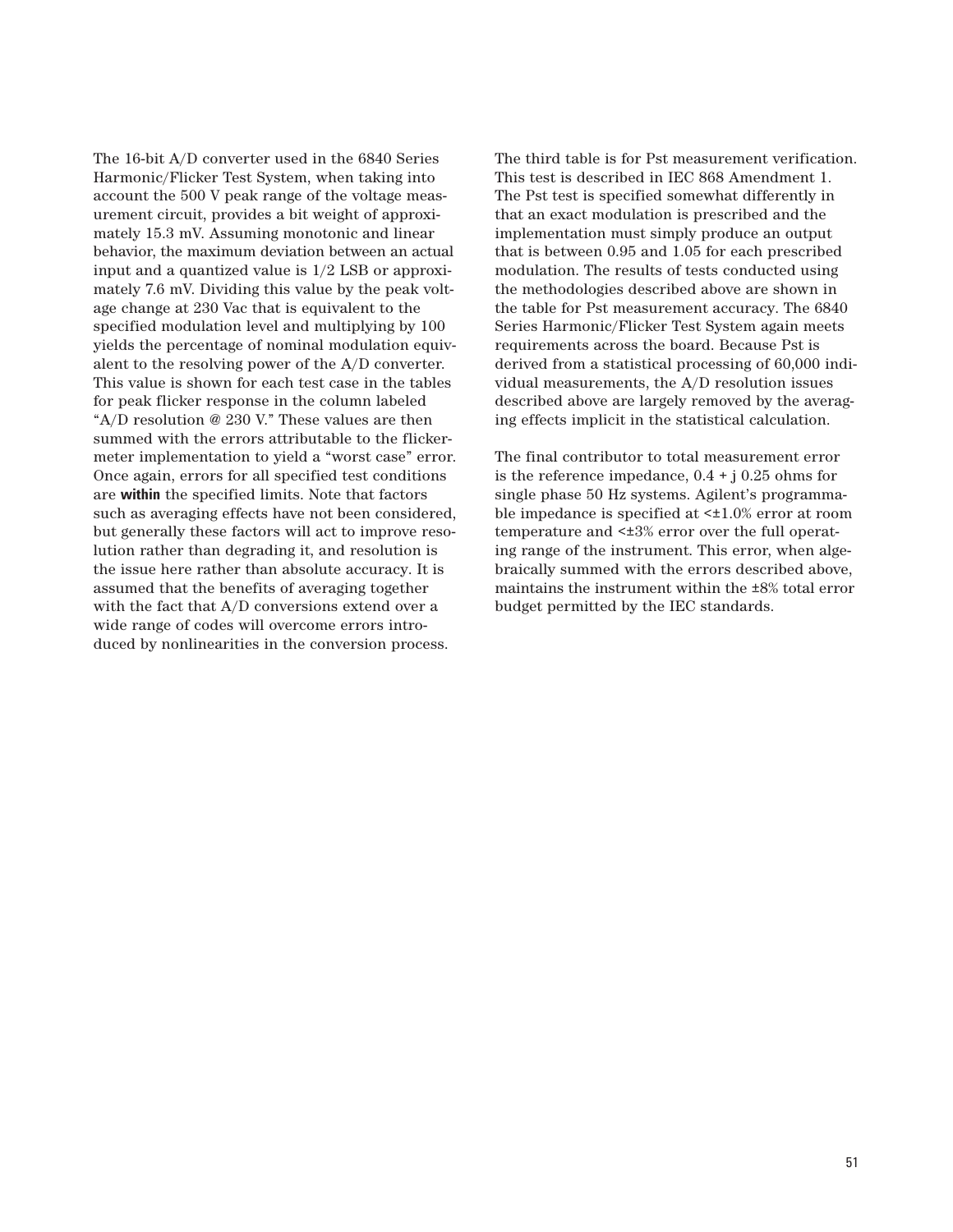The 16-bit A/D converter used in the 6840 Series Harmonic/Flicker Test System, when taking into account the 500 V peak range of the voltage measurement circuit, provides a bit weight of approximately 15.3 mV. Assuming monotonic and linear behavior, the maximum deviation between an actual input and a quantized value is 1/2 LSB or approximately 7.6 mV. Dividing this value by the peak voltage change at 230 Vac that is equivalent to the specified modulation level and multiplying by 100 yields the percentage of nominal modulation equivalent to the resolving power of the A/D converter. This value is shown for each test case in the tables for peak flicker response in the column labeled "A/D resolution @ 230 V." These values are then summed with the errors attributable to the flickermeter implementation to yield a "worst case" error. Once again, errors for all specified test conditions are **within** the specified limits. Note that factors such as averaging effects have not been considered, but generally these factors will act to improve resolution rather than degrading it, and resolution is the issue here rather than absolute accuracy. It is assumed that the benefits of averaging together with the fact that A/D conversions extend over a wide range of codes will overcome errors introduced by nonlinearities in the conversion process.

The third table is for Pst measurement verification. This test is described in IEC 868 Amendment 1. The Pst test is specified somewhat differently in that an exact modulation is prescribed and the implementation must simply produce an output that is between 0.95 and 1.05 for each prescribed modulation. The results of tests conducted using the methodologies described above are shown in the table for Pst measurement accuracy. The 6840 Series Harmonic/Flicker Test System again meets requirements across the board. Because Pst is derived from a statistical processing of 60,000 individual measurements, the A/D resolution issues described above are largely removed by the averaging effects implicit in the statistical calculation.

The final contributor to total measurement error is the reference impedance, 0.4 + j 0.25 ohms for single phase 50 Hz systems. Agilent's programmable impedance is specified at <±1.0% error at room temperature and <±3% error over the full operating range of the instrument. This error, when algebraically summed with the errors described above, maintains the instrument within the ±8% total error budget permitted by the IEC standards.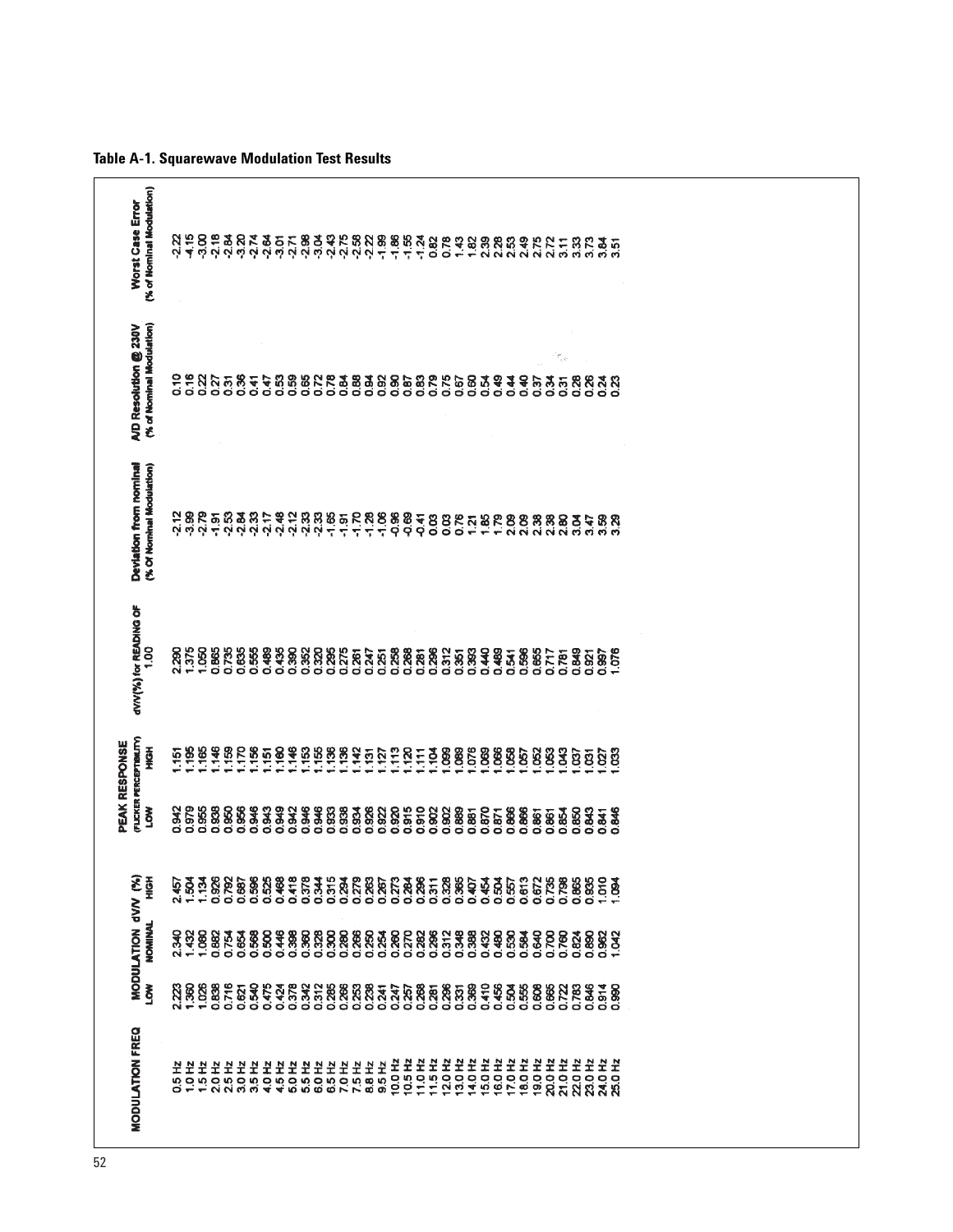**Table A-1. Squarewave Modulation Test Results**

| MODULATION FREQ | MODULATION dV/V (%) LOW | NOMINAL | HIGH | PEAK RESPONSE (FLICKER PERCEPTIBILITY) LOW | HIGH | dV/V(%) for READING OF 1.00 | Deviation from nominal (% Of Nominal Modulation) | A/D Resolution @ 230V (% of Nominal Modulation) | Worst Case Error (% of Nominal Modulation) |
|---|---|---|---|---|---|---|---|---|---|
| 0.5 Hz | 2.223 | 2.340 | 2.457 | 0.942 | 1.151 | 2.290 | -2.12 | 0.10 | -2.22 |
| 1.0 Hz | 1.360 | 1.432 | 1.504 | 0.979 | 1.195 | 1.375 | -3.99 | 0.16 | -4.15 |
| 1.5 Hz | 1.026 | 1.080 | 1.134 | 0.955 | 1.165 | 1.050 | -2.79 | 0.22 | -3.00 |
| 2.0 Hz | 0.838 | 0.882 | 0.926 | 0.938 | 1.146 | 0.865 | -1.91 | 0.27 | -2.18 |
| 2.5 Hz | 0.716 | 0.754 | 0.792 | 0.950 | 1.159 | 0.735 | -2.53 | 0.31 | -2.84 |
| 3.0 Hz | 0.621 | 0.654 | 0.687 | 0.956 | 1.170 | 0.635 | -2.84 | 0.36 | -3.20 |
| 3.5 Hz | 0.540 | 0.568 | 0.596 | 0.946 | 1.156 | 0.555 | -2.33 | 0.41 | -2.74 |
| 4.0 Hz | 0.475 | 0.500 | 0.525 | 0.943 | 1.151 | 0.489 | -2.17 | 0.47 | -2.64 |
| 4.5 Hz | 0.424 | 0.446 | 0.468 | 0.949 | 1.160 | 0.435 | -2.48 | 0.53 | -3.01 |
| 5.0 Hz | 0.378 | 0.398 | 0.418 | 0.942 | 1.146 | 0.390 | -2.12 | 0.59 | -2.71 |
| 5.5 Hz | 0.342 | 0.360 | 0.378 | 0.946 | 1.153 | 0.352 | -2.33 | 0.65 | -2.98 |
| 6.0 Hz | 0.312 | 0.328 | 0.344 | 0.946 | 1.155 | 0.320 | -2.33 | 0.72 | -3.04 |
| 6.5 Hz | 0.285 | 0.300 | 0.315 | 0.933 | 1.136 | 0.295 | -1.65 | 0.78 | -2.43 |
| 7.0 Hz | 0.266 | 0.280 | 0.294 | 0.938 | 1.136 | 0.275 | -1.91 | 0.84 | -2.75 |
| 7.5 Hz | 0.253 | 0.266 | 0.279 | 0.934 | 1.142 | 0.261 | -1.70 | 0.88 | -2.58 |
| 8.8 Hz | 0.238 | 0.250 | 0.263 | 0.926 | 1.131 | 0.247 | -1.28 | 0.94 | -2.22 |
| 9.5 Hz | 0.241 | 0.254 | 0.267 | 0.922 | 1.127 | 0.251 | -1.06 | 0.92 | -1.99 |
| 10.0 Hz | 0.247 | 0.260 | 0.273 | 0.920 | 1.113 | 0.258 | -0.96 | 0.90 | -1.86 |
| 10.5 Hz | 0.257 | 0.270 | 0.284 | 0.915 | 1.120 | 0.268 | -0.69 | 0.87 | -1.55 |
| 11.0 Hz | 0.268 | 0.282 | 0.296 | 0.910 | 1.111 | 0.281 | -0.41 | 0.83 | -1.24 |
| 11.5 Hz | 0.281 | 0.296 | 0.311 | 0.902 | 1.104 | 0.296 | 0.03 | 0.79 | 0.82 |
| 12.0 Hz | 0.296 | 0.312 | 0.328 | 0.902 | 1.099 | 0.312 | 0.03 | 0.75 | 0.78 |
| 13.0 Hz | 0.331 | 0.348 | 0.365 | 0.889 | 1.089 | 0.351 | 0.76 | 0.67 | 1.43 |
| 14.0 Hz | 0.369 | 0.388 | 0.407 | 0.881 | 1.076 | 0.393 | 1.21 | 0.60 | 1.82 |
| 15.0 Hz | 0.410 | 0.432 | 0.454 | 0.870 | 1.069 | 0.440 | 1.85 | 0.54 | 2.39 |
| 16.0 Hz | 0.456 | 0.480 | 0.504 | 0.871 | 1.066 | 0.489 | 1.79 | 0.49 | 2.28 |
| 17.0 Hz | 0.504 | 0.530 | 0.557 | 0.866 | 1.058 | 0.541 | 2.09 | 0.44 | 2.53 |
| 18.0 Hz | 0.555 | 0.584 | 0.613 | 0.866 | 1.057 | 0.596 | 2.09 | 0.40 | 2.49 |
| 19.0 Hz | 0.608 | 0.640 | 0.672 | 0.861 | 1.052 | 0.655 | 2.38 | 0.37 | 2.75 |
| 20.0 Hz | 0.665 | 0.700 | 0.735 | 0.861 | 1.053 | 0.717 | 2.38 | 0.34 | 2.72 |
| 21.0 Hz | 0.722 | 0.760 | 0.798 | 0.854 | 1.043 | 0.781 | 2.80 | 0.31 | 3.11 |
| 22.0 Hz | 0.783 | 0.824 | 0.865 | 0.850 | 1.037 | 0.849 | 3.04 | 0.28 | 3.33 |
| 23.0 Hz | 0.846 | 0.890 | 0.935 | 0.843 | 1.031 | 0.921 | 3.47 | 0.26 | 3.73 |
| 24.0 Hz | 0.914 | 0.962 | 1.010 | 0.841 | 1.027 | 0.997 | 3.59 | 0.24 | 3.84 |
| 25.0 Hz | 0.990 | 1.042 | 1.094 | 0.846 | 1.033 | 1.076 | 3.29 | 0.23 | 3.51 |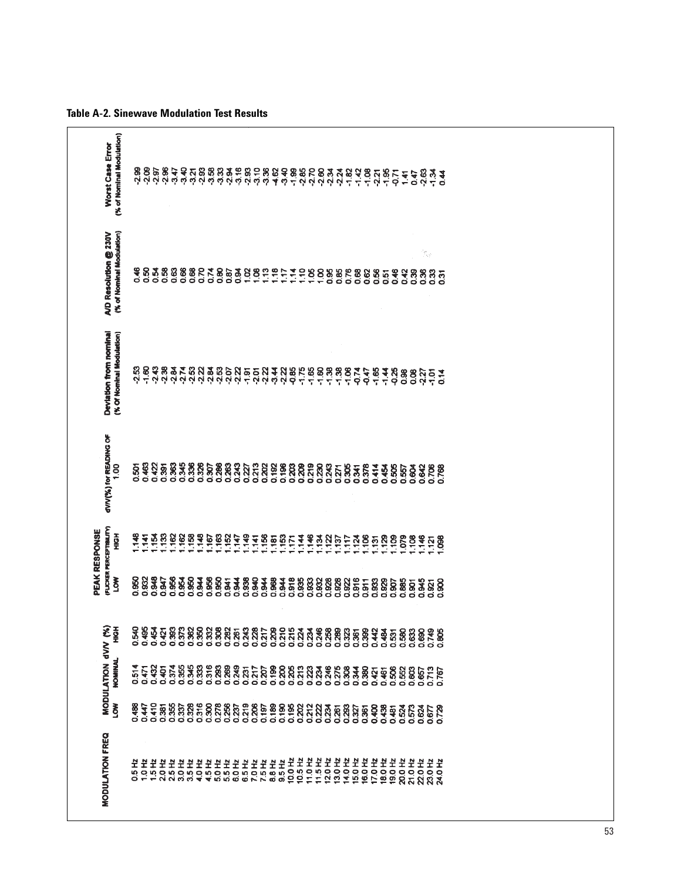**Table A-2. Sinewave Modulation Test Results**

| MODULATION FREQ | MODULATION dV/V (%) | | | PEAK RESPONSE (FLICKER PERCEPTIBILITY) | | dV/V(%) for READING OF 1.00 | Deviation from nominal (% Of Nominal Modulation) | A/D Resolution @ 230V (% of Nominal Modulation) | Worst Case Error (% of Nominal Modulation) |
|---|---|---|---|---|---|---|---|---|---|
| | LOW | NOMINAL | HIGH | LOW | HIGH | | | | |
| 0.5 Hz | 0.488 | 0.514 | 0.540 | 0.950 | 1.148 | 0.501 | -2.53 | 0.46 | -2.99 |
| 1.0 Hz | 0.447 | 0.471 | 0.495 | 0.932 | 1.141 | 0.463 | -1.60 | 0.50 | -2.09 |
| 1.5 Hz | 0.410 | 0.432 | 0.454 | 0.948 | 1.154 | 0.422 | -2.43 | 0.54 | -2.97 |
| 2.0 Hz | 0.381 | 0.401 | 0.421 | 0.947 | 1.133 | 0.391 | -2.38 | 0.58 | -2.96 |
| 2.5 Hz | 0.355 | 0.374 | 0.393 | 0.956 | 1.162 | 0.363 | -2.84 | 0.63 | -3.47 |
| 3.0 Hz | 0.337 | 0.355 | 0.373 | 0.954 | 1.162 | 0.345 | -2.74 | 0.66 | -3.40 |
| 3.5 Hz | 0.328 | 0.345 | 0.362 | 0.950 | 1.158 | 0.336 | -2.53 | 0.68 | -3.21 |
| 4.0 Hz | 0.316 | 0.333 | 0.350 | 0.944 | 1.148 | 0.326 | -2.22 | 0.70 | -2.93 |
| 4.5 Hz | 0.300 | 0.316 | 0.332 | 0.956 | 1.167 | 0.307 | -2.84 | 0.74 | -3.58 |
| 5.0 Hz | 0.278 | 0.293 | 0.308 | 0.950 | 1.163 | 0.286 | -2.53 | 0.80 | -3.33 |
| 5.5 Hz | 0.256 | 0.269 | 0.282 | 0.941 | 1.152 | 0.263 | -2.07 | 0.87 | -2.94 |
| 6.0 Hz | 0.237 | 0.249 | 0.261 | 0.944 | 1.147 | 0.243 | -2.22 | 0.94 | -3.16 |
| 6.5 Hz | 0.219 | 0.231 | 0.243 | 0.938 | 1.149 | 0.227 | -1.91 | 1.02 | -2.93 |
| 7.0 Hz | 0.206 | 0.217 | 0.228 | 0.940 | 1.141 | 0.213 | -2.01 | 1.08 | -3.10 |
| 7.5 Hz | 0.197 | 0.207 | 0.217 | 0.944 | 1.156 | 0.202 | -2.22 | 1.13 | -3.36 |
| 8.8 Hz | 0.189 | 0.199 | 0.209 | 0.968 | 1.181 | 0.192 | -3.44 | 1.18 | -4.62 |
| 9.5 Hz | 0.190 | 0.200 | 0.210 | 0.944 | 1.153 | 0.196 | -2.22 | 1.17 | -3.40 |
| 10.0 Hz | 0.195 | 0.205 | 0.215 | 0.918 | 1.171 | 0.203 | -0.85 | 1.14 | -1.99 |
| 10.5 Hz | 0.202 | 0.213 | 0.224 | 0.935 | 1.144 | 0.209 | -1.75 | 1.10 | -2.85 |
| 11.0 Hz | 0.212 | 0.223 | 0.234 | 0.933 | 1.146 | 0.219 | -1.65 | 1.05 | -2.70 |
| 11.5 Hz | 0.222 | 0.234 | 0.246 | 0.932 | 1.134 | 0.230 | -1.60 | 1.00 | -2.60 |
| 12.0 Hz | 0.234 | 0.246 | 0.258 | 0.928 | 1.122 | 0.243 | -1.38 | 0.95 | -2.34 |
| 13.0 Hz | 0.261 | 0.275 | 0.289 | 0.928 | 1.137 | 0.271 | -1.38 | 0.85 | -2.24 |
| 14.0 Hz | 0.293 | 0.308 | 0.323 | 0.922 | 1.117 | 0.305 | -1.06 | 0.76 | -1.82 |
| 15.0 Hz | 0.327 | 0.344 | 0.361 | 0.916 | 1.124 | 0.341 | -0.74 | 0.68 | -1.42 |
| 16.0 Hz | 0.361 | 0.380 | 0.399 | 0.911 | 1.106 | 0.378 | -0.47 | 0.62 | -1.08 |
| 17.0 Hz | 0.400 | 0.421 | 0.442 | 0.933 | 1.131 | 0.414 | -1.65 | 0.56 | -2.21 |
| 18.0 Hz | 0.438 | 0.461 | 0.484 | 0.929 | 1.129 | 0.454 | -1.44 | 0.51 | -1.95 |
| 19.0 Hz | 0.481 | 0.506 | 0.531 | 0.907 | 1.109 | 0.505 | -0.25 | 0.46 | -0.71 |
| 20.0 Hz | 0.524 | 0.552 | 0.580 | 0.885 | 1.079 | 0.557 | 0.98 | 0.42 | 1.41 |
| 21.0 Hz | 0.573 | 0.603 | 0.633 | 0.901 | 1.108 | 0.604 | 0.08 | 0.39 | 0.47 |
| 22.0 Hz | 0.624 | 0.657 | 0.690 | 0.945 | 1.146 | 0.642 | -2.27 | 0.36 | -2.63 |
| 23.0 Hz | 0.677 | 0.713 | 0.749 | 0.921 | 1.121 | 0.706 | -1.01 | 0.33 | -1.34 |
| 24.0 Hz | 0.729 | 0.767 | 0.805 | 0.900 | 1.098 | 0.768 | 0.14 | 0.31 | 0.44 |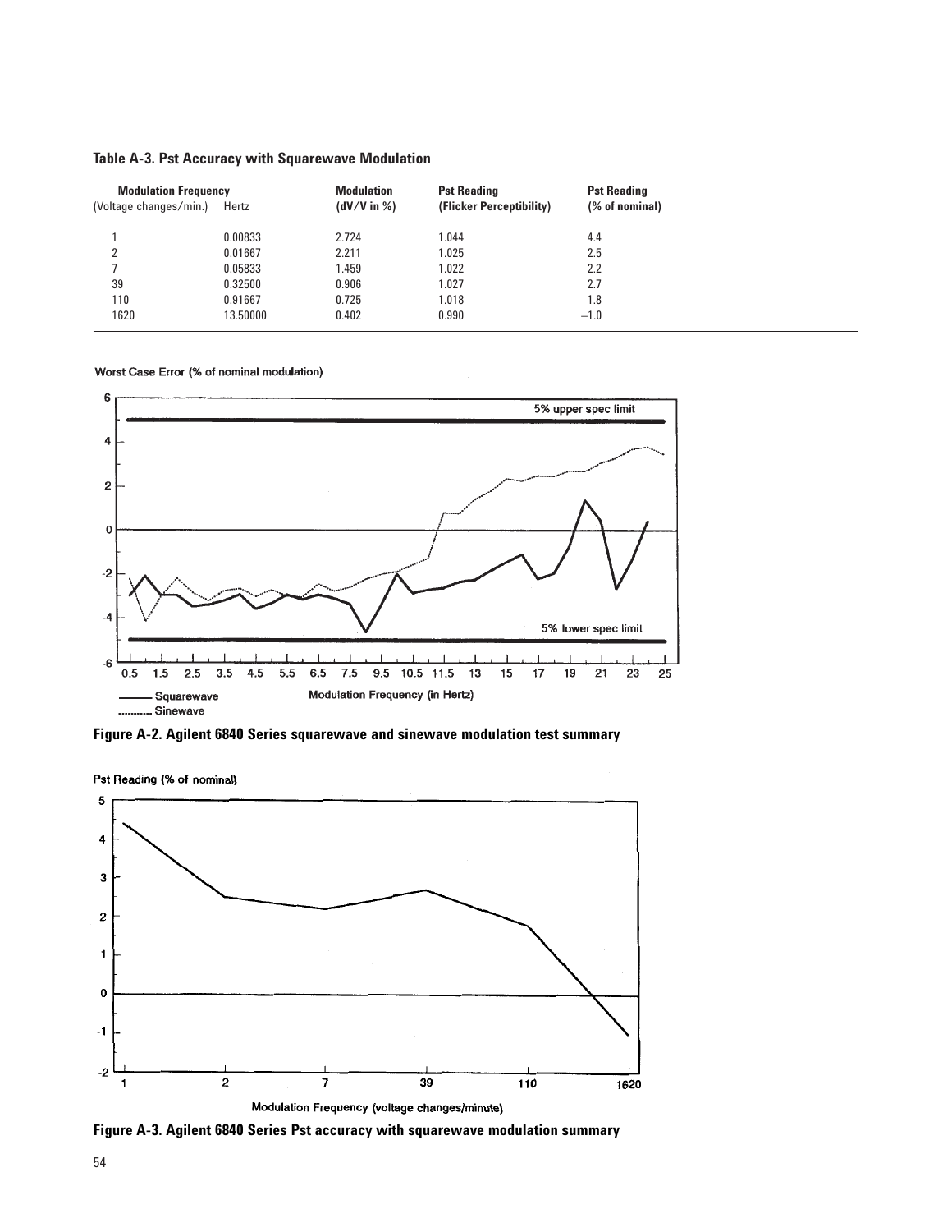**Table A-3. Pst Accuracy with Squarewave Modulation**

| Modulation Frequency | | Modulation | Pst Reading | Pst Reading |
|---|---|---|---|---|
| (Voltage changes/min.) | Hertz | (dV/V in %) | (Flicker Perceptibility) | (% of nominal) |
| 1 | 0.00833 | 2.724 | 1.044 | 4.4 |
| 2 | 0.01667 | 2.211 | 1.025 | 2.5 |
| 7 | 0.05833 | 1.459 | 1.022 | 2.2 |
| 39 | 0.32500 | 0.906 | 1.027 | 2.7 |
| 110 | 0.91667 | 0.725 | 1.018 | 1.8 |
| 1620 | 13.50000 | 0.402 | 0.990 | −1.0 |

**Figure A-2. Agilent 6840 Series squarewave and sinewave modulation test summary**

**Figure A-3. Agilent 6840 Series Pst accuracy with squarewave modulation summary**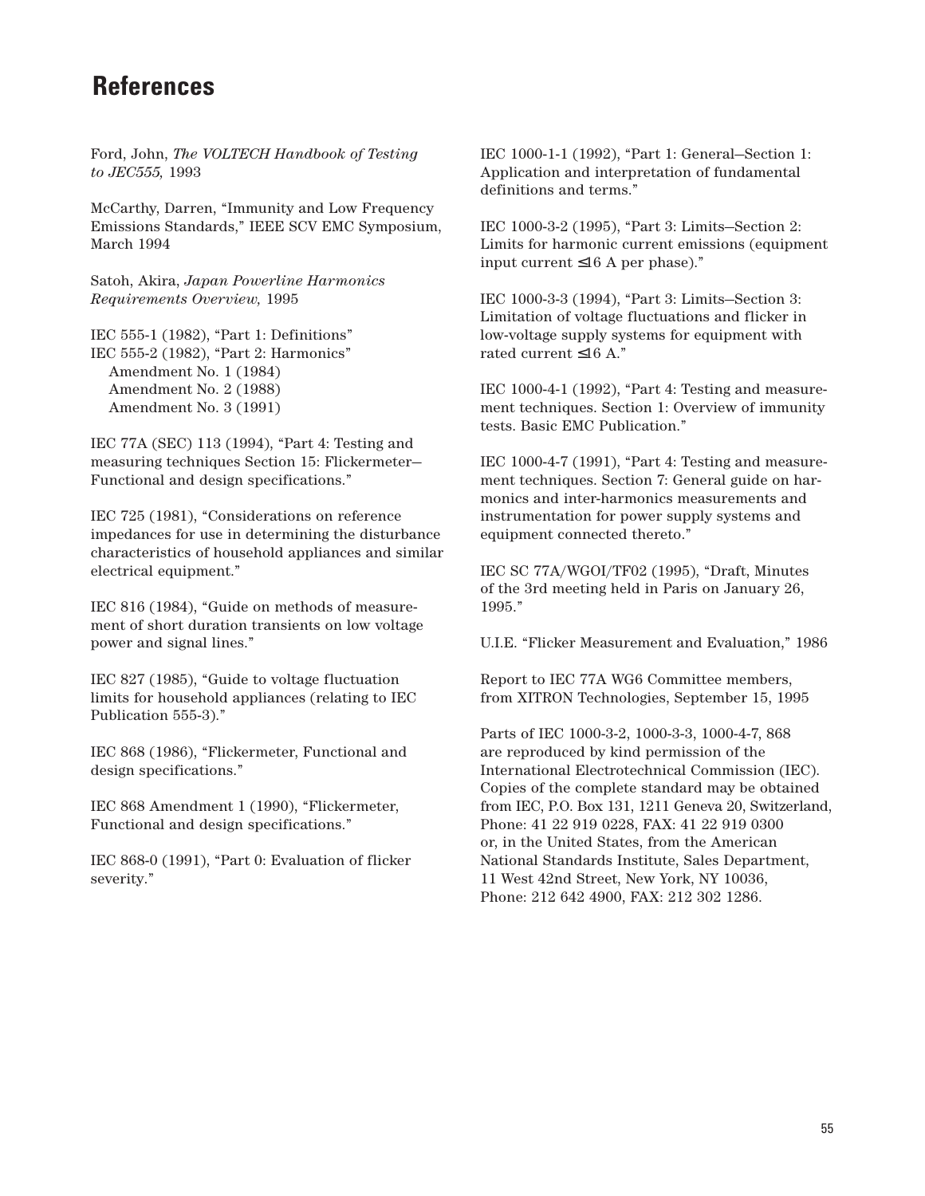# References

Ford, John, *The VOLTECH Handbook of Testing to JEC555,* 1993

McCarthy, Darren, "Immunity and Low Frequency Emissions Standards," IEEE SCV EMC Symposium, March 1994

Satoh, Akira, *Japan Powerline Harmonics Requirements Overview,* 1995

IEC 555-1 (1982), "Part 1: Definitions"
IEC 555-2 (1982), "Part 2: Harmonics"
Amendment No. 1 (1984)
Amendment No. 2 (1988)
Amendment No. 3 (1991)

IEC 77A (SEC) 113 (1994), "Part 4: Testing and measuring techniques Section 15: Flickermeter—Functional and design specifications."

IEC 725 (1981), "Considerations on reference impedances for use in determining the disturbance characteristics of household appliances and similar electrical equipment."

IEC 816 (1984), "Guide on methods of measurement of short duration transients on low voltage power and signal lines."

IEC 827 (1985), "Guide to voltage fluctuation limits for household appliances (relating to IEC Publication 555-3)."

IEC 868 (1986), "Flickermeter, Functional and design specifications."

IEC 868 Amendment 1 (1990), "Flickermeter, Functional and design specifications."

IEC 868-0 (1991), "Part 0: Evaluation of flicker severity."

IEC 1000-1-1 (1992), "Part 1: General—Section 1: Application and interpretation of fundamental definitions and terms."

IEC 1000-3-2 (1995), "Part 3: Limits—Section 2: Limits for harmonic current emissions (equipment input current ≤16 A per phase)."

IEC 1000-3-3 (1994), "Part 3: Limits—Section 3: Limitation of voltage fluctuations and flicker in low-voltage supply systems for equipment with rated current ≤16 A."

IEC 1000-4-1 (1992), "Part 4: Testing and measurement techniques. Section 1: Overview of immunity tests. Basic EMC Publication."

IEC 1000-4-7 (1991), "Part 4: Testing and measurement techniques. Section 7: General guide on harmonics and inter-harmonics measurements and instrumentation for power supply systems and equipment connected thereto."

IEC SC 77A/WGOI/TF02 (1995), "Draft, Minutes of the 3rd meeting held in Paris on January 26, 1995."

U.I.E. "Flicker Measurement and Evaluation," 1986

Report to IEC 77A WG6 Committee members, from XITRON Technologies, September 15, 1995

Parts of IEC 1000-3-2, 1000-3-3, 1000-4-7, 868 are reproduced by kind permission of the International Electrotechnical Commission (IEC). Copies of the complete standard may be obtained from IEC, P.O. Box 131, 1211 Geneva 20, Switzerland, Phone: 41 22 919 0228, FAX: 41 22 919 0300 or, in the United States, from the American National Standards Institute, Sales Department, 11 West 42nd Street, New York, NY 10036, Phone: 212 642 4900, FAX: 212 302 1286.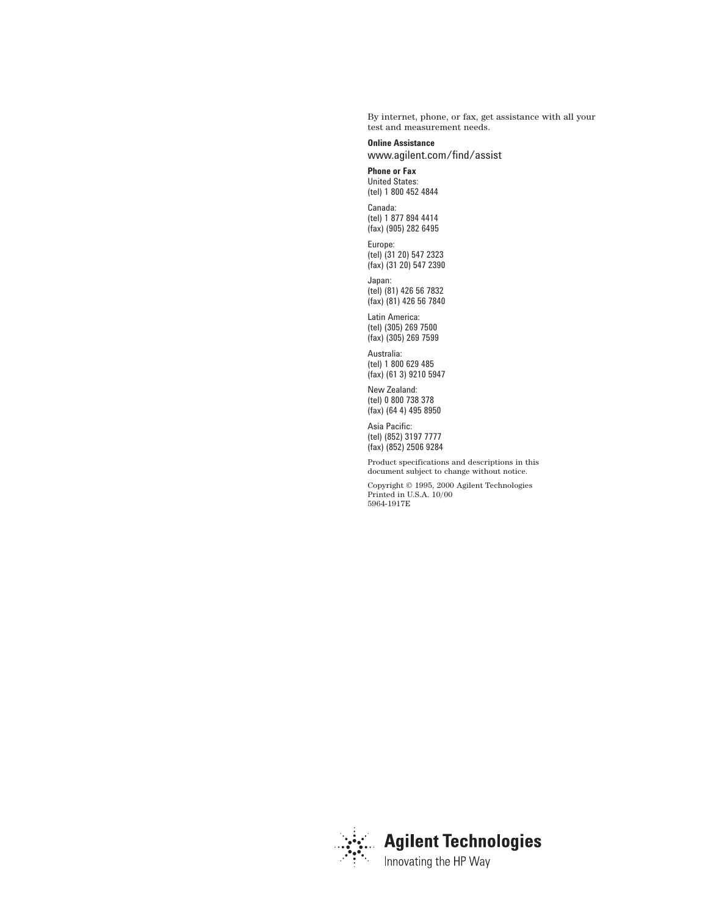By internet, phone, or fax, get assistance with all your test and measurement needs.

**Online Assistance**

www.agilent.com/find/assist

**Phone or Fax**

United States:
(tel) 1 800 452 4844

Canada:
(tel) 1 877 894 4414
(fax) (905) 282 6495

Europe:
(tel) (31 20) 547 2323
(fax) (31 20) 547 2390

Japan:
(tel) (81) 426 56 7832
(fax) (81) 426 56 7840

Latin America:
(tel) (305) 269 7500
(fax) (305) 269 7599

Australia:
(tel) 1 800 629 485
(fax) (61 3) 9210 5947

New Zealand:
(tel) 0 800 738 378
(fax) (64 4) 495 8950

Asia Pacific:
(tel) (852) 3197 7777
(fax) (852) 2506 9284

Product specifications and descriptions in this document subject to change without notice.

Copyright © 1995, 2000 Agilent Technologies
Printed in U.S.A. 10/00
5964-1917E

**Agilent Technologies**
Innovating the HP Way